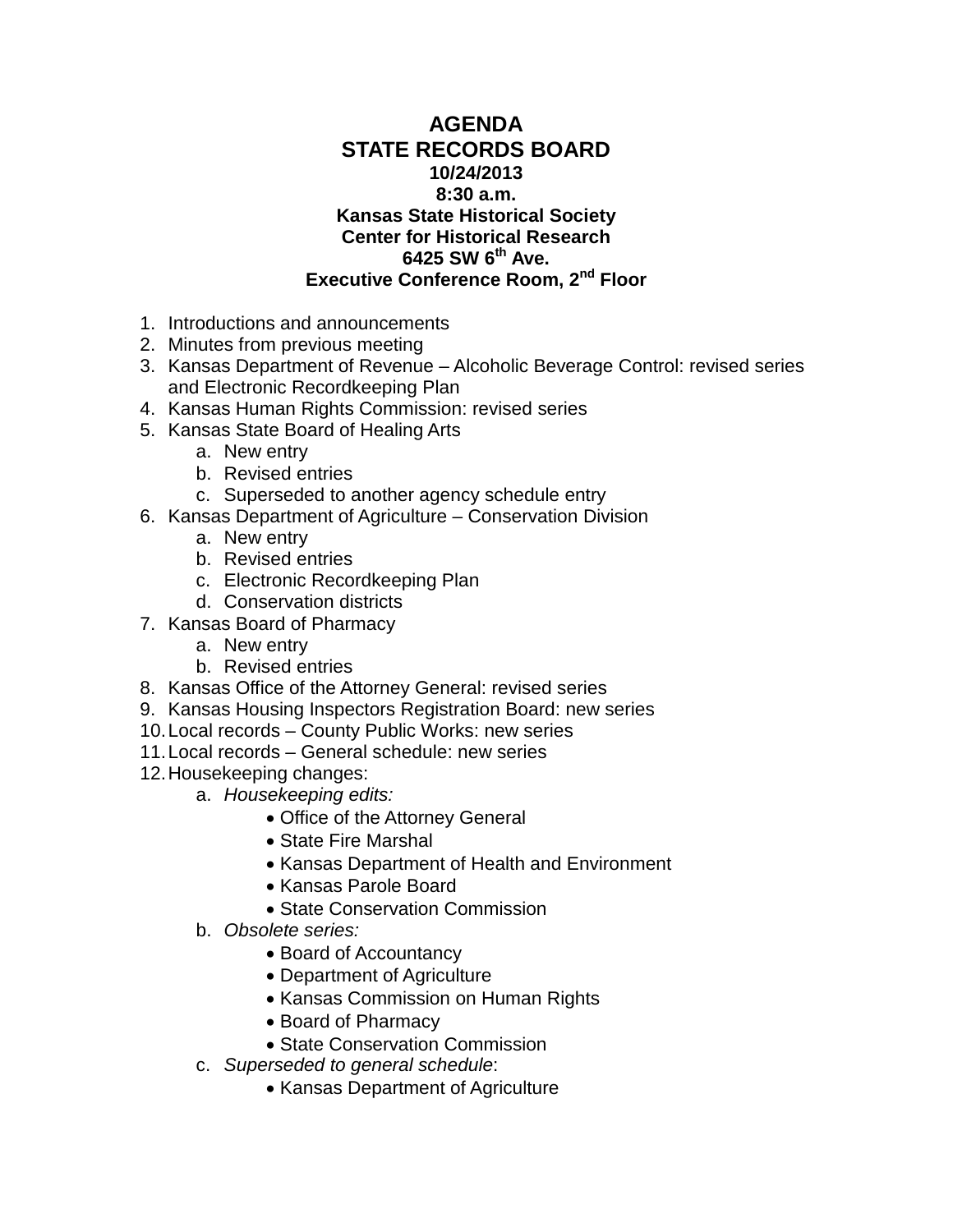# AGENDA
# STATE RECORDS BOARD

**10/24/2013**
**8:30 a.m.**
**Kansas State Historical Society**
**Center for Historical Research**
**6425 SW 6th Ave.**
**Executive Conference Room, 2nd Floor**

1. Introductions and announcements
2. Minutes from previous meeting
3. Kansas Department of Revenue – Alcoholic Beverage Control: revised series and Electronic Recordkeeping Plan
4. Kansas Human Rights Commission: revised series
5. Kansas State Board of Healing Arts
   a. New entry
   b. Revised entries
   c. Superseded to another agency schedule entry
6. Kansas Department of Agriculture – Conservation Division
   a. New entry
   b. Revised entries
   c. Electronic Recordkeeping Plan
   d. Conservation districts
7. Kansas Board of Pharmacy
   a. New entry
   b. Revised entries
8. Kansas Office of the Attorney General: revised series
9. Kansas Housing Inspectors Registration Board: new series
10. Local records – County Public Works: new series
11. Local records – General schedule: new series
12. Housekeeping changes:
    a. *Housekeeping edits:*
       - Office of the Attorney General
       - State Fire Marshal
       - Kansas Department of Health and Environment
       - Kansas Parole Board
       - State Conservation Commission
    b. *Obsolete series:*
       - Board of Accountancy
       - Department of Agriculture
       - Kansas Commission on Human Rights
       - Board of Pharmacy
       - State Conservation Commission
    c. *Superseded to general schedule*:
       - Kansas Department of Agriculture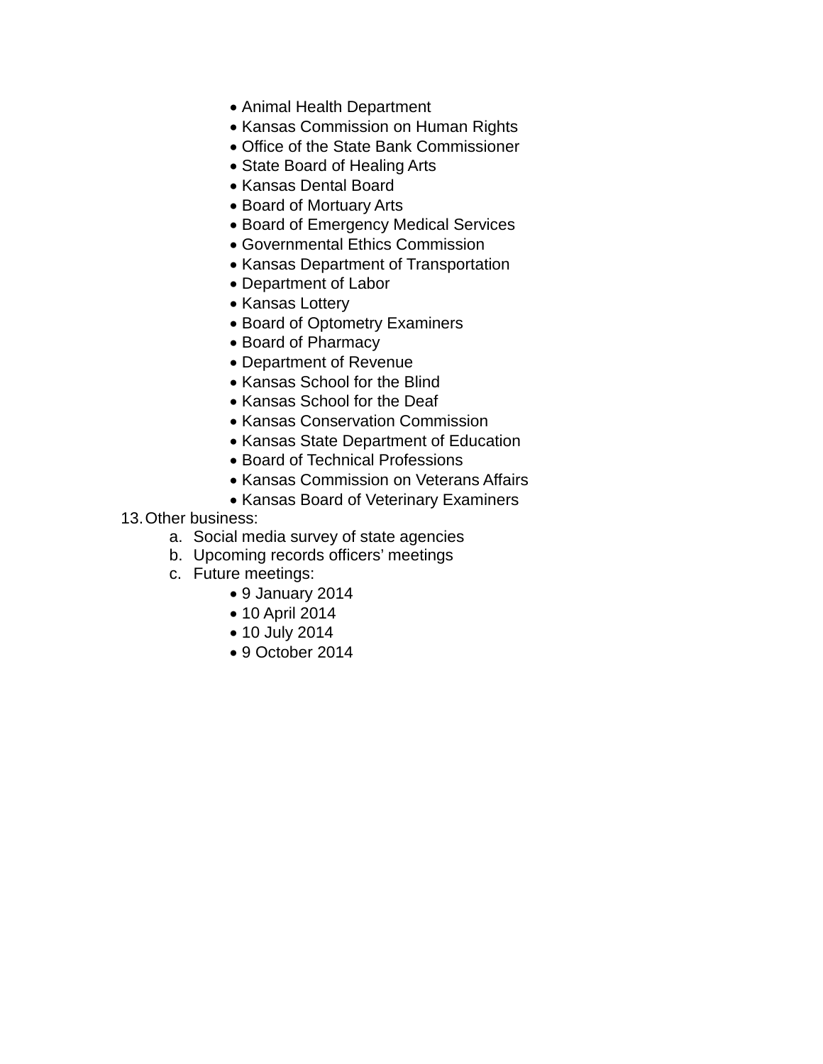- Animal Health Department
- Kansas Commission on Human Rights
- Office of the State Bank Commissioner
- State Board of Healing Arts
- Kansas Dental Board
- Board of Mortuary Arts
- Board of Emergency Medical Services
- Governmental Ethics Commission
- Kansas Department of Transportation
- Department of Labor
- Kansas Lottery
- Board of Optometry Examiners
- Board of Pharmacy
- Department of Revenue
- Kansas School for the Blind
- Kansas School for the Deaf
- Kansas Conservation Commission
- Kansas State Department of Education
- Board of Technical Professions
- Kansas Commission on Veterans Affairs
- Kansas Board of Veterinary Examiners

13. Other business:
    a. Social media survey of state agencies
    b. Upcoming records officers' meetings
    c. Future meetings:
       - 9 January 2014
       - 10 April 2014
       - 10 July 2014
       - 9 October 2014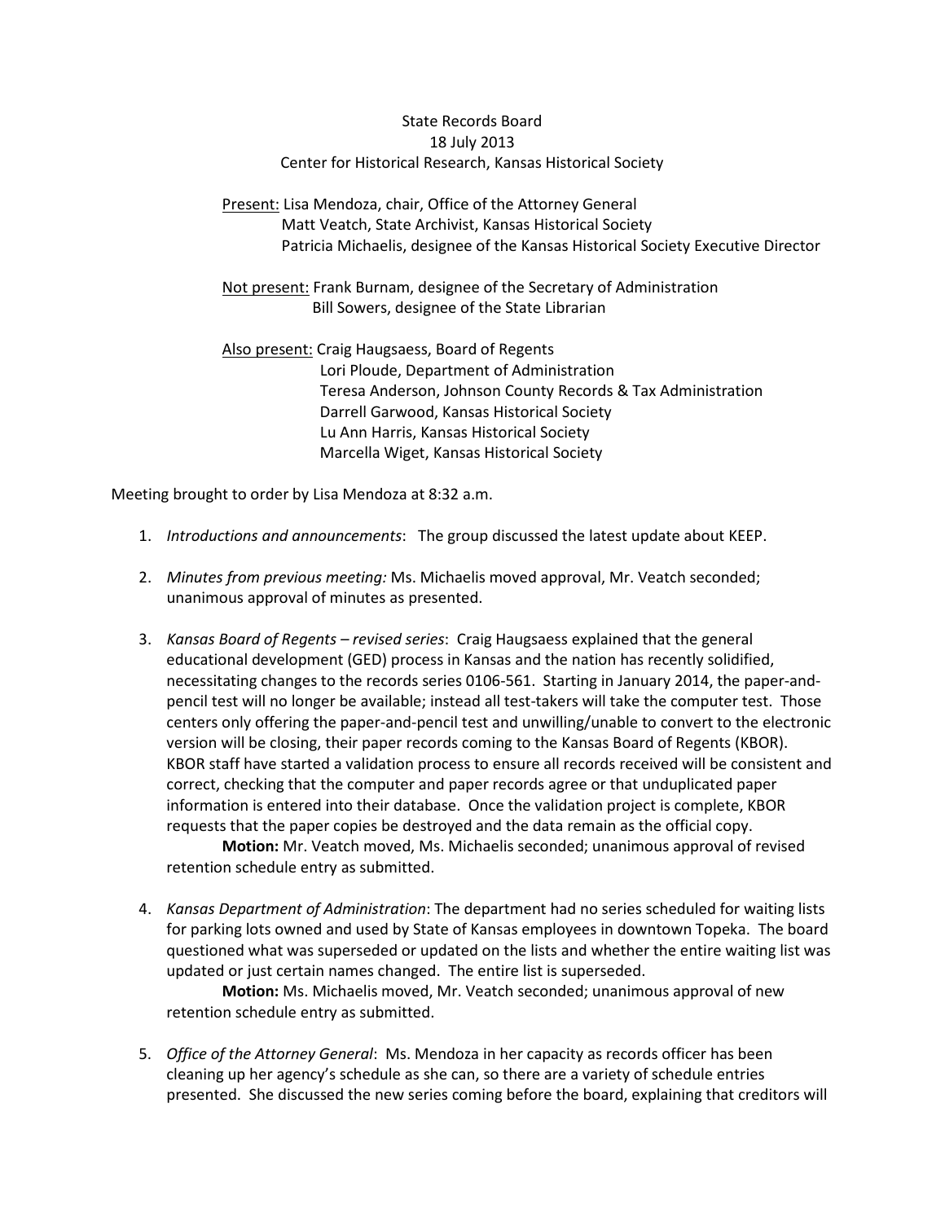State Records Board
18 July 2013
Center for Historical Research, Kansas Historical Society

<u>Present:</u> Lisa Mendoza, chair, Office of the Attorney General
Matt Veatch, State Archivist, Kansas Historical Society
Patricia Michaelis, designee of the Kansas Historical Society Executive Director

<u>Not present:</u> Frank Burnam, designee of the Secretary of Administration
Bill Sowers, designee of the State Librarian

<u>Also present:</u> Craig Haugsaess, Board of Regents
Lori Ploude, Department of Administration
Teresa Anderson, Johnson County Records & Tax Administration
Darrell Garwood, Kansas Historical Society
Lu Ann Harris, Kansas Historical Society
Marcella Wiget, Kansas Historical Society

Meeting brought to order by Lisa Mendoza at 8:32 a.m.

1. *Introductions and announcements*: The group discussed the latest update about KEEP.

2. *Minutes from previous meeting:* Ms. Michaelis moved approval, Mr. Veatch seconded; unanimous approval of minutes as presented.

3. *Kansas Board of Regents – revised series*: Craig Haugsaess explained that the general educational development (GED) process in Kansas and the nation has recently solidified, necessitating changes to the records series 0106-561. Starting in January 2014, the paper-and-pencil test will no longer be available; instead all test-takers will take the computer test. Those centers only offering the paper-and-pencil test and unwilling/unable to convert to the electronic version will be closing, their paper records coming to the Kansas Board of Regents (KBOR). KBOR staff have started a validation process to ensure all records received will be consistent and correct, checking that the computer and paper records agree or that unduplicated paper information is entered into their database. Once the validation project is complete, KBOR requests that the paper copies be destroyed and the data remain as the official copy.

   **Motion:** Mr. Veatch moved, Ms. Michaelis seconded; unanimous approval of revised retention schedule entry as submitted.

4. *Kansas Department of Administration*: The department had no series scheduled for waiting lists for parking lots owned and used by State of Kansas employees in downtown Topeka. The board questioned what was superseded or updated on the lists and whether the entire waiting list was updated or just certain names changed. The entire list is superseded.

   **Motion:** Ms. Michaelis moved, Mr. Veatch seconded; unanimous approval of new retention schedule entry as submitted.

5. *Office of the Attorney General*: Ms. Mendoza in her capacity as records officer has been cleaning up her agency's schedule as she can, so there are a variety of schedule entries presented. She discussed the new series coming before the board, explaining that creditors will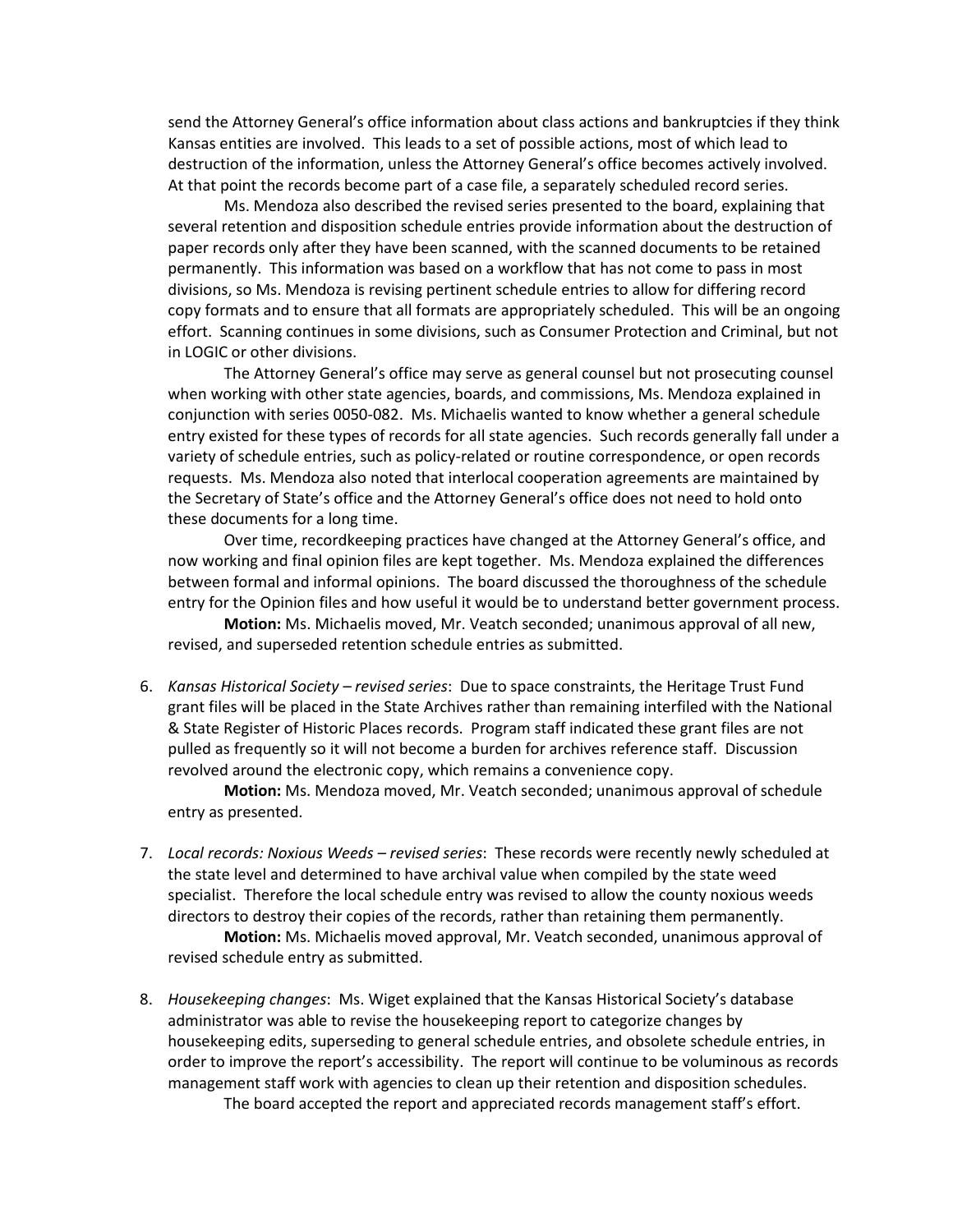send the Attorney General's office information about class actions and bankruptcies if they think Kansas entities are involved. This leads to a set of possible actions, most of which lead to destruction of the information, unless the Attorney General's office becomes actively involved. At that point the records become part of a case file, a separately scheduled record series.

Ms. Mendoza also described the revised series presented to the board, explaining that several retention and disposition schedule entries provide information about the destruction of paper records only after they have been scanned, with the scanned documents to be retained permanently. This information was based on a workflow that has not come to pass in most divisions, so Ms. Mendoza is revising pertinent schedule entries to allow for differing record copy formats and to ensure that all formats are appropriately scheduled. This will be an ongoing effort. Scanning continues in some divisions, such as Consumer Protection and Criminal, but not in LOGIC or other divisions.

The Attorney General's office may serve as general counsel but not prosecuting counsel when working with other state agencies, boards, and commissions, Ms. Mendoza explained in conjunction with series 0050-082. Ms. Michaelis wanted to know whether a general schedule entry existed for these types of records for all state agencies. Such records generally fall under a variety of schedule entries, such as policy-related or routine correspondence, or open records requests. Ms. Mendoza also noted that interlocal cooperation agreements are maintained by the Secretary of State's office and the Attorney General's office does not need to hold onto these documents for a long time.

Over time, recordkeeping practices have changed at the Attorney General's office, and now working and final opinion files are kept together. Ms. Mendoza explained the differences between formal and informal opinions. The board discussed the thoroughness of the schedule entry for the Opinion files and how useful it would be to understand better government process.

**Motion:** Ms. Michaelis moved, Mr. Veatch seconded; unanimous approval of all new, revised, and superseded retention schedule entries as submitted.

6. *Kansas Historical Society – revised series*: Due to space constraints, the Heritage Trust Fund grant files will be placed in the State Archives rather than remaining interfiled with the National & State Register of Historic Places records. Program staff indicated these grant files are not pulled as frequently so it will not become a burden for archives reference staff. Discussion revolved around the electronic copy, which remains a convenience copy.

   **Motion:** Ms. Mendoza moved, Mr. Veatch seconded; unanimous approval of schedule entry as presented.

7. *Local records: Noxious Weeds – revised series*: These records were recently newly scheduled at the state level and determined to have archival value when compiled by the state weed specialist. Therefore the local schedule entry was revised to allow the county noxious weeds directors to destroy their copies of the records, rather than retaining them permanently.

   **Motion:** Ms. Michaelis moved approval, Mr. Veatch seconded, unanimous approval of revised schedule entry as submitted.

8. *Housekeeping changes*: Ms. Wiget explained that the Kansas Historical Society's database administrator was able to revise the housekeeping report to categorize changes by housekeeping edits, superseding to general schedule entries, and obsolete schedule entries, in order to improve the report's accessibility. The report will continue to be voluminous as records management staff work with agencies to clean up their retention and disposition schedules.

   The board accepted the report and appreciated records management staff's effort.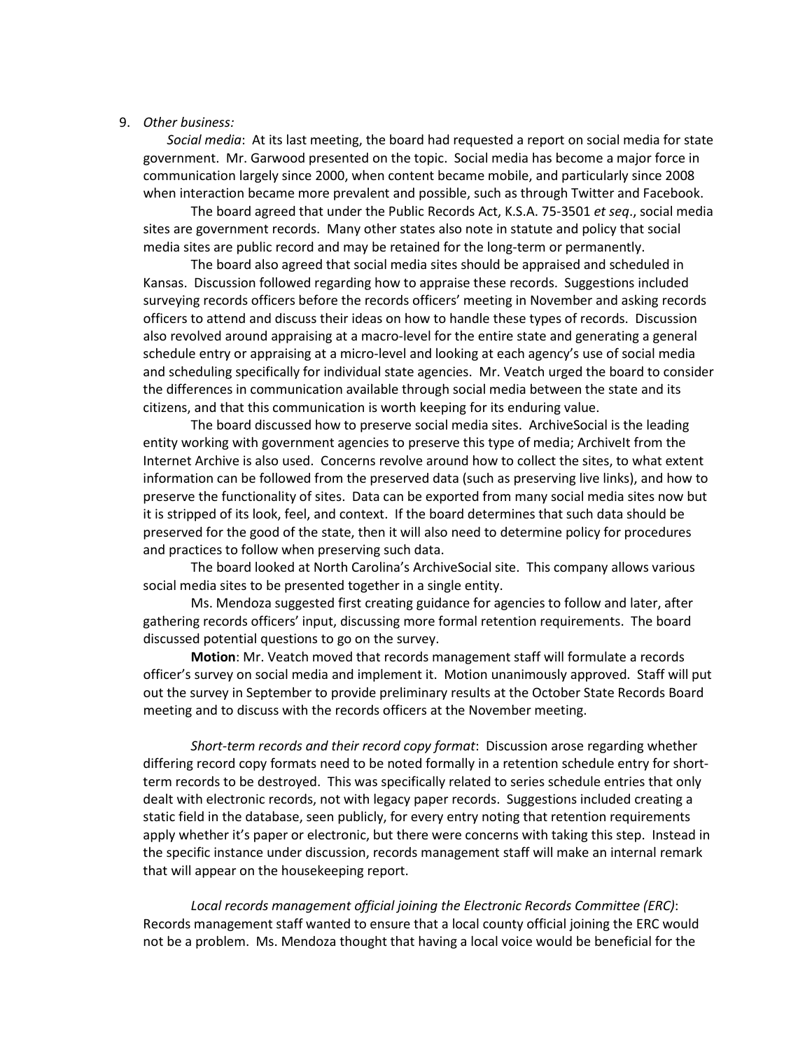9. *Other business:*

*Social media*: At its last meeting, the board had requested a report on social media for state government. Mr. Garwood presented on the topic. Social media has become a major force in communication largely since 2000, when content became mobile, and particularly since 2008 when interaction became more prevalent and possible, such as through Twitter and Facebook.

The board agreed that under the Public Records Act, K.S.A. 75-3501 *et seq*., social media sites are government records. Many other states also note in statute and policy that social media sites are public record and may be retained for the long-term or permanently.

The board also agreed that social media sites should be appraised and scheduled in Kansas. Discussion followed regarding how to appraise these records. Suggestions included surveying records officers before the records officers' meeting in November and asking records officers to attend and discuss their ideas on how to handle these types of records. Discussion also revolved around appraising at a macro-level for the entire state and generating a general schedule entry or appraising at a micro-level and looking at each agency's use of social media and scheduling specifically for individual state agencies. Mr. Veatch urged the board to consider the differences in communication available through social media between the state and its citizens, and that this communication is worth keeping for its enduring value.

The board discussed how to preserve social media sites. ArchiveSocial is the leading entity working with government agencies to preserve this type of media; ArchiveIt from the Internet Archive is also used. Concerns revolve around how to collect the sites, to what extent information can be followed from the preserved data (such as preserving live links), and how to preserve the functionality of sites. Data can be exported from many social media sites now but it is stripped of its look, feel, and context. If the board determines that such data should be preserved for the good of the state, then it will also need to determine policy for procedures and practices to follow when preserving such data.

The board looked at North Carolina's ArchiveSocial site. This company allows various social media sites to be presented together in a single entity.

Ms. Mendoza suggested first creating guidance for agencies to follow and later, after gathering records officers' input, discussing more formal retention requirements. The board discussed potential questions to go on the survey.

**Motion**: Mr. Veatch moved that records management staff will formulate a records officer's survey on social media and implement it. Motion unanimously approved. Staff will put out the survey in September to provide preliminary results at the October State Records Board meeting and to discuss with the records officers at the November meeting.

*Short-term records and their record copy format*: Discussion arose regarding whether differing record copy formats need to be noted formally in a retention schedule entry for short-term records to be destroyed. This was specifically related to series schedule entries that only dealt with electronic records, not with legacy paper records. Suggestions included creating a static field in the database, seen publicly, for every entry noting that retention requirements apply whether it's paper or electronic, but there were concerns with taking this step. Instead in the specific instance under discussion, records management staff will make an internal remark that will appear on the housekeeping report.

*Local records management official joining the Electronic Records Committee (ERC)*: Records management staff wanted to ensure that a local county official joining the ERC would not be a problem. Ms. Mendoza thought that having a local voice would be beneficial for the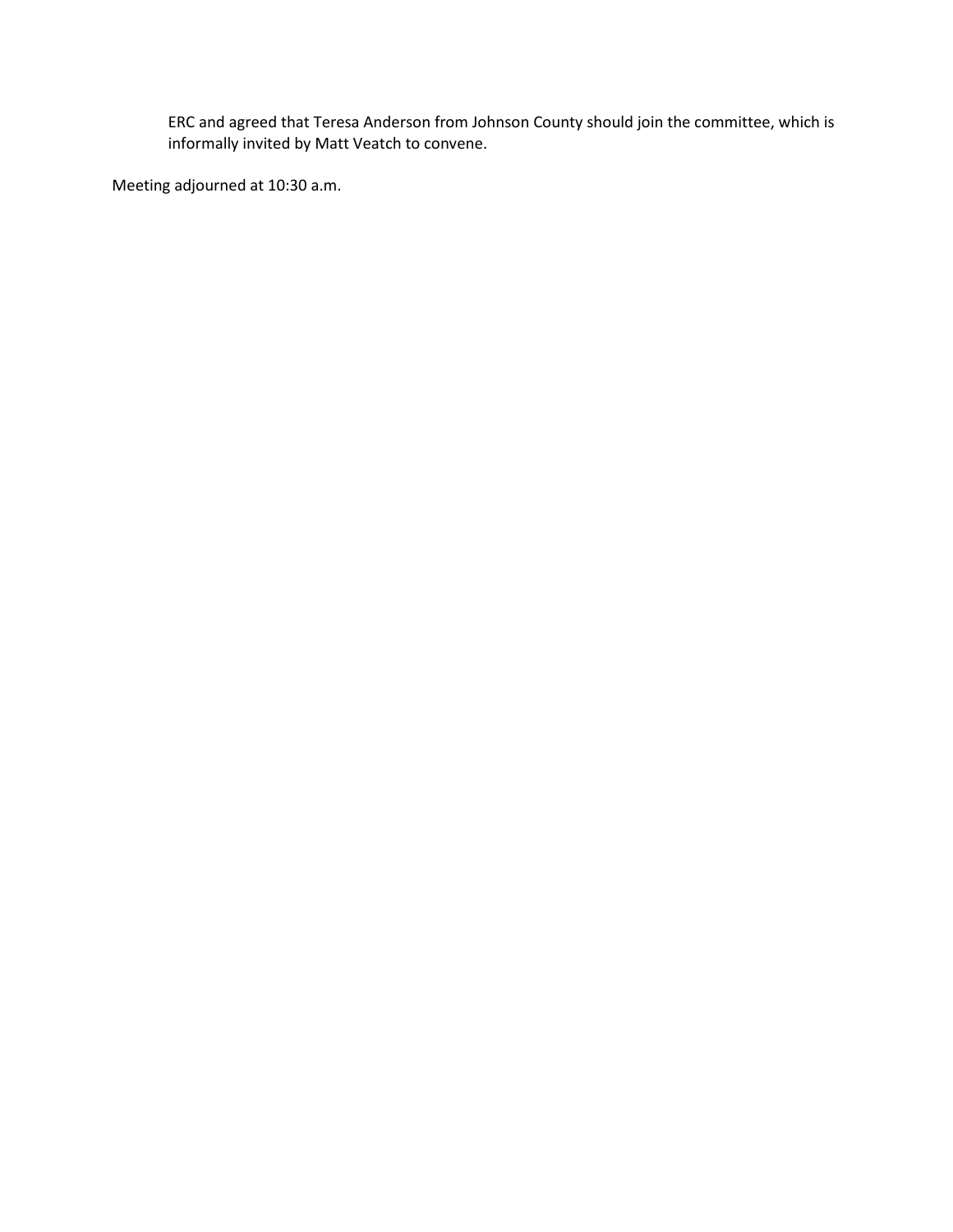ERC and agreed that Teresa Anderson from Johnson County should join the committee, which is informally invited by Matt Veatch to convene.

Meeting adjourned at 10:30 a.m.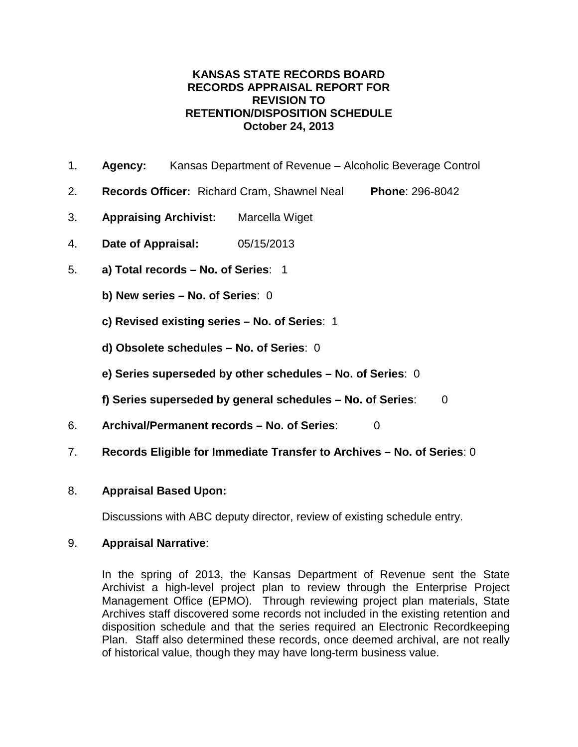# KANSAS STATE RECORDS BOARD
# RECORDS APPRAISAL REPORT FOR
# REVISION TO
# RETENTION/DISPOSITION SCHEDULE
# October 24, 2013

1. **Agency:** Kansas Department of Revenue – Alcoholic Beverage Control
2. **Records Officer:** Richard Cram, Shawnel Neal **Phone**: 296-8042
3. **Appraising Archivist:** Marcella Wiget
4. **Date of Appraisal:** 05/15/2013
5. **a) Total records – No. of Series**: 1

   **b) New series – No. of Series**: 0

   **c) Revised existing series – No. of Series**: 1

   **d) Obsolete schedules – No. of Series**: 0

   **e) Series superseded by other schedules – No. of Series**: 0

   **f) Series superseded by general schedules – No. of Series**: 0
6. **Archival/Permanent records – No. of Series**: 0
7. **Records Eligible for Immediate Transfer to Archives – No. of Series**: 0
8. **Appraisal Based Upon:**

   Discussions with ABC deputy director, review of existing schedule entry.
9. **Appraisal Narrative**:

   In the spring of 2013, the Kansas Department of Revenue sent the State Archivist a high-level project plan to review through the Enterprise Project Management Office (EPMO). Through reviewing project plan materials, State Archives staff discovered some records not included in the existing retention and disposition schedule and that the series required an Electronic Recordkeeping Plan. Staff also determined these records, once deemed archival, are not really of historical value, though they may have long-term business value.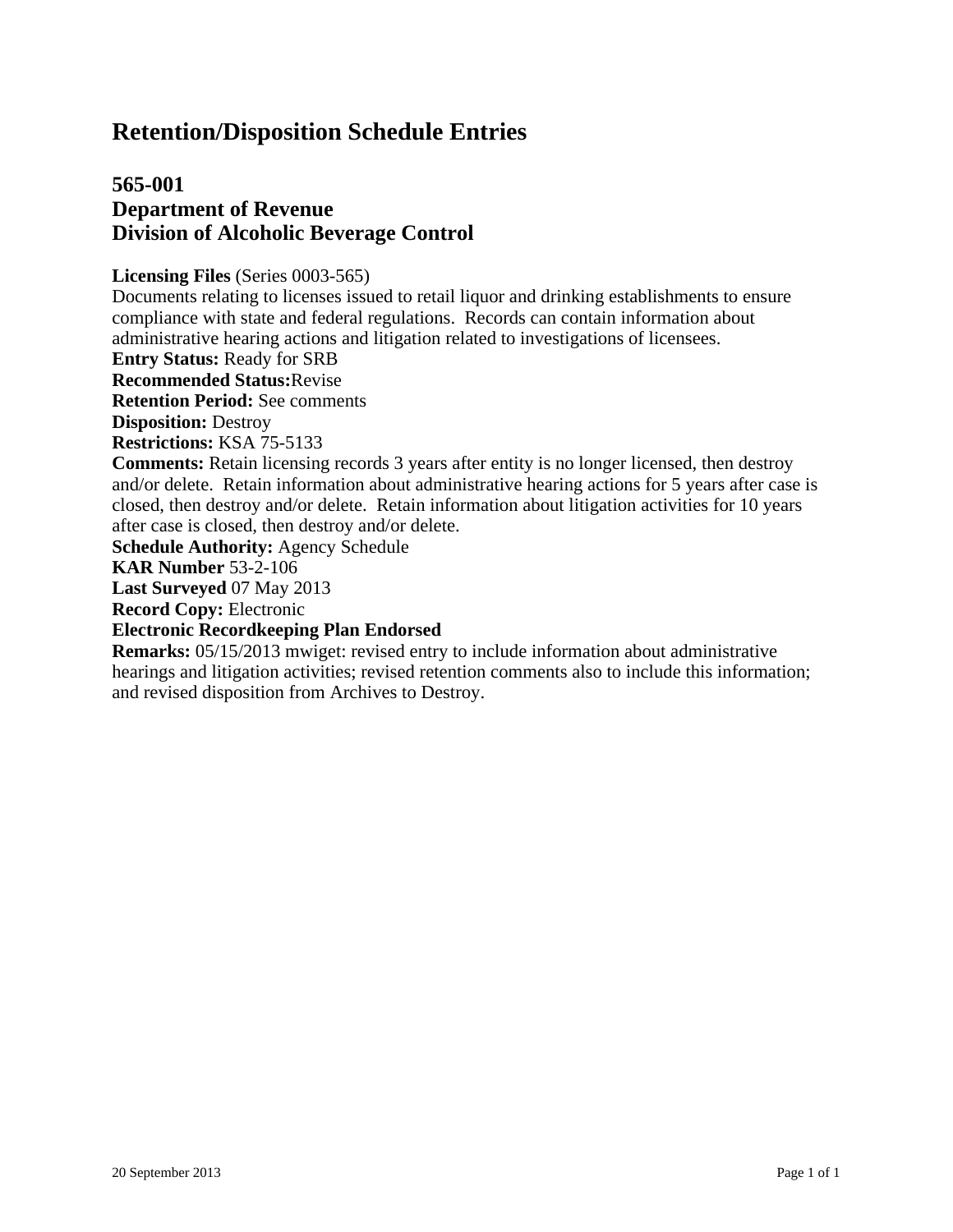# Retention/Disposition Schedule Entries

## 565-001
## Department of Revenue
## Division of Alcoholic Beverage Control

**Licensing Files** (Series 0003-565)
Documents relating to licenses issued to retail liquor and drinking establishments to ensure compliance with state and federal regulations. Records can contain information about administrative hearing actions and litigation related to investigations of licensees.
**Entry Status:** Ready for SRB
**Recommended Status:**Revise
**Retention Period:** See comments
**Disposition:** Destroy
**Restrictions:** KSA 75-5133
**Comments:** Retain licensing records 3 years after entity is no longer licensed, then destroy and/or delete. Retain information about administrative hearing actions for 5 years after case is closed, then destroy and/or delete. Retain information about litigation activities for 10 years after case is closed, then destroy and/or delete.
**Schedule Authority:** Agency Schedule
**KAR Number** 53-2-106
**Last Surveyed** 07 May 2013
**Record Copy:** Electronic
**Electronic Recordkeeping Plan Endorsed**
**Remarks:** 05/15/2013 mwiget: revised entry to include information about administrative hearings and litigation activities; revised retention comments also to include this information; and revised disposition from Archives to Destroy.

20 September 2013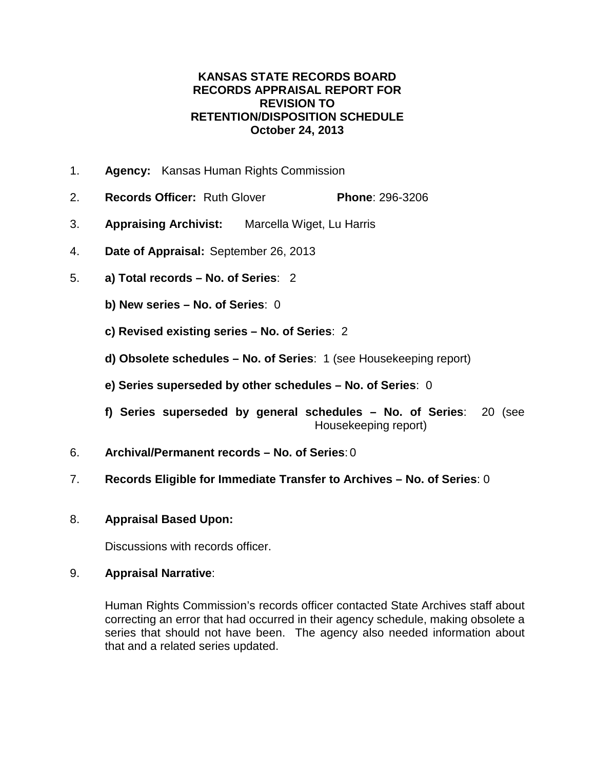**KANSAS STATE RECORDS BOARD**
**RECORDS APPRAISAL REPORT FOR**
**REVISION TO**
**RETENTION/DISPOSITION SCHEDULE**
**October 24, 2013**

1. **Agency:** Kansas Human Rights Commission

2. **Records Officer:** Ruth Glover **Phone**: 296-3206

3. **Appraising Archivist:** Marcella Wiget, Lu Harris

4. **Date of Appraisal:** September 26, 2013

5. **a) Total records – No. of Series**: 2

   **b) New series – No. of Series**: 0

   **c) Revised existing series – No. of Series**: 2

   **d) Obsolete schedules – No. of Series**: 1 (see Housekeeping report)

   **e) Series superseded by other schedules – No. of Series**: 0

   **f) Series superseded by general schedules – No. of Series**: 20 (see Housekeeping report)

6. **Archival/Permanent records – No. of Series**: 0

7. **Records Eligible for Immediate Transfer to Archives – No. of Series**: 0

8. **Appraisal Based Upon:**

   Discussions with records officer.

9. **Appraisal Narrative**:

   Human Rights Commission's records officer contacted State Archives staff about correcting an error that had occurred in their agency schedule, making obsolete a series that should not have been. The agency also needed information about that and a related series updated.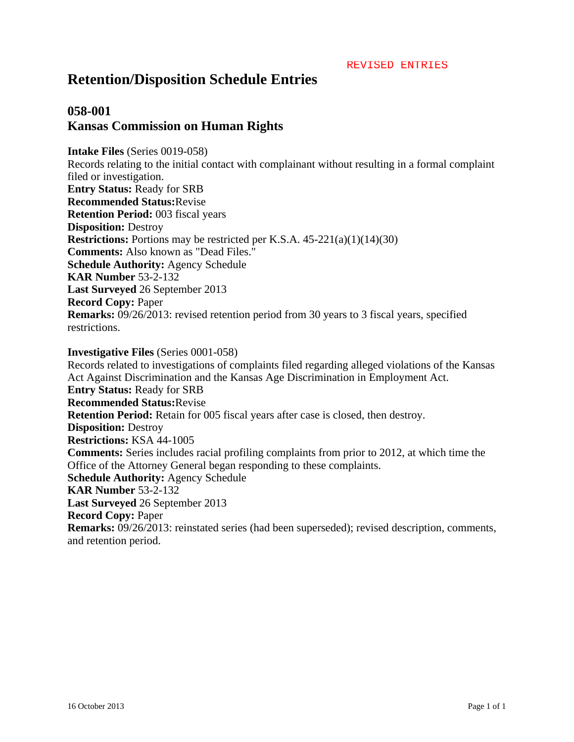REVISED ENTRIES

# Retention/Disposition Schedule Entries

## 058-001
## Kansas Commission on Human Rights

**Intake Files** (Series 0019-058)
Records relating to the initial contact with complainant without resulting in a formal complaint filed or investigation.
**Entry Status:** Ready for SRB
**Recommended Status:**Revise
**Retention Period:** 003 fiscal years
**Disposition:** Destroy
**Restrictions:** Portions may be restricted per K.S.A. 45-221(a)(1)(14)(30)
**Comments:** Also known as "Dead Files."
**Schedule Authority:** Agency Schedule
**KAR Number** 53-2-132
**Last Surveyed** 26 September 2013
**Record Copy:** Paper
**Remarks:** 09/26/2013: revised retention period from 30 years to 3 fiscal years, specified restrictions.

**Investigative Files** (Series 0001-058)
Records related to investigations of complaints filed regarding alleged violations of the Kansas Act Against Discrimination and the Kansas Age Discrimination in Employment Act.
**Entry Status:** Ready for SRB
**Recommended Status:**Revise
**Retention Period:** Retain for 005 fiscal years after case is closed, then destroy.
**Disposition:** Destroy
**Restrictions:** KSA 44-1005
**Comments:** Series includes racial profiling complaints from prior to 2012, at which time the Office of the Attorney General began responding to these complaints.
**Schedule Authority:** Agency Schedule
**KAR Number** 53-2-132
**Last Surveyed** 26 September 2013
**Record Copy:** Paper
**Remarks:** 09/26/2013: reinstated series (had been superseded); revised description, comments, and retention period.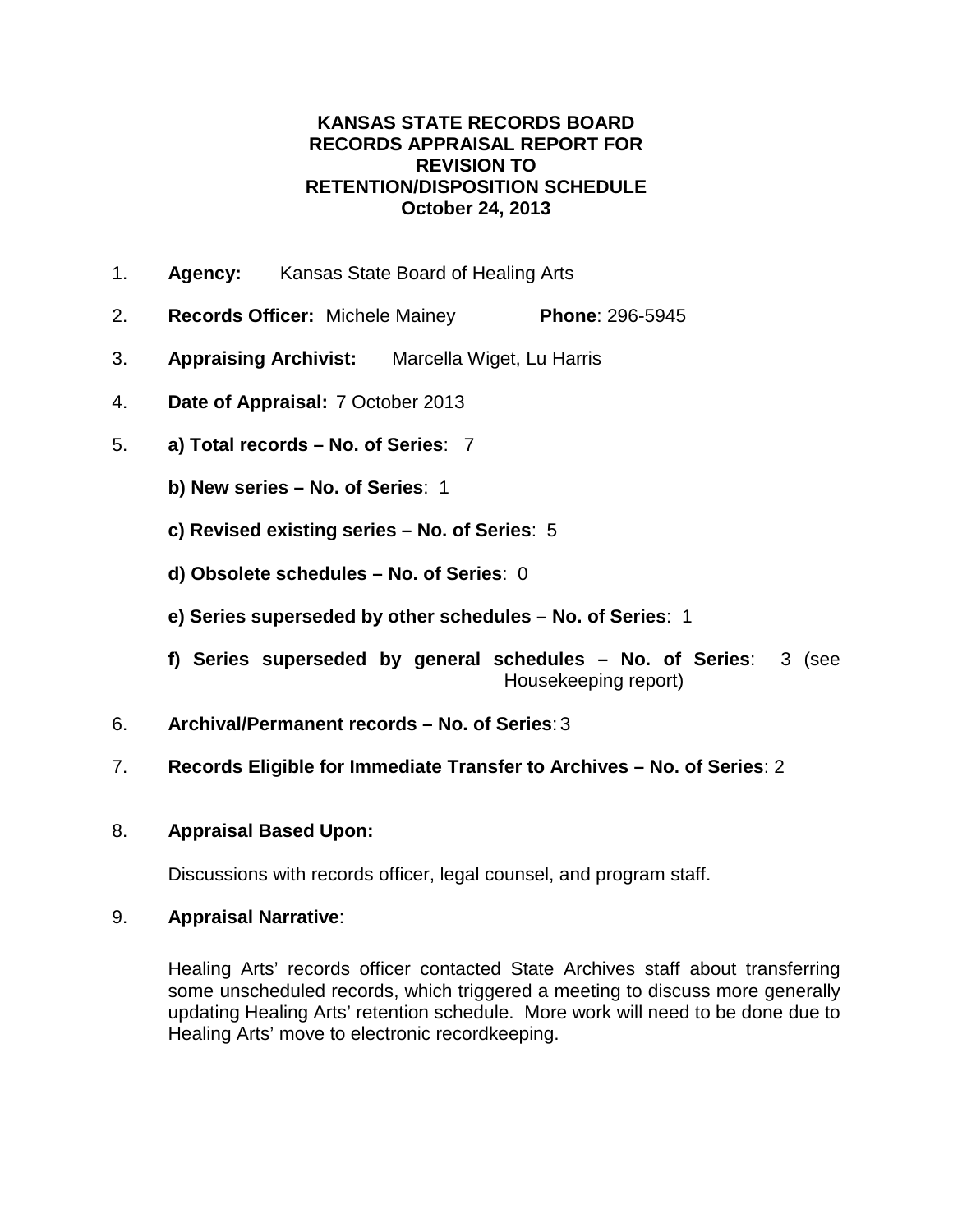# KANSAS STATE RECORDS BOARD
# RECORDS APPRAISAL REPORT FOR REVISION TO RETENTION/DISPOSITION SCHEDULE
# October 24, 2013

1. **Agency:** Kansas State Board of Healing Arts
2. **Records Officer:** Michele Mainey **Phone**: 296-5945
3. **Appraising Archivist:** Marcella Wiget, Lu Harris
4. **Date of Appraisal:** 7 October 2013
5. **a) Total records – No. of Series**: 7

   **b) New series – No. of Series**: 1

   **c) Revised existing series – No. of Series**: 5

   **d) Obsolete schedules – No. of Series**: 0

   **e) Series superseded by other schedules – No. of Series**: 1

   **f) Series superseded by general schedules – No. of Series**: 3 (see Housekeeping report)
6. **Archival/Permanent records – No. of Series**: 3
7. **Records Eligible for Immediate Transfer to Archives – No. of Series**: 2
8. **Appraisal Based Upon:**

   Discussions with records officer, legal counsel, and program staff.
9. **Appraisal Narrative**:

   Healing Arts' records officer contacted State Archives staff about transferring some unscheduled records, which triggered a meeting to discuss more generally updating Healing Arts' retention schedule. More work will need to be done due to Healing Arts' move to electronic recordkeeping.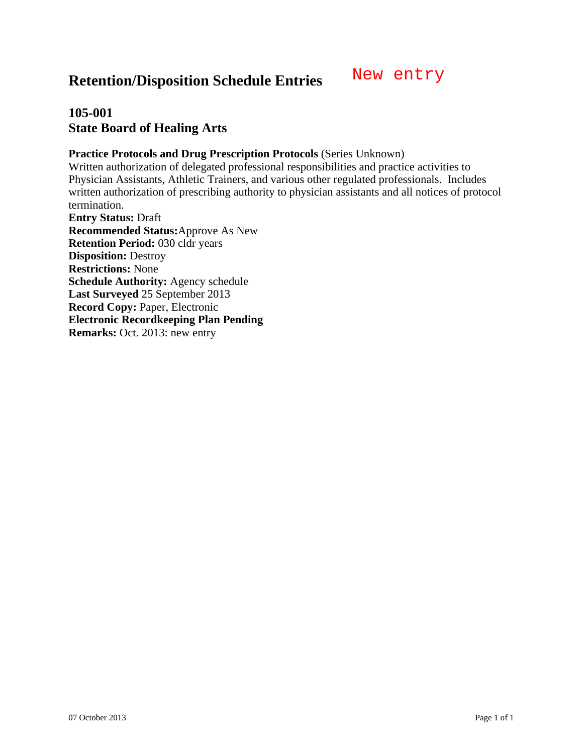# Retention/Disposition Schedule Entries

New entry

## 105-001
## State Board of Healing Arts

**Practice Protocols and Drug Prescription Protocols** (Series Unknown)
Written authorization of delegated professional responsibilities and practice activities to Physician Assistants, Athletic Trainers, and various other regulated professionals. Includes written authorization of prescribing authority to physician assistants and all notices of protocol termination.
**Entry Status:** Draft
**Recommended Status:** Approve As New
**Retention Period:** 030 cldr years
**Disposition:** Destroy
**Restrictions:** None
**Schedule Authority:** Agency schedule
**Last Surveyed** 25 September 2013
**Record Copy:** Paper, Electronic
**Electronic Recordkeeping Plan Pending**
**Remarks:** Oct. 2013: new entry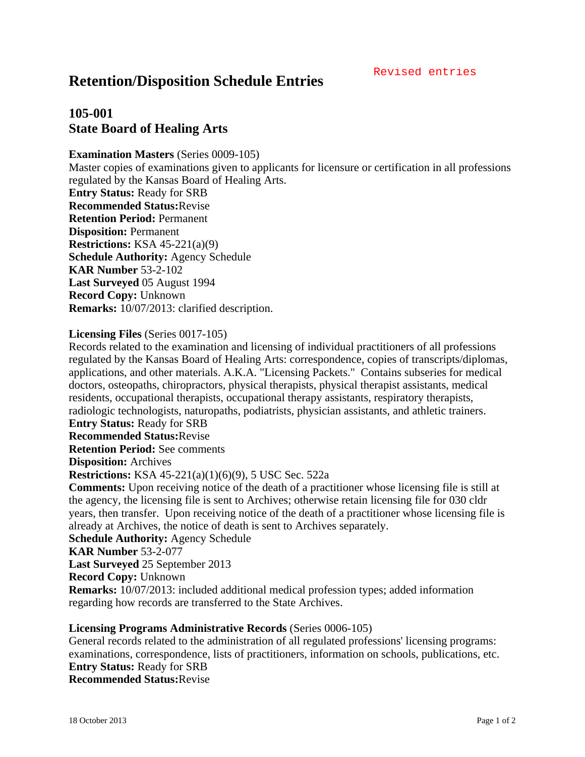Revised entries

# Retention/Disposition Schedule Entries

## 105-001
## State Board of Healing Arts

**Examination Masters** (Series 0009-105)
Master copies of examinations given to applicants for licensure or certification in all professions regulated by the Kansas Board of Healing Arts.
**Entry Status:** Ready for SRB
**Recommended Status:**Revise
**Retention Period:** Permanent
**Disposition:** Permanent
**Restrictions:** KSA 45-221(a)(9)
**Schedule Authority:** Agency Schedule
**KAR Number** 53-2-102
**Last Surveyed** 05 August 1994
**Record Copy:** Unknown
**Remarks:** 10/07/2013: clarified description.

**Licensing Files** (Series 0017-105)
Records related to the examination and licensing of individual practitioners of all professions regulated by the Kansas Board of Healing Arts: correspondence, copies of transcripts/diplomas, applications, and other materials. A.K.A. "Licensing Packets." Contains subseries for medical doctors, osteopaths, chiropractors, physical therapists, physical therapist assistants, medical residents, occupational therapists, occupational therapy assistants, respiratory therapists, radiologic technologists, naturopaths, podiatrists, physician assistants, and athletic trainers.
**Entry Status:** Ready for SRB
**Recommended Status:**Revise
**Retention Period:** See comments
**Disposition:** Archives
**Restrictions:** KSA 45-221(a)(1)(6)(9), 5 USC Sec. 522a
**Comments:** Upon receiving notice of the death of a practitioner whose licensing file is still at the agency, the licensing file is sent to Archives; otherwise retain licensing file for 030 cldr years, then transfer. Upon receiving notice of the death of a practitioner whose licensing file is already at Archives, the notice of death is sent to Archives separately.
**Schedule Authority:** Agency Schedule
**KAR Number** 53-2-077
**Last Surveyed** 25 September 2013
**Record Copy:** Unknown
**Remarks:** 10/07/2013: included additional medical profession types; added information regarding how records are transferred to the State Archives.

**Licensing Programs Administrative Records** (Series 0006-105)
General records related to the administration of all regulated professions' licensing programs: examinations, correspondence, lists of practitioners, information on schools, publications, etc.
**Entry Status:** Ready for SRB
**Recommended Status:**Revise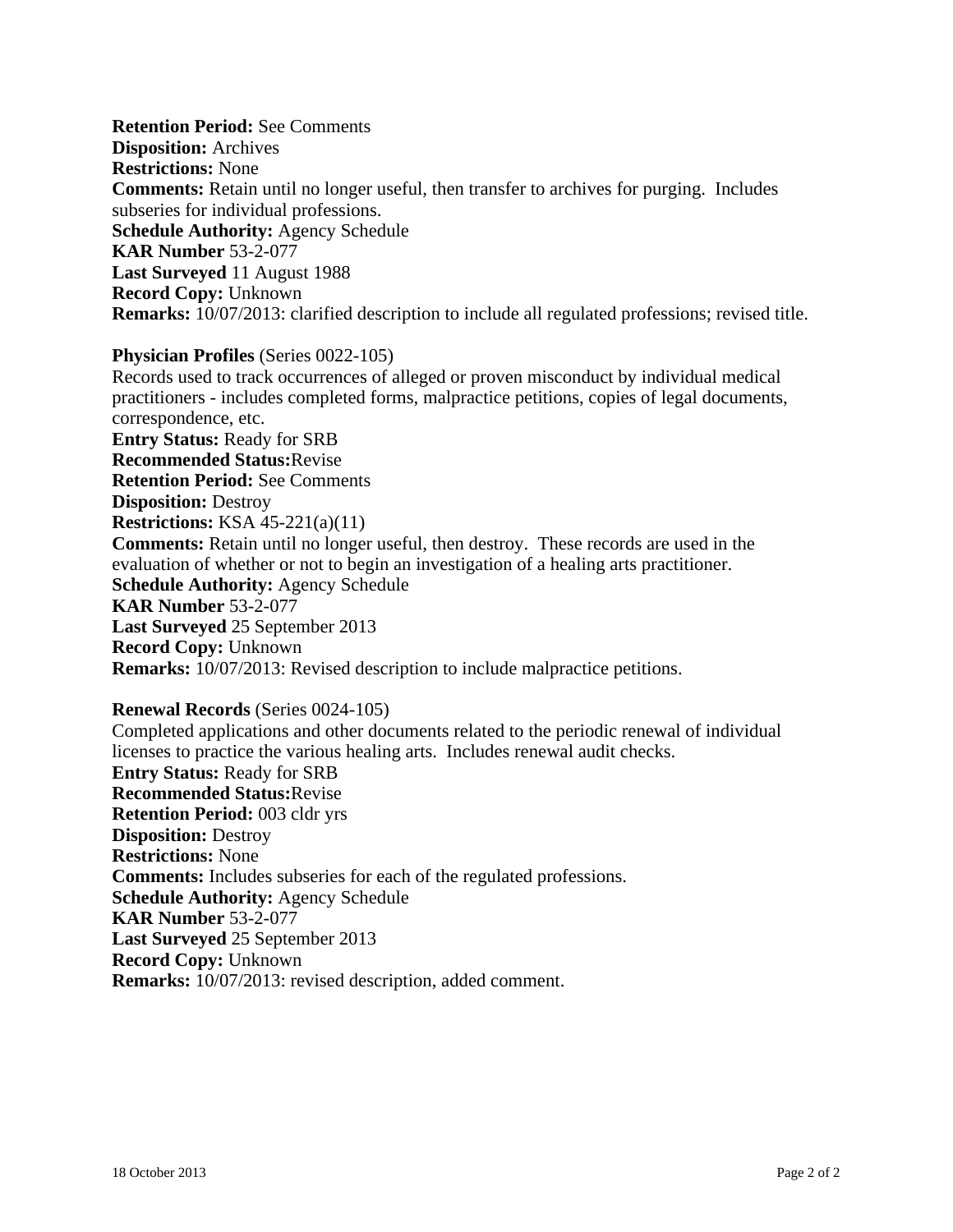**Retention Period:** See Comments
**Disposition:** Archives
**Restrictions:** None
**Comments:** Retain until no longer useful, then transfer to archives for purging. Includes subseries for individual professions.
**Schedule Authority:** Agency Schedule
**KAR Number** 53-2-077
**Last Surveyed** 11 August 1988
**Record Copy:** Unknown
**Remarks:** 10/07/2013: clarified description to include all regulated professions; revised title.

**Physician Profiles** (Series 0022-105)
Records used to track occurrences of alleged or proven misconduct by individual medical practitioners - includes completed forms, malpractice petitions, copies of legal documents, correspondence, etc.
**Entry Status:** Ready for SRB
**Recommended Status:**Revise
**Retention Period:** See Comments
**Disposition:** Destroy
**Restrictions:** KSA 45-221(a)(11)
**Comments:** Retain until no longer useful, then destroy. These records are used in the evaluation of whether or not to begin an investigation of a healing arts practitioner.
**Schedule Authority:** Agency Schedule
**KAR Number** 53-2-077
**Last Surveyed** 25 September 2013
**Record Copy:** Unknown
**Remarks:** 10/07/2013: Revised description to include malpractice petitions.

**Renewal Records** (Series 0024-105)
Completed applications and other documents related to the periodic renewal of individual licenses to practice the various healing arts. Includes renewal audit checks.
**Entry Status:** Ready for SRB
**Recommended Status:**Revise
**Retention Period:** 003 cldr yrs
**Disposition:** Destroy
**Restrictions:** None
**Comments:** Includes subseries for each of the regulated professions.
**Schedule Authority:** Agency Schedule
**KAR Number** 53-2-077
**Last Surveyed** 25 September 2013
**Record Copy:** Unknown
**Remarks:** 10/07/2013: revised description, added comment.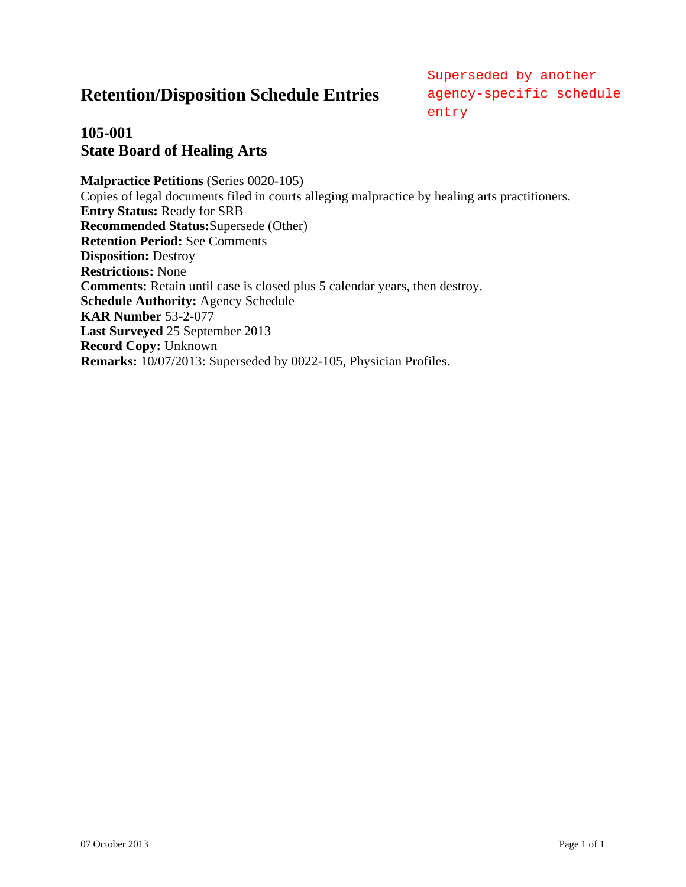# Retention/Disposition Schedule Entries

Superseded by another agency-specific schedule entry

## 105-001
## State Board of Healing Arts

**Malpractice Petitions** (Series 0020-105)
Copies of legal documents filed in courts alleging malpractice by healing arts practitioners.
**Entry Status:** Ready for SRB
**Recommended Status:** Supersede (Other)
**Retention Period:** See Comments
**Disposition:** Destroy
**Restrictions:** None
**Comments:** Retain until case is closed plus 5 calendar years, then destroy.
**Schedule Authority:** Agency Schedule
**KAR Number** 53-2-077
**Last Surveyed** 25 September 2013
**Record Copy:** Unknown
**Remarks:** 10/07/2013: Superseded by 0022-105, Physician Profiles.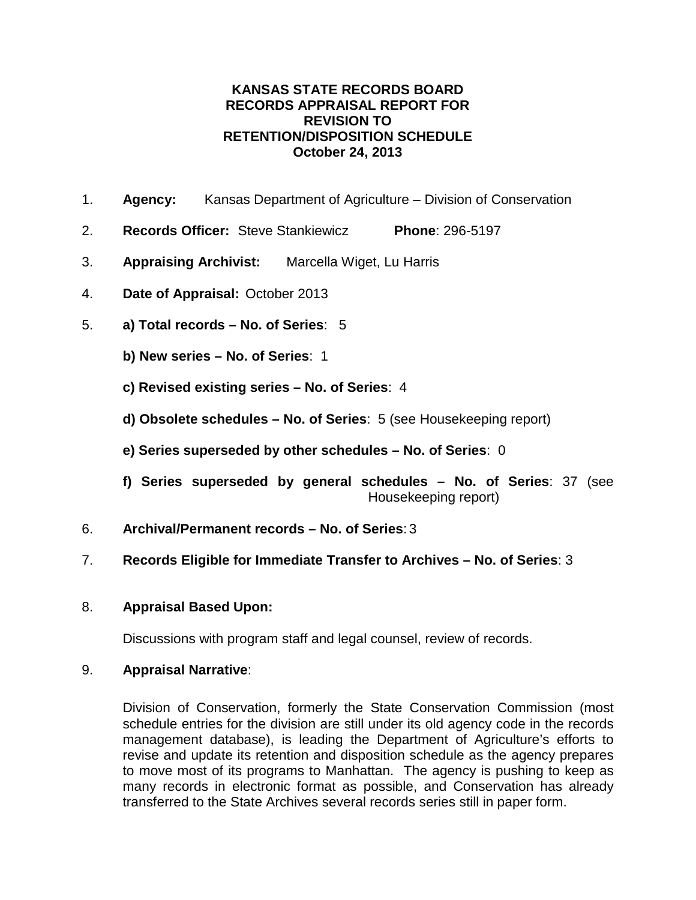**KANSAS STATE RECORDS BOARD**
**RECORDS APPRAISAL REPORT FOR**
**REVISION TO**
**RETENTION/DISPOSITION SCHEDULE**
**October 24, 2013**

1. **Agency:** Kansas Department of Agriculture – Division of Conservation

2. **Records Officer:** Steve Stankiewicz **Phone**: 296-5197

3. **Appraising Archivist:** Marcella Wiget, Lu Harris

4. **Date of Appraisal:** October 2013

5. **a) Total records – No. of Series**: 5

   **b) New series – No. of Series**: 1

   **c) Revised existing series – No. of Series**: 4

   **d) Obsolete schedules – No. of Series**: 5 (see Housekeeping report)

   **e) Series superseded by other schedules – No. of Series**: 0

   **f) Series superseded by general schedules – No. of Series**: 37 (see Housekeeping report)

6. **Archival/Permanent records – No. of Series**: 3

7. **Records Eligible for Immediate Transfer to Archives – No. of Series**: 3

8. **Appraisal Based Upon:**

   Discussions with program staff and legal counsel, review of records.

9. **Appraisal Narrative**:

   Division of Conservation, formerly the State Conservation Commission (most schedule entries for the division are still under its old agency code in the records management database), is leading the Department of Agriculture's efforts to revise and update its retention and disposition schedule as the agency prepares to move most of its programs to Manhattan. The agency is pushing to keep as many records in electronic format as possible, and Conservation has already transferred to the State Archives several records series still in paper form.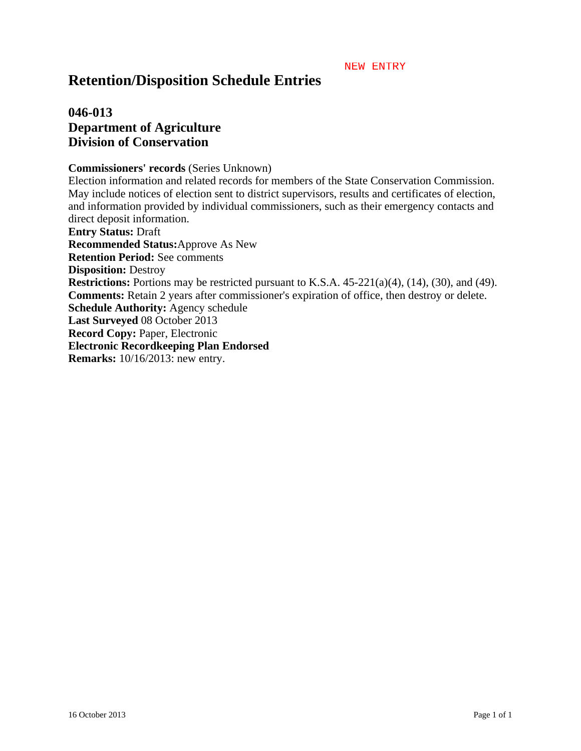NEW ENTRY

# Retention/Disposition Schedule Entries

## 046-013
## Department of Agriculture
## Division of Conservation

**Commissioners' records** (Series Unknown)
Election information and related records for members of the State Conservation Commission. May include notices of election sent to district supervisors, results and certificates of election, and information provided by individual commissioners, such as their emergency contacts and direct deposit information.
**Entry Status:** Draft
**Recommended Status:** Approve As New
**Retention Period:** See comments
**Disposition:** Destroy
**Restrictions:** Portions may be restricted pursuant to K.S.A. 45-221(a)(4), (14), (30), and (49).
**Comments:** Retain 2 years after commissioner's expiration of office, then destroy or delete.
**Schedule Authority:** Agency schedule
**Last Surveyed** 08 October 2013
**Record Copy:** Paper, Electronic
**Electronic Recordkeeping Plan Endorsed**
**Remarks:** 10/16/2013: new entry.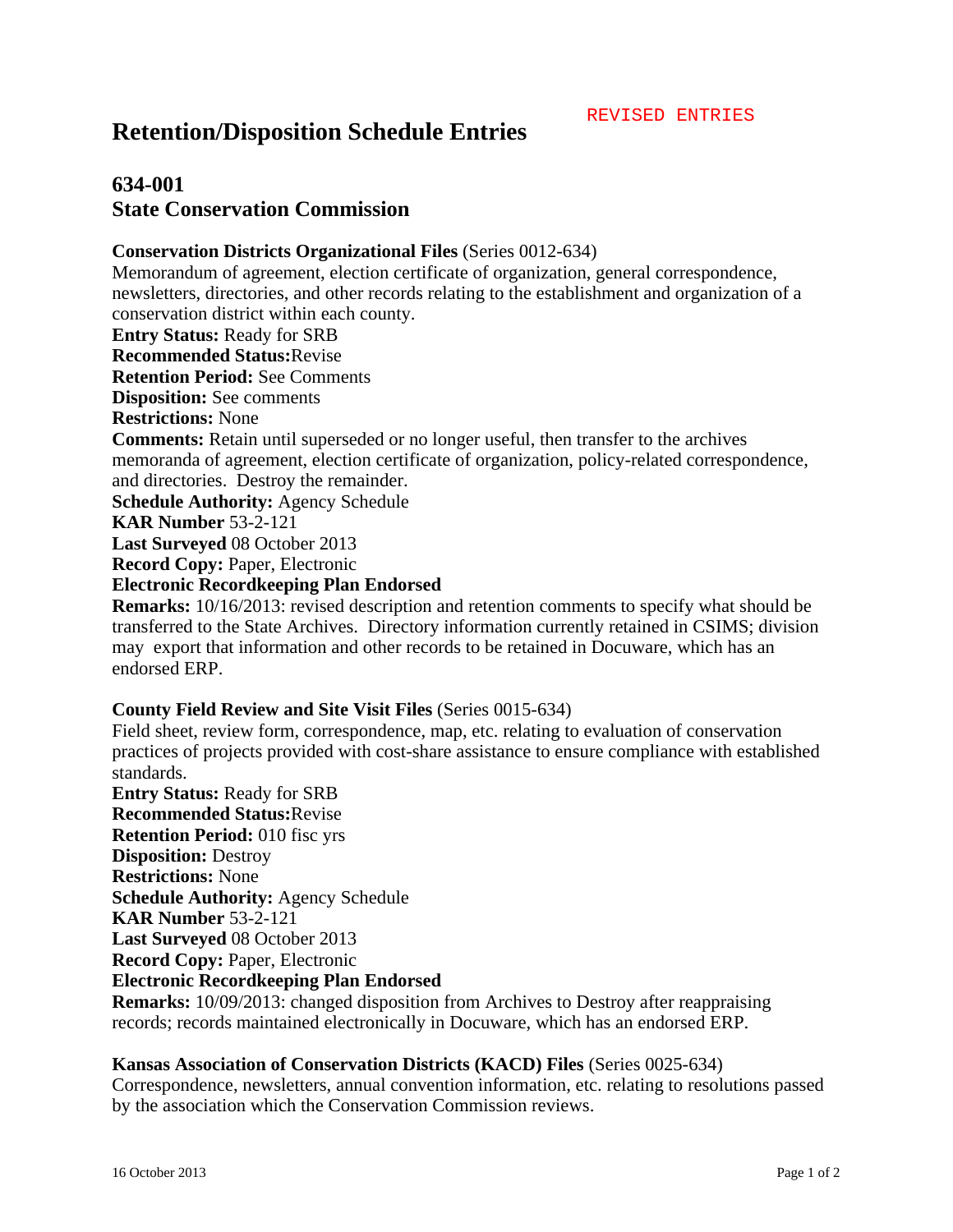REVISED ENTRIES

# Retention/Disposition Schedule Entries

## 634-001
## State Conservation Commission

**Conservation Districts Organizational Files** (Series 0012-634)
Memorandum of agreement, election certificate of organization, general correspondence, newsletters, directories, and other records relating to the establishment and organization of a conservation district within each county.
**Entry Status:** Ready for SRB
**Recommended Status:**Revise
**Retention Period:** See Comments
**Disposition:** See comments
**Restrictions:** None
**Comments:** Retain until superseded or no longer useful, then transfer to the archives memoranda of agreement, election certificate of organization, policy-related correspondence, and directories. Destroy the remainder.
**Schedule Authority:** Agency Schedule
**KAR Number** 53-2-121
**Last Surveyed** 08 October 2013
**Record Copy:** Paper, Electronic
**Electronic Recordkeeping Plan Endorsed**
**Remarks:** 10/16/2013: revised description and retention comments to specify what should be transferred to the State Archives. Directory information currently retained in CSIMS; division may export that information and other records to be retained in Docuware, which has an endorsed ERP.

**County Field Review and Site Visit Files** (Series 0015-634)
Field sheet, review form, correspondence, map, etc. relating to evaluation of conservation practices of projects provided with cost-share assistance to ensure compliance with established standards.
**Entry Status:** Ready for SRB
**Recommended Status:**Revise
**Retention Period:** 010 fisc yrs
**Disposition:** Destroy
**Restrictions:** None
**Schedule Authority:** Agency Schedule
**KAR Number** 53-2-121
**Last Surveyed** 08 October 2013
**Record Copy:** Paper, Electronic
**Electronic Recordkeeping Plan Endorsed**
**Remarks:** 10/09/2013: changed disposition from Archives to Destroy after reappraising records; records maintained electronically in Docuware, which has an endorsed ERP.

**Kansas Association of Conservation Districts (KACD) Files** (Series 0025-634)
Correspondence, newsletters, annual convention information, etc. relating to resolutions passed by the association which the Conservation Commission reviews.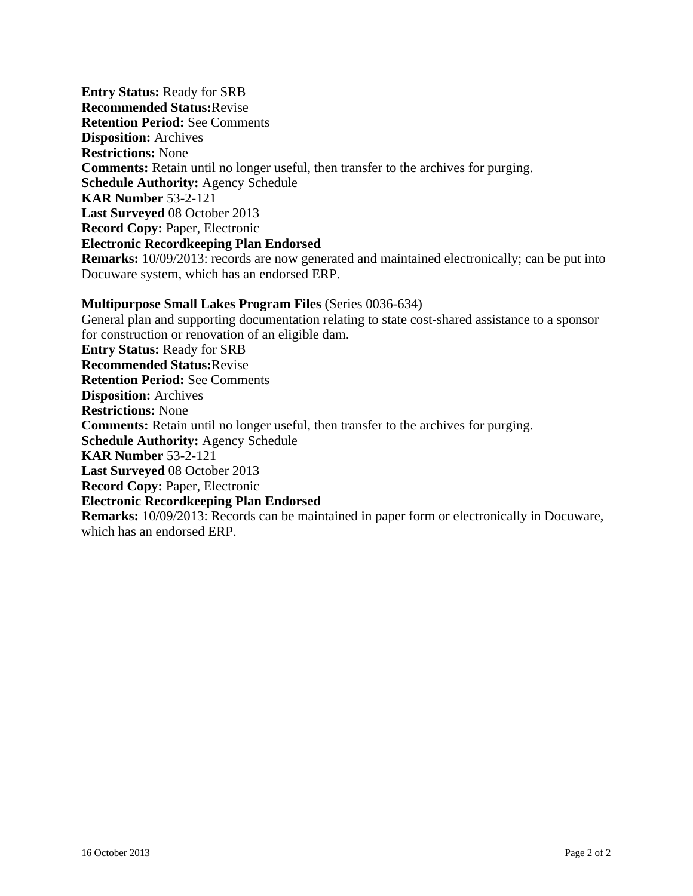**Entry Status:** Ready for SRB
**Recommended Status:**Revise
**Retention Period:** See Comments
**Disposition:** Archives
**Restrictions:** None
**Comments:** Retain until no longer useful, then transfer to the archives for purging.
**Schedule Authority:** Agency Schedule
**KAR Number** 53-2-121
**Last Surveyed** 08 October 2013
**Record Copy:** Paper, Electronic
**Electronic Recordkeeping Plan Endorsed**
**Remarks:** 10/09/2013: records are now generated and maintained electronically; can be put into Docuware system, which has an endorsed ERP.

**Multipurpose Small Lakes Program Files** (Series 0036-634)
General plan and supporting documentation relating to state cost-shared assistance to a sponsor for construction or renovation of an eligible dam.
**Entry Status:** Ready for SRB
**Recommended Status:**Revise
**Retention Period:** See Comments
**Disposition:** Archives
**Restrictions:** None
**Comments:** Retain until no longer useful, then transfer to the archives for purging.
**Schedule Authority:** Agency Schedule
**KAR Number** 53-2-121
**Last Surveyed** 08 October 2013
**Record Copy:** Paper, Electronic
**Electronic Recordkeeping Plan Endorsed**
**Remarks:** 10/09/2013: Records can be maintained in paper form or electronically in Docuware, which has an endorsed ERP.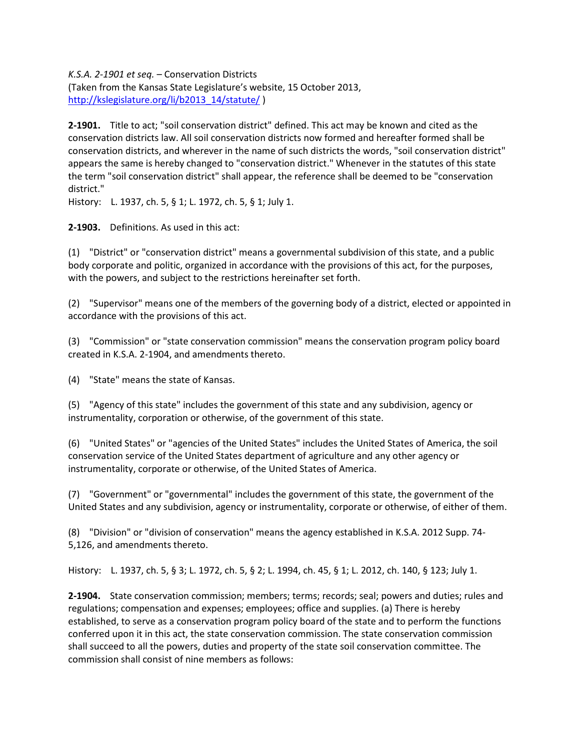*K.S.A. 2-1901 et seq.* – Conservation Districts
(Taken from the Kansas State Legislature's website, 15 October 2013, http://kslegislature.org/li/b2013_14/statute/ )

**2-1901.** Title to act; "soil conservation district" defined. This act may be known and cited as the conservation districts law. All soil conservation districts now formed and hereafter formed shall be conservation districts, and wherever in the name of such districts the words, "soil conservation district" appears the same is hereby changed to "conservation district." Whenever in the statutes of this state the term "soil conservation district" shall appear, the reference shall be deemed to be "conservation district."
History: L. 1937, ch. 5, § 1; L. 1972, ch. 5, § 1; July 1.

**2-1903.** Definitions. As used in this act:

(1) "District" or "conservation district" means a governmental subdivision of this state, and a public body corporate and politic, organized in accordance with the provisions of this act, for the purposes, with the powers, and subject to the restrictions hereinafter set forth.

(2) "Supervisor" means one of the members of the governing body of a district, elected or appointed in accordance with the provisions of this act.

(3) "Commission" or "state conservation commission" means the conservation program policy board created in K.S.A. 2-1904, and amendments thereto.

(4) "State" means the state of Kansas.

(5) "Agency of this state" includes the government of this state and any subdivision, agency or instrumentality, corporation or otherwise, of the government of this state.

(6) "United States" or "agencies of the United States" includes the United States of America, the soil conservation service of the United States department of agriculture and any other agency or instrumentality, corporate or otherwise, of the United States of America.

(7) "Government" or "governmental" includes the government of this state, the government of the United States and any subdivision, agency or instrumentality, corporate or otherwise, of either of them.

(8) "Division" or "division of conservation" means the agency established in K.S.A. 2012 Supp. 74-5,126, and amendments thereto.

History: L. 1937, ch. 5, § 3; L. 1972, ch. 5, § 2; L. 1994, ch. 45, § 1; L. 2012, ch. 140, § 123; July 1.

**2-1904.** State conservation commission; members; terms; records; seal; powers and duties; rules and regulations; compensation and expenses; employees; office and supplies. (a) There is hereby established, to serve as a conservation program policy board of the state and to perform the functions conferred upon it in this act, the state conservation commission. The state conservation commission shall succeed to all the powers, duties and property of the state soil conservation committee. The commission shall consist of nine members as follows: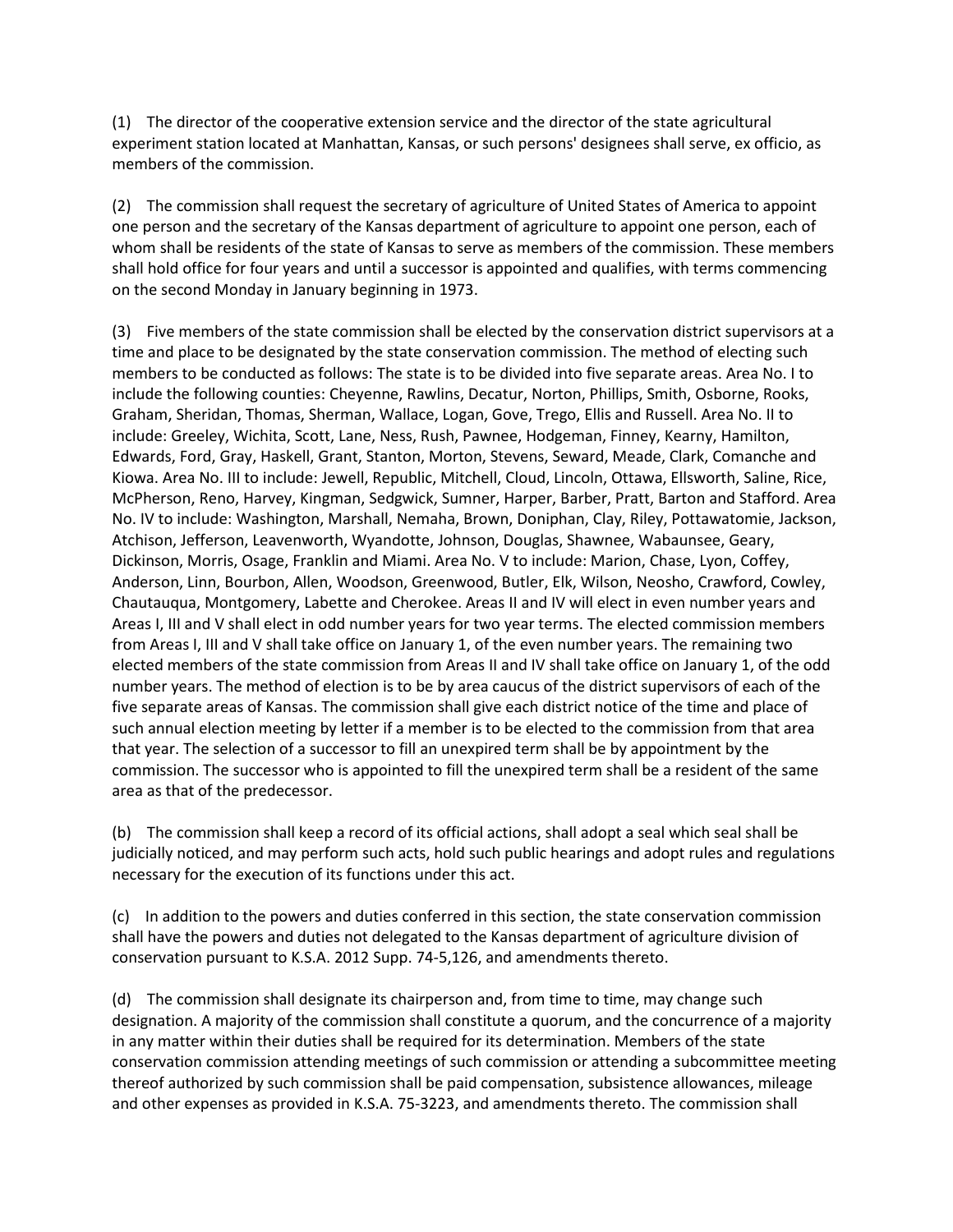(1) The director of the cooperative extension service and the director of the state agricultural experiment station located at Manhattan, Kansas, or such persons' designees shall serve, ex officio, as members of the commission.

(2) The commission shall request the secretary of agriculture of United States of America to appoint one person and the secretary of the Kansas department of agriculture to appoint one person, each of whom shall be residents of the state of Kansas to serve as members of the commission. These members shall hold office for four years and until a successor is appointed and qualifies, with terms commencing on the second Monday in January beginning in 1973.

(3) Five members of the state commission shall be elected by the conservation district supervisors at a time and place to be designated by the state conservation commission. The method of electing such members to be conducted as follows: The state is to be divided into five separate areas. Area No. I to include the following counties: Cheyenne, Rawlins, Decatur, Norton, Phillips, Smith, Osborne, Rooks, Graham, Sheridan, Thomas, Sherman, Wallace, Logan, Gove, Trego, Ellis and Russell. Area No. II to include: Greeley, Wichita, Scott, Lane, Ness, Rush, Pawnee, Hodgeman, Finney, Kearny, Hamilton, Edwards, Ford, Gray, Haskell, Grant, Stanton, Morton, Stevens, Seward, Meade, Clark, Comanche and Kiowa. Area No. III to include: Jewell, Republic, Mitchell, Cloud, Lincoln, Ottawa, Ellsworth, Saline, Rice, McPherson, Reno, Harvey, Kingman, Sedgwick, Sumner, Harper, Barber, Pratt, Barton and Stafford. Area No. IV to include: Washington, Marshall, Nemaha, Brown, Doniphan, Clay, Riley, Pottawatomie, Jackson, Atchison, Jefferson, Leavenworth, Wyandotte, Johnson, Douglas, Shawnee, Wabaunsee, Geary, Dickinson, Morris, Osage, Franklin and Miami. Area No. V to include: Marion, Chase, Lyon, Coffey, Anderson, Linn, Bourbon, Allen, Woodson, Greenwood, Butler, Elk, Wilson, Neosho, Crawford, Cowley, Chautauqua, Montgomery, Labette and Cherokee. Areas II and IV will elect in even number years and Areas I, III and V shall elect in odd number years for two year terms. The elected commission members from Areas I, III and V shall take office on January 1, of the even number years. The remaining two elected members of the state commission from Areas II and IV shall take office on January 1, of the odd number years. The method of election is to be by area caucus of the district supervisors of each of the five separate areas of Kansas. The commission shall give each district notice of the time and place of such annual election meeting by letter if a member is to be elected to the commission from that area that year. The selection of a successor to fill an unexpired term shall be by appointment by the commission. The successor who is appointed to fill the unexpired term shall be a resident of the same area as that of the predecessor.

(b) The commission shall keep a record of its official actions, shall adopt a seal which seal shall be judicially noticed, and may perform such acts, hold such public hearings and adopt rules and regulations necessary for the execution of its functions under this act.

(c) In addition to the powers and duties conferred in this section, the state conservation commission shall have the powers and duties not delegated to the Kansas department of agriculture division of conservation pursuant to K.S.A. 2012 Supp. 74-5,126, and amendments thereto.

(d) The commission shall designate its chairperson and, from time to time, may change such designation. A majority of the commission shall constitute a quorum, and the concurrence of a majority in any matter within their duties shall be required for its determination. Members of the state conservation commission attending meetings of such commission or attending a subcommittee meeting thereof authorized by such commission shall be paid compensation, subsistence allowances, mileage and other expenses as provided in K.S.A. 75-3223, and amendments thereto. The commission shall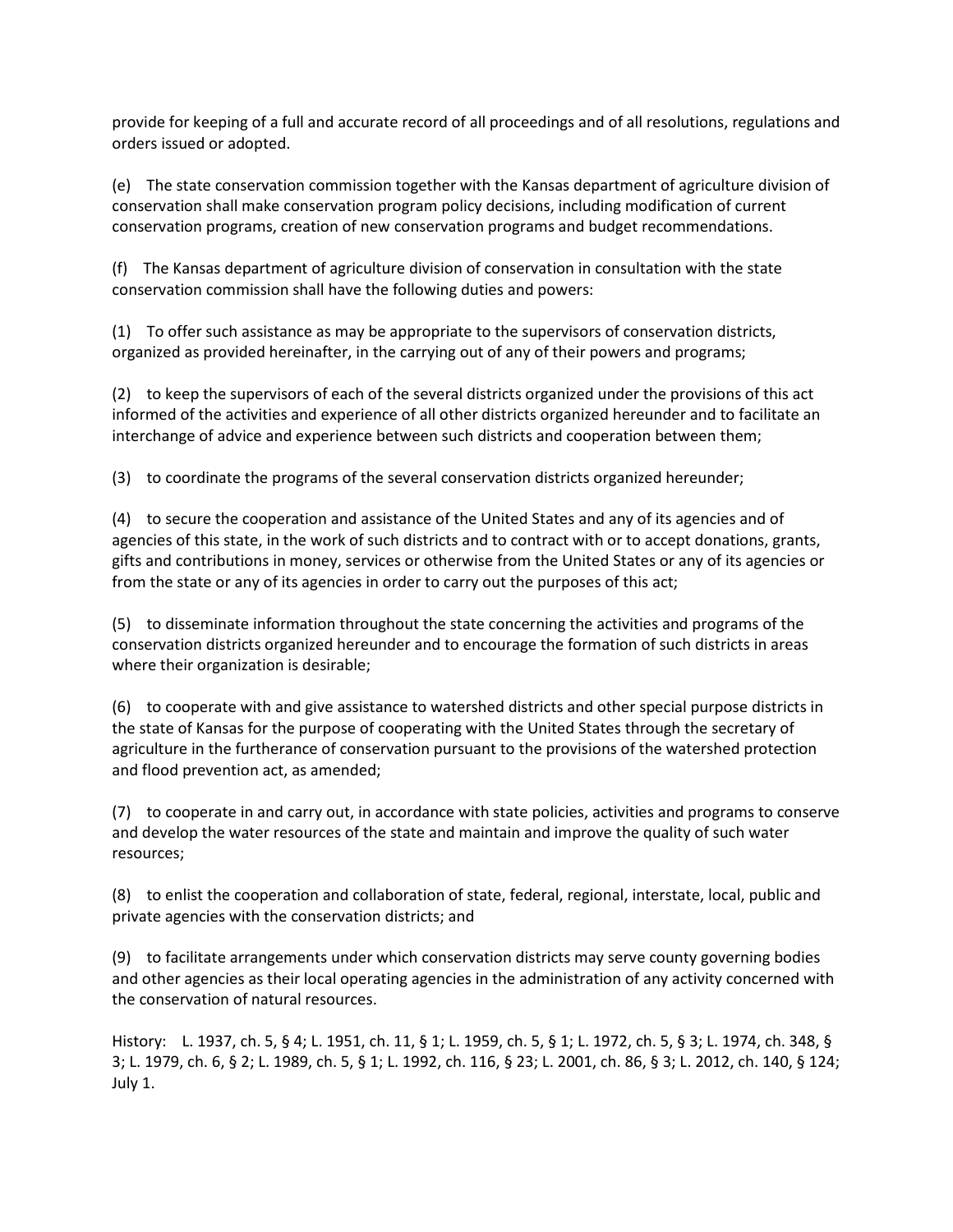provide for keeping of a full and accurate record of all proceedings and of all resolutions, regulations and orders issued or adopted.

(e) The state conservation commission together with the Kansas department of agriculture division of conservation shall make conservation program policy decisions, including modification of current conservation programs, creation of new conservation programs and budget recommendations.

(f) The Kansas department of agriculture division of conservation in consultation with the state conservation commission shall have the following duties and powers:

(1) To offer such assistance as may be appropriate to the supervisors of conservation districts, organized as provided hereinafter, in the carrying out of any of their powers and programs;

(2) to keep the supervisors of each of the several districts organized under the provisions of this act informed of the activities and experience of all other districts organized hereunder and to facilitate an interchange of advice and experience between such districts and cooperation between them;

(3) to coordinate the programs of the several conservation districts organized hereunder;

(4) to secure the cooperation and assistance of the United States and any of its agencies and of agencies of this state, in the work of such districts and to contract with or to accept donations, grants, gifts and contributions in money, services or otherwise from the United States or any of its agencies or from the state or any of its agencies in order to carry out the purposes of this act;

(5) to disseminate information throughout the state concerning the activities and programs of the conservation districts organized hereunder and to encourage the formation of such districts in areas where their organization is desirable;

(6) to cooperate with and give assistance to watershed districts and other special purpose districts in the state of Kansas for the purpose of cooperating with the United States through the secretary of agriculture in the furtherance of conservation pursuant to the provisions of the watershed protection and flood prevention act, as amended;

(7) to cooperate in and carry out, in accordance with state policies, activities and programs to conserve and develop the water resources of the state and maintain and improve the quality of such water resources;

(8) to enlist the cooperation and collaboration of state, federal, regional, interstate, local, public and private agencies with the conservation districts; and

(9) to facilitate arrangements under which conservation districts may serve county governing bodies and other agencies as their local operating agencies in the administration of any activity concerned with the conservation of natural resources.

History: L. 1937, ch. 5, § 4; L. 1951, ch. 11, § 1; L. 1959, ch. 5, § 1; L. 1972, ch. 5, § 3; L. 1974, ch. 348, § 3; L. 1979, ch. 6, § 2; L. 1989, ch. 5, § 1; L. 1992, ch. 116, § 23; L. 2001, ch. 86, § 3; L. 2012, ch. 140, § 124; July 1.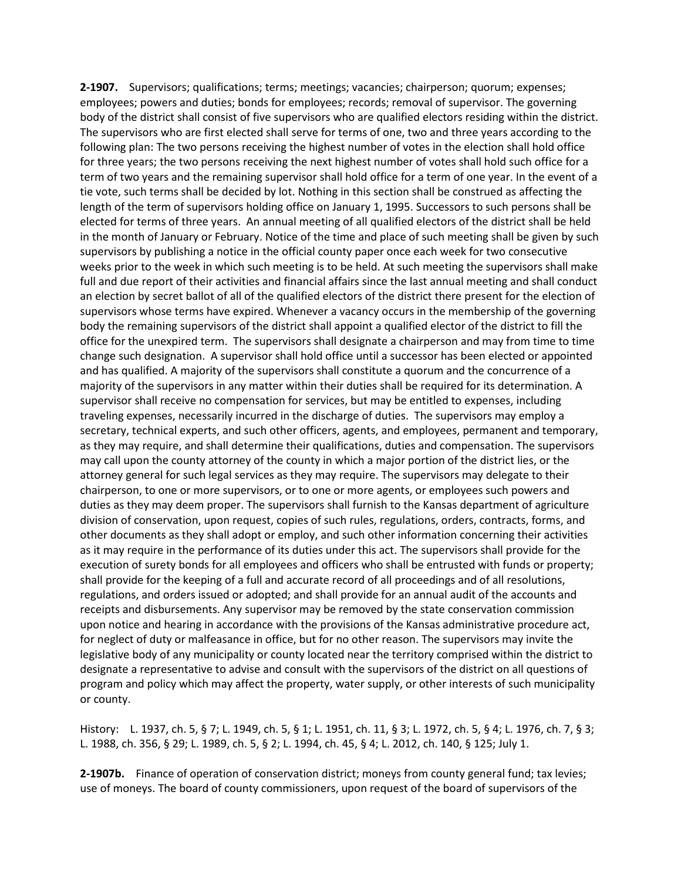**2-1907.** Supervisors; qualifications; terms; meetings; vacancies; chairperson; quorum; expenses; employees; powers and duties; bonds for employees; records; removal of supervisor. The governing body of the district shall consist of five supervisors who are qualified electors residing within the district. The supervisors who are first elected shall serve for terms of one, two and three years according to the following plan: The two persons receiving the highest number of votes in the election shall hold office for three years; the two persons receiving the next highest number of votes shall hold such office for a term of two years and the remaining supervisor shall hold office for a term of one year. In the event of a tie vote, such terms shall be decided by lot. Nothing in this section shall be construed as affecting the length of the term of supervisors holding office on January 1, 1995. Successors to such persons shall be elected for terms of three years. An annual meeting of all qualified electors of the district shall be held in the month of January or February. Notice of the time and place of such meeting shall be given by such supervisors by publishing a notice in the official county paper once each week for two consecutive weeks prior to the week in which such meeting is to be held. At such meeting the supervisors shall make full and due report of their activities and financial affairs since the last annual meeting and shall conduct an election by secret ballot of all of the qualified electors of the district there present for the election of supervisors whose terms have expired. Whenever a vacancy occurs in the membership of the governing body the remaining supervisors of the district shall appoint a qualified elector of the district to fill the office for the unexpired term. The supervisors shall designate a chairperson and may from time to time change such designation. A supervisor shall hold office until a successor has been elected or appointed and has qualified. A majority of the supervisors shall constitute a quorum and the concurrence of a majority of the supervisors in any matter within their duties shall be required for its determination. A supervisor shall receive no compensation for services, but may be entitled to expenses, including traveling expenses, necessarily incurred in the discharge of duties. The supervisors may employ a secretary, technical experts, and such other officers, agents, and employees, permanent and temporary, as they may require, and shall determine their qualifications, duties and compensation. The supervisors may call upon the county attorney of the county in which a major portion of the district lies, or the attorney general for such legal services as they may require. The supervisors may delegate to their chairperson, to one or more supervisors, or to one or more agents, or employees such powers and duties as they may deem proper. The supervisors shall furnish to the Kansas department of agriculture division of conservation, upon request, copies of such rules, regulations, orders, contracts, forms, and other documents as they shall adopt or employ, and such other information concerning their activities as it may require in the performance of its duties under this act. The supervisors shall provide for the execution of surety bonds for all employees and officers who shall be entrusted with funds or property; shall provide for the keeping of a full and accurate record of all proceedings and of all resolutions, regulations, and orders issued or adopted; and shall provide for an annual audit of the accounts and receipts and disbursements. Any supervisor may be removed by the state conservation commission upon notice and hearing in accordance with the provisions of the Kansas administrative procedure act, for neglect of duty or malfeasance in office, but for no other reason. The supervisors may invite the legislative body of any municipality or county located near the territory comprised within the district to designate a representative to advise and consult with the supervisors of the district on all questions of program and policy which may affect the property, water supply, or other interests of such municipality or county.

History: L. 1937, ch. 5, § 7; L. 1949, ch. 5, § 1; L. 1951, ch. 11, § 3; L. 1972, ch. 5, § 4; L. 1976, ch. 7, § 3; L. 1988, ch. 356, § 29; L. 1989, ch. 5, § 2; L. 1994, ch. 45, § 4; L. 2012, ch. 140, § 125; July 1.

**2-1907b.** Finance of operation of conservation district; moneys from county general fund; tax levies; use of moneys. The board of county commissioners, upon request of the board of supervisors of the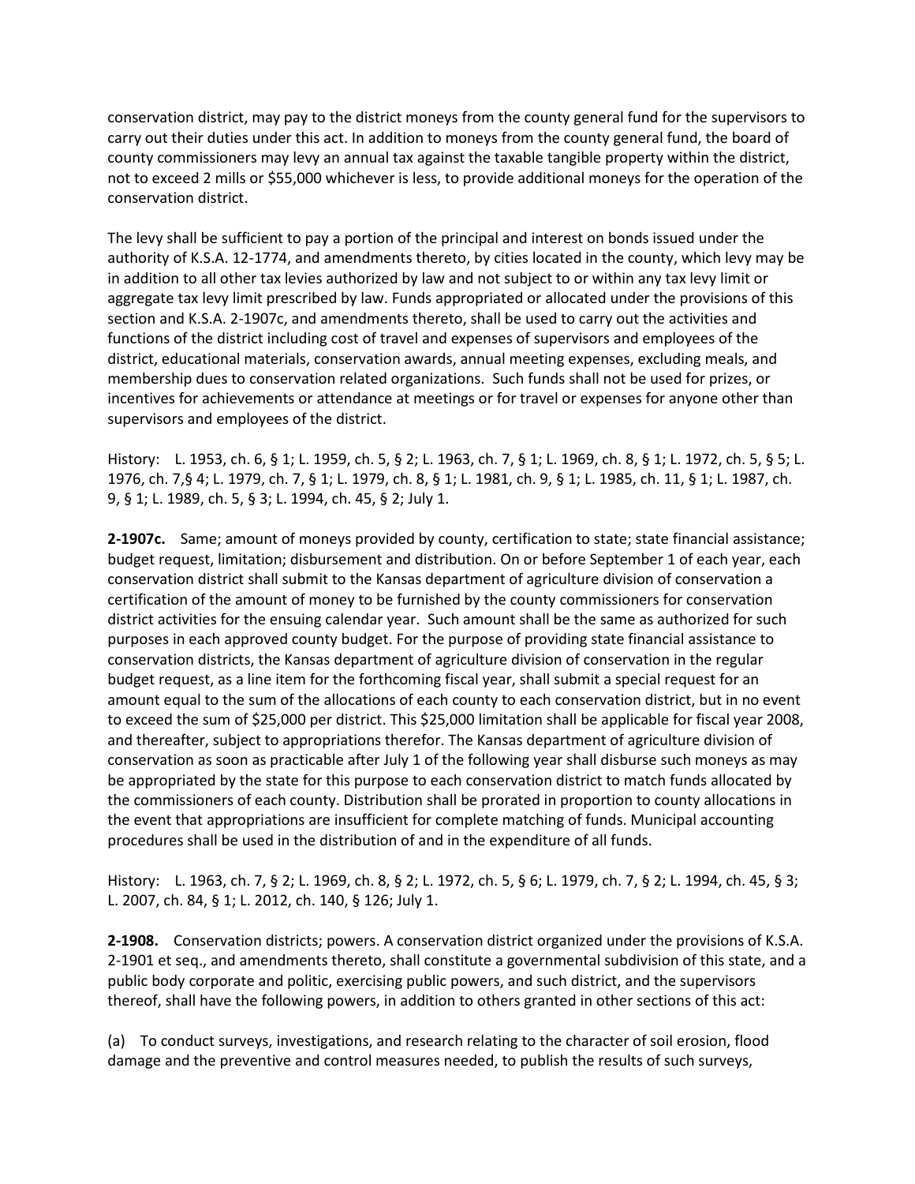conservation district, may pay to the district moneys from the county general fund for the supervisors to carry out their duties under this act. In addition to moneys from the county general fund, the board of county commissioners may levy an annual tax against the taxable tangible property within the district, not to exceed 2 mills or $55,000 whichever is less, to provide additional moneys for the operation of the conservation district.

The levy shall be sufficient to pay a portion of the principal and interest on bonds issued under the authority of K.S.A. 12-1774, and amendments thereto, by cities located in the county, which levy may be in addition to all other tax levies authorized by law and not subject to or within any tax levy limit or aggregate tax levy limit prescribed by law. Funds appropriated or allocated under the provisions of this section and K.S.A. 2-1907c, and amendments thereto, shall be used to carry out the activities and functions of the district including cost of travel and expenses of supervisors and employees of the district, educational materials, conservation awards, annual meeting expenses, excluding meals, and membership dues to conservation related organizations. Such funds shall not be used for prizes, or incentives for achievements or attendance at meetings or for travel or expenses for anyone other than supervisors and employees of the district.

History: L. 1953, ch. 6, § 1; L. 1959, ch. 5, § 2; L. 1963, ch. 7, § 1; L. 1969, ch. 8, § 1; L. 1972, ch. 5, § 5; L. 1976, ch. 7,§ 4; L. 1979, ch. 7, § 1; L. 1979, ch. 8, § 1; L. 1981, ch. 9, § 1; L. 1985, ch. 11, § 1; L. 1987, ch. 9, § 1; L. 1989, ch. 5, § 3; L. 1994, ch. 45, § 2; July 1.

**2-1907c.** Same; amount of moneys provided by county, certification to state; state financial assistance; budget request, limitation; disbursement and distribution. On or before September 1 of each year, each conservation district shall submit to the Kansas department of agriculture division of conservation a certification of the amount of money to be furnished by the county commissioners for conservation district activities for the ensuing calendar year. Such amount shall be the same as authorized for such purposes in each approved county budget. For the purpose of providing state financial assistance to conservation districts, the Kansas department of agriculture division of conservation in the regular budget request, as a line item for the forthcoming fiscal year, shall submit a special request for an amount equal to the sum of the allocations of each county to each conservation district, but in no event to exceed the sum of $25,000 per district. This $25,000 limitation shall be applicable for fiscal year 2008, and thereafter, subject to appropriations therefor. The Kansas department of agriculture division of conservation as soon as practicable after July 1 of the following year shall disburse such moneys as may be appropriated by the state for this purpose to each conservation district to match funds allocated by the commissioners of each county. Distribution shall be prorated in proportion to county allocations in the event that appropriations are insufficient for complete matching of funds. Municipal accounting procedures shall be used in the distribution of and in the expenditure of all funds.

History: L. 1963, ch. 7, § 2; L. 1969, ch. 8, § 2; L. 1972, ch. 5, § 6; L. 1979, ch. 7, § 2; L. 1994, ch. 45, § 3; L. 2007, ch. 84, § 1; L. 2012, ch. 140, § 126; July 1.

**2-1908.** Conservation districts; powers. A conservation district organized under the provisions of K.S.A. 2-1901 et seq., and amendments thereto, shall constitute a governmental subdivision of this state, and a public body corporate and politic, exercising public powers, and such district, and the supervisors thereof, shall have the following powers, in addition to others granted in other sections of this act:

(a) To conduct surveys, investigations, and research relating to the character of soil erosion, flood damage and the preventive and control measures needed, to publish the results of such surveys,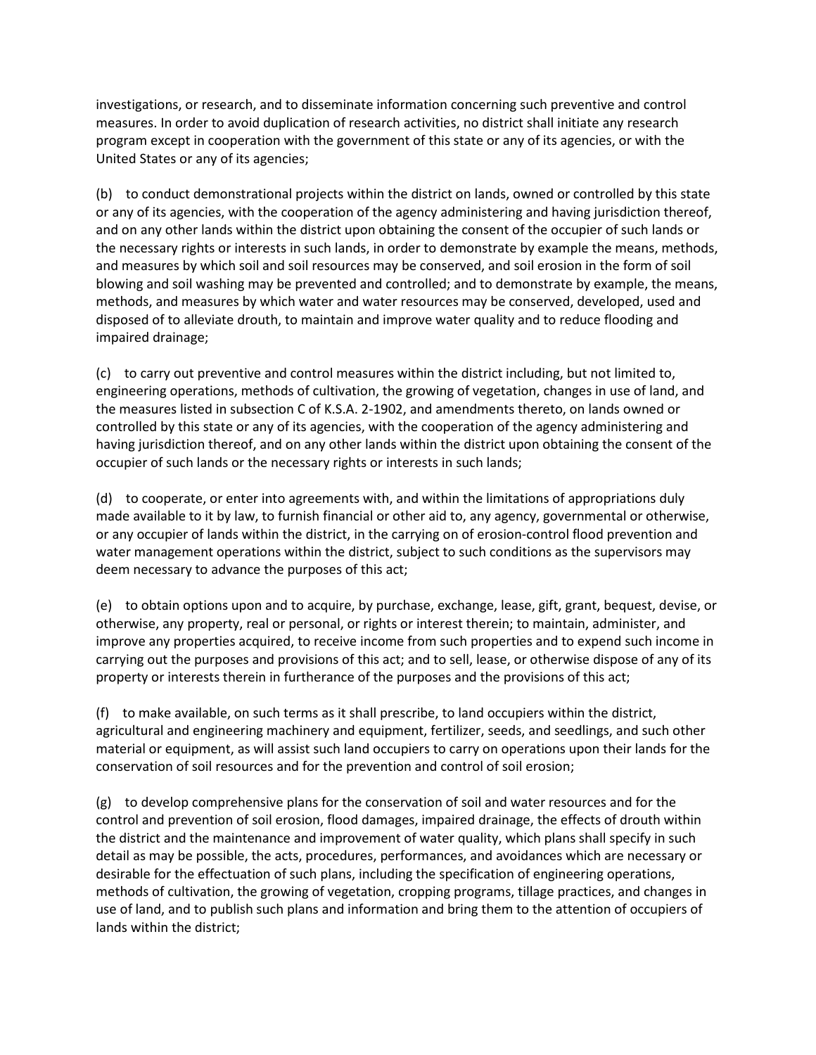investigations, or research, and to disseminate information concerning such preventive and control measures. In order to avoid duplication of research activities, no district shall initiate any research program except in cooperation with the government of this state or any of its agencies, or with the United States or any of its agencies;

(b) to conduct demonstrational projects within the district on lands, owned or controlled by this state or any of its agencies, with the cooperation of the agency administering and having jurisdiction thereof, and on any other lands within the district upon obtaining the consent of the occupier of such lands or the necessary rights or interests in such lands, in order to demonstrate by example the means, methods, and measures by which soil and soil resources may be conserved, and soil erosion in the form of soil blowing and soil washing may be prevented and controlled; and to demonstrate by example, the means, methods, and measures by which water and water resources may be conserved, developed, used and disposed of to alleviate drouth, to maintain and improve water quality and to reduce flooding and impaired drainage;

(c) to carry out preventive and control measures within the district including, but not limited to, engineering operations, methods of cultivation, the growing of vegetation, changes in use of land, and the measures listed in subsection C of K.S.A. 2-1902, and amendments thereto, on lands owned or controlled by this state or any of its agencies, with the cooperation of the agency administering and having jurisdiction thereof, and on any other lands within the district upon obtaining the consent of the occupier of such lands or the necessary rights or interests in such lands;

(d) to cooperate, or enter into agreements with, and within the limitations of appropriations duly made available to it by law, to furnish financial or other aid to, any agency, governmental or otherwise, or any occupier of lands within the district, in the carrying on of erosion-control flood prevention and water management operations within the district, subject to such conditions as the supervisors may deem necessary to advance the purposes of this act;

(e) to obtain options upon and to acquire, by purchase, exchange, lease, gift, grant, bequest, devise, or otherwise, any property, real or personal, or rights or interest therein; to maintain, administer, and improve any properties acquired, to receive income from such properties and to expend such income in carrying out the purposes and provisions of this act; and to sell, lease, or otherwise dispose of any of its property or interests therein in furtherance of the purposes and the provisions of this act;

(f) to make available, on such terms as it shall prescribe, to land occupiers within the district, agricultural and engineering machinery and equipment, fertilizer, seeds, and seedlings, and such other material or equipment, as will assist such land occupiers to carry on operations upon their lands for the conservation of soil resources and for the prevention and control of soil erosion;

(g) to develop comprehensive plans for the conservation of soil and water resources and for the control and prevention of soil erosion, flood damages, impaired drainage, the effects of drouth within the district and the maintenance and improvement of water quality, which plans shall specify in such detail as may be possible, the acts, procedures, performances, and avoidances which are necessary or desirable for the effectuation of such plans, including the specification of engineering operations, methods of cultivation, the growing of vegetation, cropping programs, tillage practices, and changes in use of land, and to publish such plans and information and bring them to the attention of occupiers of lands within the district;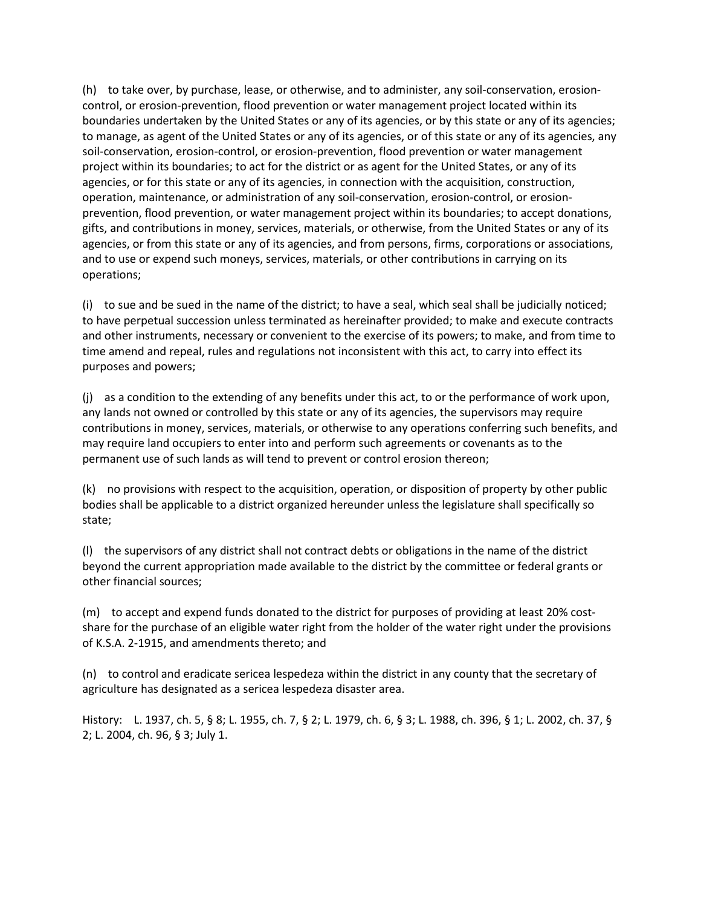(h) to take over, by purchase, lease, or otherwise, and to administer, any soil-conservation, erosion-control, or erosion-prevention, flood prevention or water management project located within its boundaries undertaken by the United States or any of its agencies, or by this state or any of its agencies; to manage, as agent of the United States or any of its agencies, or of this state or any of its agencies, any soil-conservation, erosion-control, or erosion-prevention, flood prevention or water management project within its boundaries; to act for the district or as agent for the United States, or any of its agencies, or for this state or any of its agencies, in connection with the acquisition, construction, operation, maintenance, or administration of any soil-conservation, erosion-control, or erosion-prevention, flood prevention, or water management project within its boundaries; to accept donations, gifts, and contributions in money, services, materials, or otherwise, from the United States or any of its agencies, or from this state or any of its agencies, and from persons, firms, corporations or associations, and to use or expend such moneys, services, materials, or other contributions in carrying on its operations;

(i) to sue and be sued in the name of the district; to have a seal, which seal shall be judicially noticed; to have perpetual succession unless terminated as hereinafter provided; to make and execute contracts and other instruments, necessary or convenient to the exercise of its powers; to make, and from time to time amend and repeal, rules and regulations not inconsistent with this act, to carry into effect its purposes and powers;

(j) as a condition to the extending of any benefits under this act, to or the performance of work upon, any lands not owned or controlled by this state or any of its agencies, the supervisors may require contributions in money, services, materials, or otherwise to any operations conferring such benefits, and may require land occupiers to enter into and perform such agreements or covenants as to the permanent use of such lands as will tend to prevent or control erosion thereon;

(k) no provisions with respect to the acquisition, operation, or disposition of property by other public bodies shall be applicable to a district organized hereunder unless the legislature shall specifically so state;

(l) the supervisors of any district shall not contract debts or obligations in the name of the district beyond the current appropriation made available to the district by the committee or federal grants or other financial sources;

(m) to accept and expend funds donated to the district for purposes of providing at least 20% cost-share for the purchase of an eligible water right from the holder of the water right under the provisions of K.S.A. 2-1915, and amendments thereto; and

(n) to control and eradicate sericea lespedeza within the district in any county that the secretary of agriculture has designated as a sericea lespedeza disaster area.

History: L. 1937, ch. 5, § 8; L. 1955, ch. 7, § 2; L. 1979, ch. 6, § 3; L. 1988, ch. 396, § 1; L. 2002, ch. 37, § 2; L. 2004, ch. 96, § 3; July 1.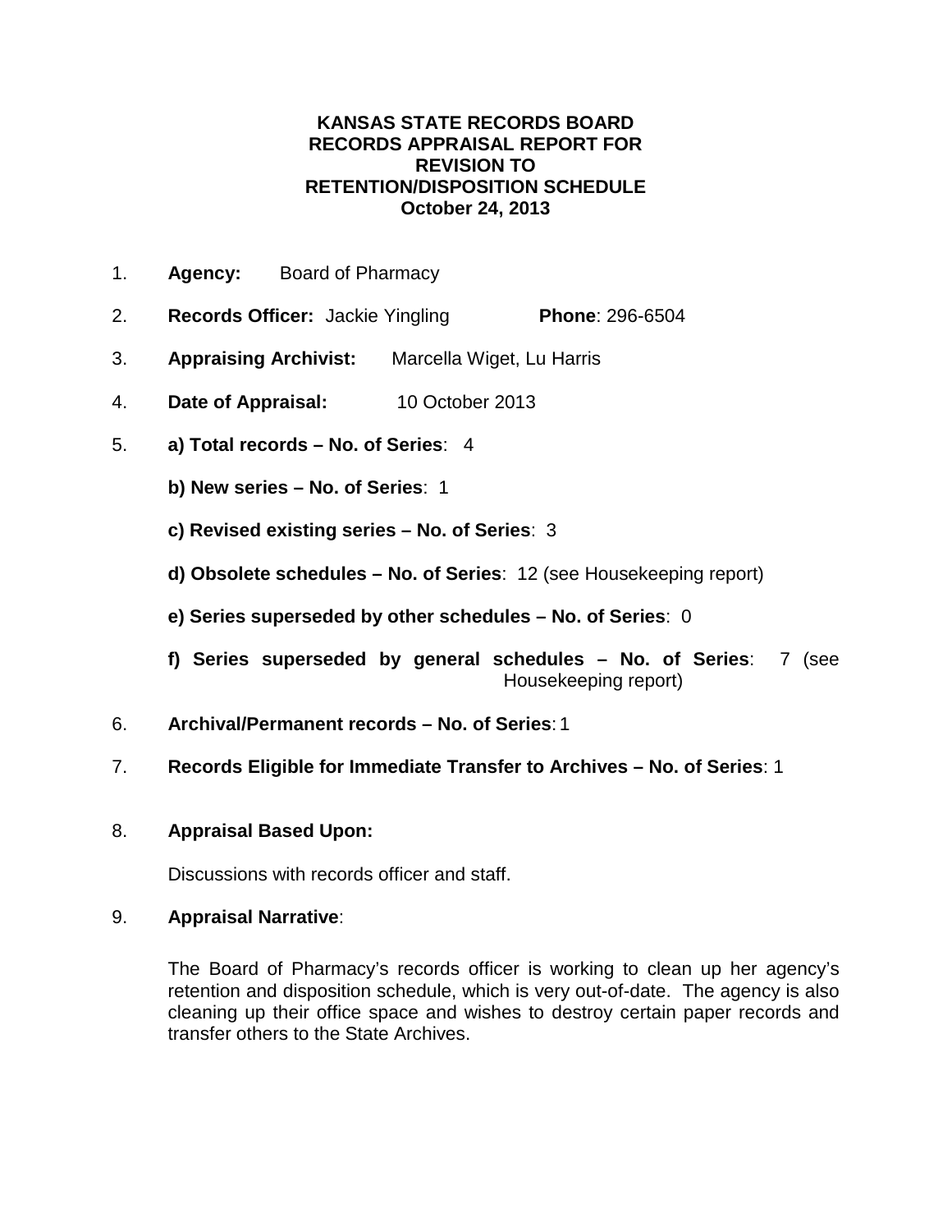# KANSAS STATE RECORDS BOARD
# RECORDS APPRAISAL REPORT FOR REVISION TO RETENTION/DISPOSITION SCHEDULE
## October 24, 2013

1. **Agency:** Board of Pharmacy

2. **Records Officer:** Jackie Yingling **Phone**: 296-6504

3. **Appraising Archivist:** Marcella Wiget, Lu Harris

4. **Date of Appraisal:** 10 October 2013

5. **a) Total records – No. of Series**: 4

   **b) New series – No. of Series**: 1

   **c) Revised existing series – No. of Series**: 3

   **d) Obsolete schedules – No. of Series**: 12 (see Housekeeping report)

   **e) Series superseded by other schedules – No. of Series**: 0

   **f) Series superseded by general schedules – No. of Series**: 7 (see Housekeeping report)

6. **Archival/Permanent records – No. of Series**: 1

7. **Records Eligible for Immediate Transfer to Archives – No. of Series**: 1

8. **Appraisal Based Upon:**

   Discussions with records officer and staff.

9. **Appraisal Narrative**:

   The Board of Pharmacy's records officer is working to clean up her agency's retention and disposition schedule, which is very out-of-date. The agency is also cleaning up their office space and wishes to destroy certain paper records and transfer others to the State Archives.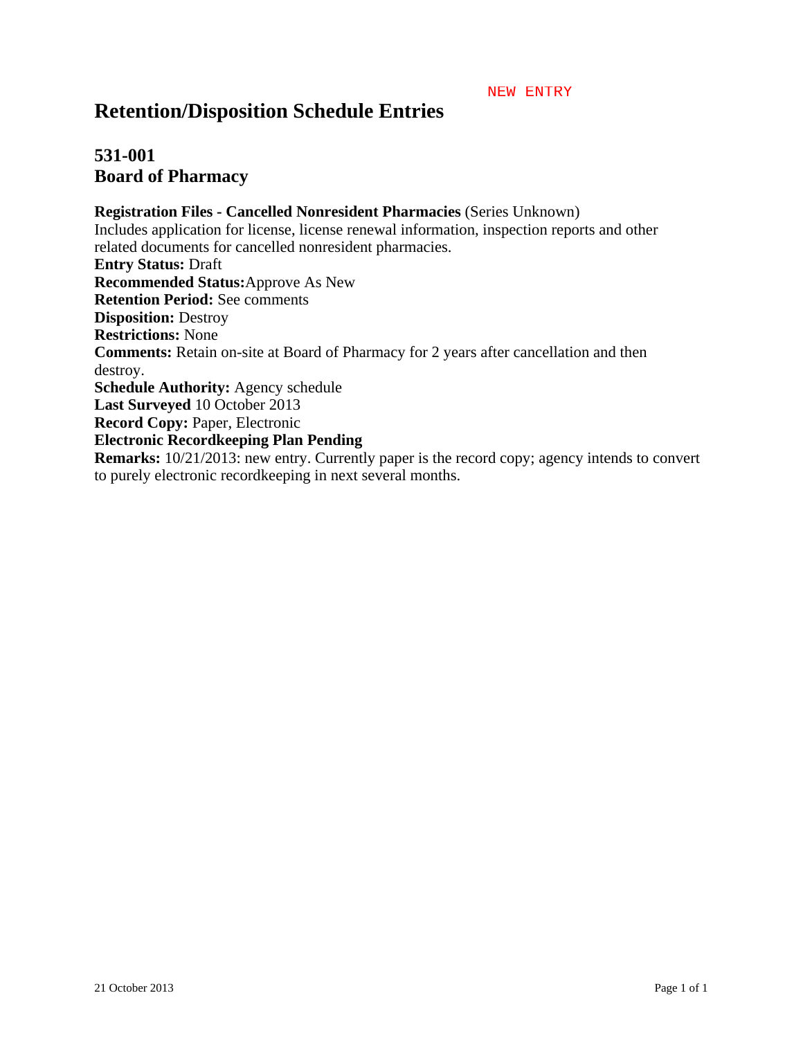NEW ENTRY

# Retention/Disposition Schedule Entries

## 531-001
## Board of Pharmacy

**Registration Files - Cancelled Nonresident Pharmacies** (Series Unknown)
Includes application for license, license renewal information, inspection reports and other related documents for cancelled nonresident pharmacies.
**Entry Status:** Draft
**Recommended Status:** Approve As New
**Retention Period:** See comments
**Disposition:** Destroy
**Restrictions:** None
**Comments:** Retain on-site at Board of Pharmacy for 2 years after cancellation and then destroy.
**Schedule Authority:** Agency schedule
**Last Surveyed** 10 October 2013
**Record Copy:** Paper, Electronic
**Electronic Recordkeeping Plan Pending**
**Remarks:** 10/21/2013: new entry. Currently paper is the record copy; agency intends to convert to purely electronic recordkeeping in next several months.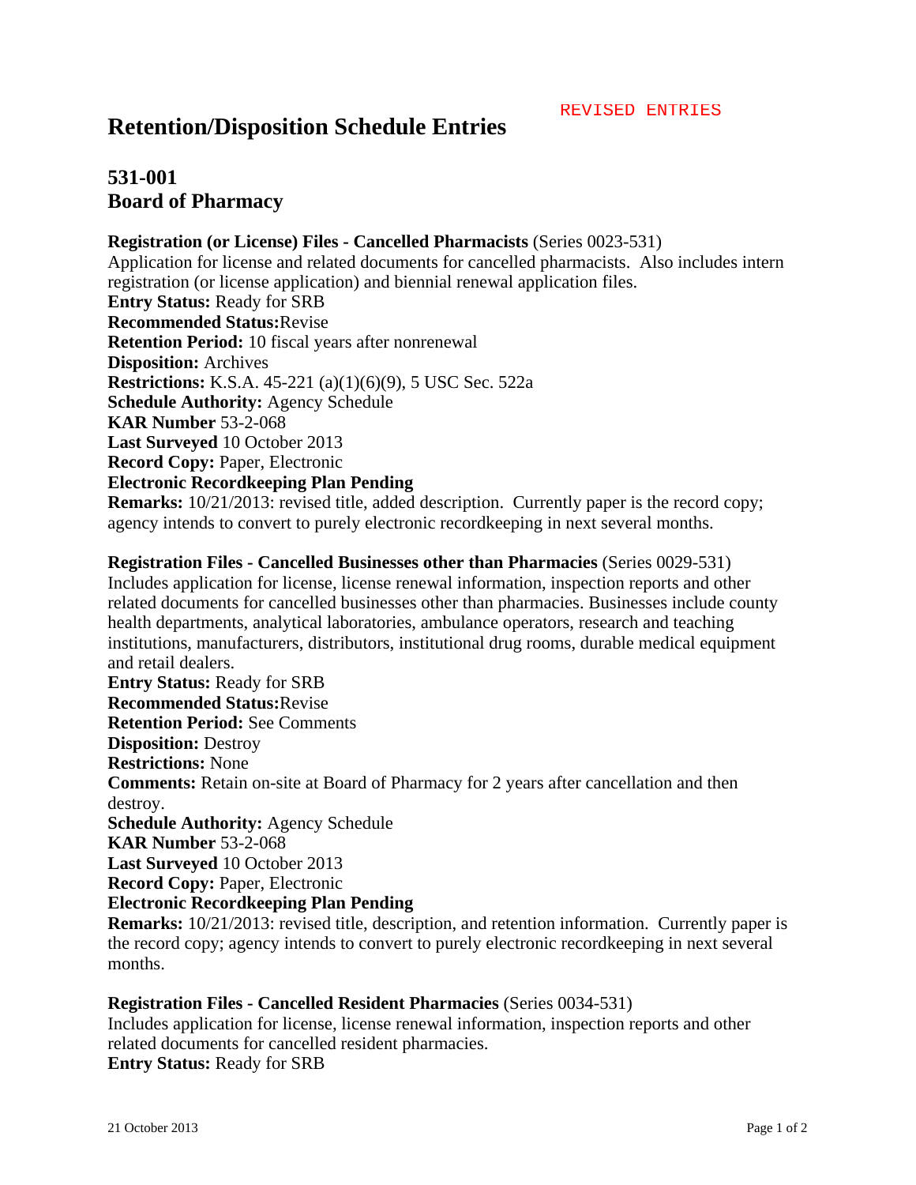REVISED ENTRIES

# Retention/Disposition Schedule Entries

## 531-001
## Board of Pharmacy

**Registration (or License) Files - Cancelled Pharmacists** (Series 0023-531)
Application for license and related documents for cancelled pharmacists. Also includes intern registration (or license application) and biennial renewal application files.
**Entry Status:** Ready for SRB
**Recommended Status:**Revise
**Retention Period:** 10 fiscal years after nonrenewal
**Disposition:** Archives
**Restrictions:** K.S.A. 45-221 (a)(1)(6)(9), 5 USC Sec. 522a
**Schedule Authority:** Agency Schedule
**KAR Number** 53-2-068
**Last Surveyed** 10 October 2013
**Record Copy:** Paper, Electronic
**Electronic Recordkeeping Plan Pending**
**Remarks:** 10/21/2013: revised title, added description. Currently paper is the record copy; agency intends to convert to purely electronic recordkeeping in next several months.

**Registration Files - Cancelled Businesses other than Pharmacies** (Series 0029-531)
Includes application for license, license renewal information, inspection reports and other related documents for cancelled businesses other than pharmacies. Businesses include county health departments, analytical laboratories, ambulance operators, research and teaching institutions, manufacturers, distributors, institutional drug rooms, durable medical equipment and retail dealers.
**Entry Status:** Ready for SRB
**Recommended Status:**Revise
**Retention Period:** See Comments
**Disposition:** Destroy
**Restrictions:** None
**Comments:** Retain on-site at Board of Pharmacy for 2 years after cancellation and then destroy.
**Schedule Authority:** Agency Schedule
**KAR Number** 53-2-068
**Last Surveyed** 10 October 2013
**Record Copy:** Paper, Electronic
**Electronic Recordkeeping Plan Pending**
**Remarks:** 10/21/2013: revised title, description, and retention information. Currently paper is the record copy; agency intends to convert to purely electronic recordkeeping in next several months.

**Registration Files - Cancelled Resident Pharmacies** (Series 0034-531)
Includes application for license, license renewal information, inspection reports and other related documents for cancelled resident pharmacies.
**Entry Status:** Ready for SRB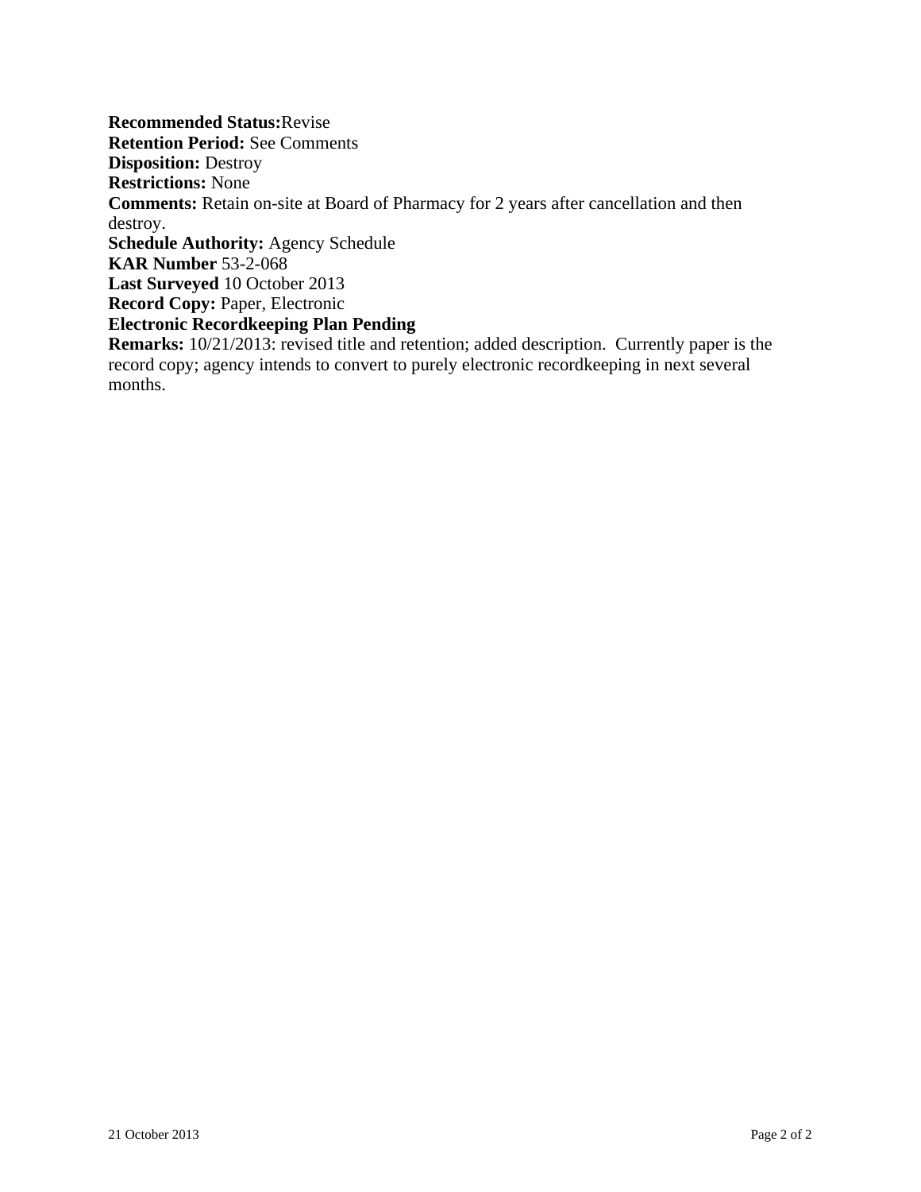**Recommended Status:**Revise
**Retention Period:** See Comments
**Disposition:** Destroy
**Restrictions:** None
**Comments:** Retain on-site at Board of Pharmacy for 2 years after cancellation and then destroy.
**Schedule Authority:** Agency Schedule
**KAR Number** 53-2-068
**Last Surveyed** 10 October 2013
**Record Copy:** Paper, Electronic
**Electronic Recordkeeping Plan Pending**
**Remarks:** 10/21/2013: revised title and retention; added description. Currently paper is the record copy; agency intends to convert to purely electronic recordkeeping in next several months.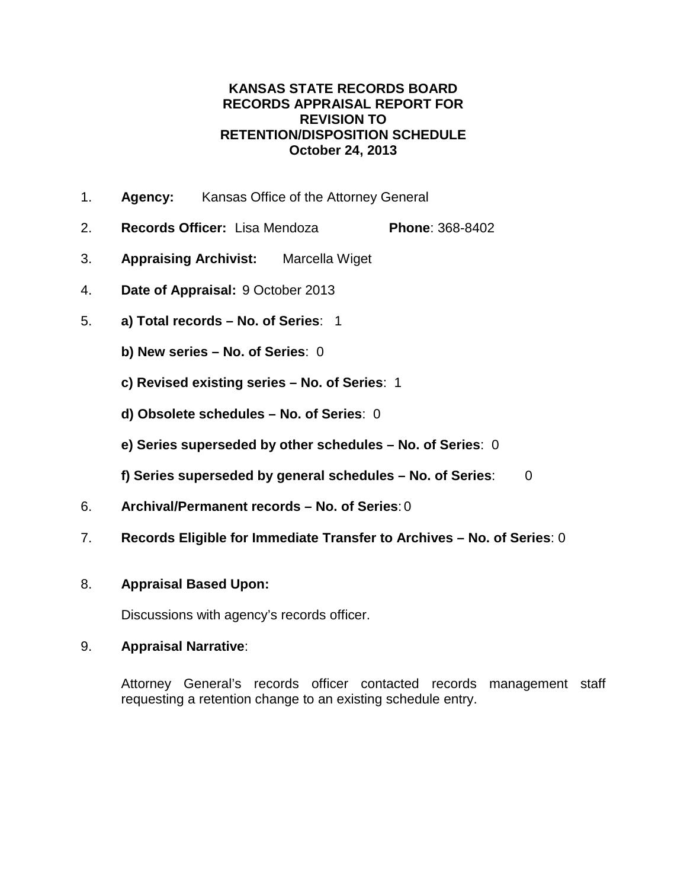# KANSAS STATE RECORDS BOARD
# RECORDS APPRAISAL REPORT FOR
# REVISION TO
# RETENTION/DISPOSITION SCHEDULE
# October 24, 2013

1. **Agency:** Kansas Office of the Attorney General

2. **Records Officer:** Lisa Mendoza **Phone**: 368-8402

3. **Appraising Archivist:** Marcella Wiget

4. **Date of Appraisal:** 9 October 2013

5. **a) Total records – No. of Series**: 1

   **b) New series – No. of Series**: 0

   **c) Revised existing series – No. of Series**: 1

   **d) Obsolete schedules – No. of Series**: 0

   **e) Series superseded by other schedules – No. of Series**: 0

   **f) Series superseded by general schedules – No. of Series**: 0

6. **Archival/Permanent records – No. of Series**: 0

7. **Records Eligible for Immediate Transfer to Archives – No. of Series**: 0

8. **Appraisal Based Upon:**

   Discussions with agency's records officer.

9. **Appraisal Narrative**:

   Attorney General's records officer contacted records management staff requesting a retention change to an existing schedule entry.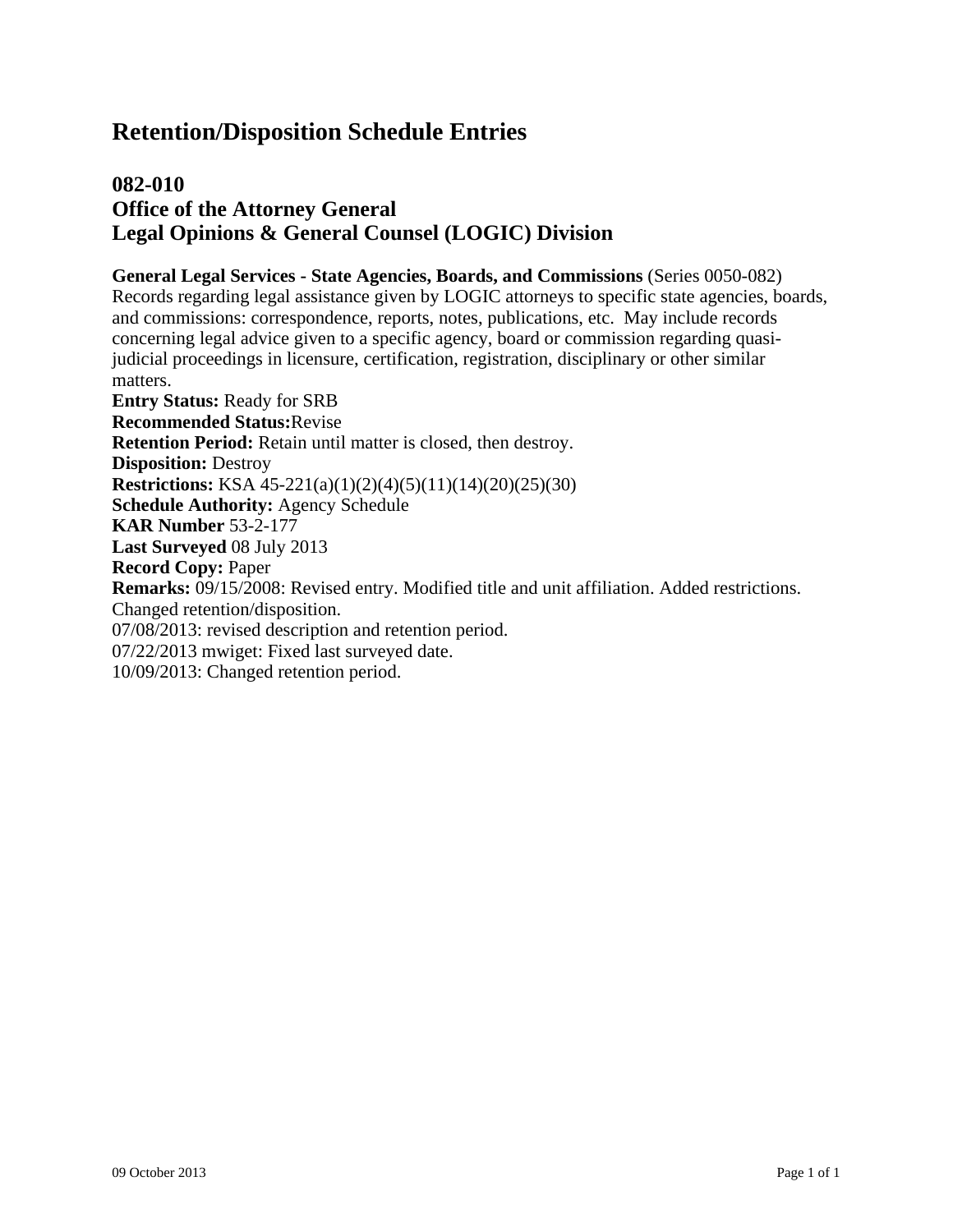# Retention/Disposition Schedule Entries

## 082-010
## Office of the Attorney General
## Legal Opinions & General Counsel (LOGIC) Division

**General Legal Services - State Agencies, Boards, and Commissions** (Series 0050-082)
Records regarding legal assistance given by LOGIC attorneys to specific state agencies, boards, and commissions: correspondence, reports, notes, publications, etc. May include records concerning legal advice given to a specific agency, board or commission regarding quasi-judicial proceedings in licensure, certification, registration, disciplinary or other similar matters.

**Entry Status:** Ready for SRB
**Recommended Status:**Revise
**Retention Period:** Retain until matter is closed, then destroy.
**Disposition:** Destroy
**Restrictions:** KSA 45-221(a)(1)(2)(4)(5)(11)(14)(20)(25)(30)
**Schedule Authority:** Agency Schedule
**KAR Number** 53-2-177
**Last Surveyed** 08 July 2013
**Record Copy:** Paper
**Remarks:** 09/15/2008: Revised entry. Modified title and unit affiliation. Added restrictions. Changed retention/disposition.
07/08/2013: revised description and retention period.
07/22/2013 mwiget: Fixed last surveyed date.
10/09/2013: Changed retention period.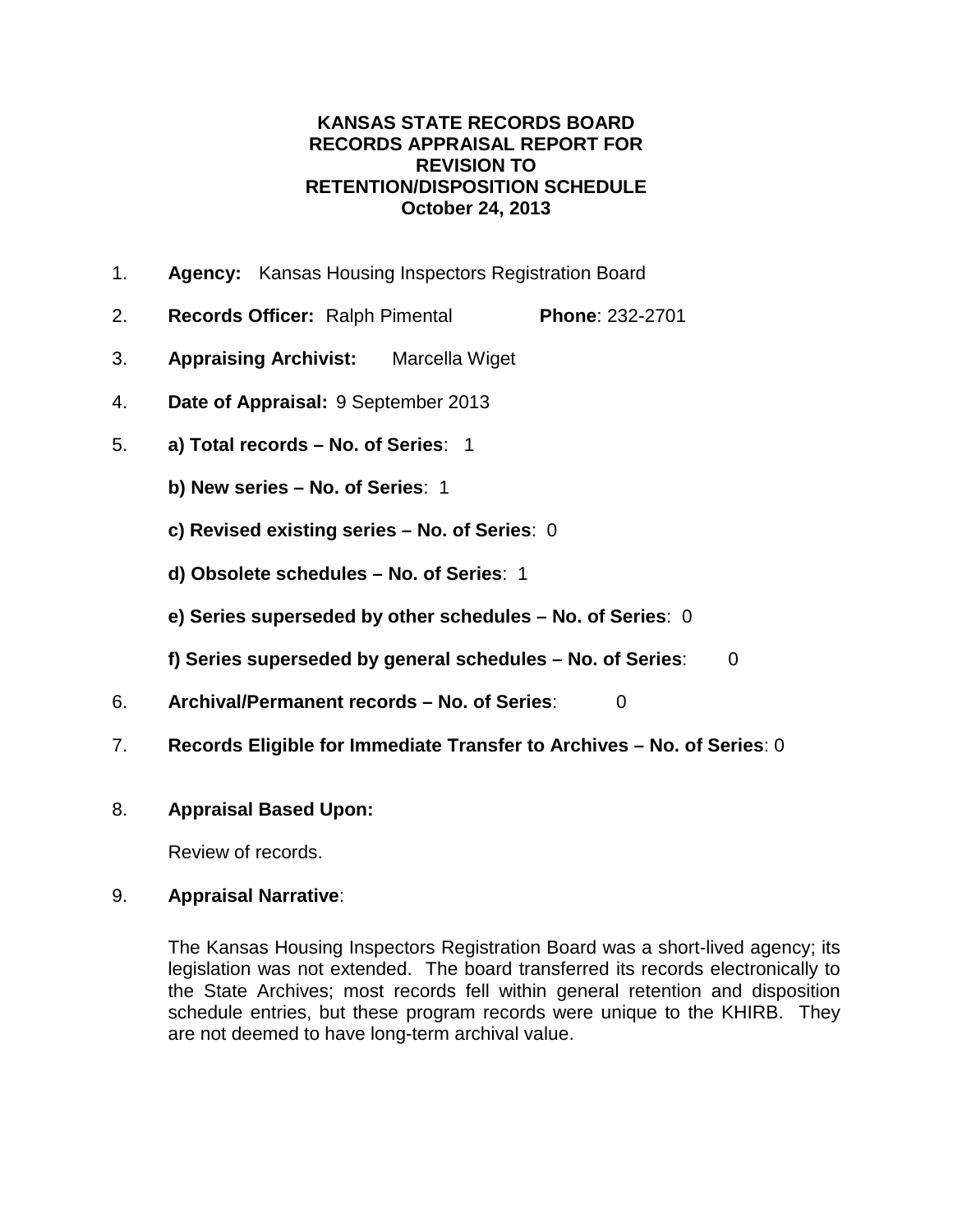**KANSAS STATE RECORDS BOARD**
**RECORDS APPRAISAL REPORT FOR**
**REVISION TO**
**RETENTION/DISPOSITION SCHEDULE**
**October 24, 2013**

1. **Agency:** Kansas Housing Inspectors Registration Board

2. **Records Officer:** Ralph Pimental **Phone**: 232-2701

3. **Appraising Archivist:** Marcella Wiget

4. **Date of Appraisal:** 9 September 2013

5. **a) Total records – No. of Series**: 1

   **b) New series – No. of Series**: 1

   **c) Revised existing series – No. of Series**: 0

   **d) Obsolete schedules – No. of Series**: 1

   **e) Series superseded by other schedules – No. of Series**: 0

   **f) Series superseded by general schedules – No. of Series**: 0

6. **Archival/Permanent records – No. of Series**: 0

7. **Records Eligible for Immediate Transfer to Archives – No. of Series**: 0

8. **Appraisal Based Upon:**

   Review of records.

9. **Appraisal Narrative**:

   The Kansas Housing Inspectors Registration Board was a short-lived agency; its legislation was not extended. The board transferred its records electronically to the State Archives; most records fell within general retention and disposition schedule entries, but these program records were unique to the KHIRB. They are not deemed to have long-term archival value.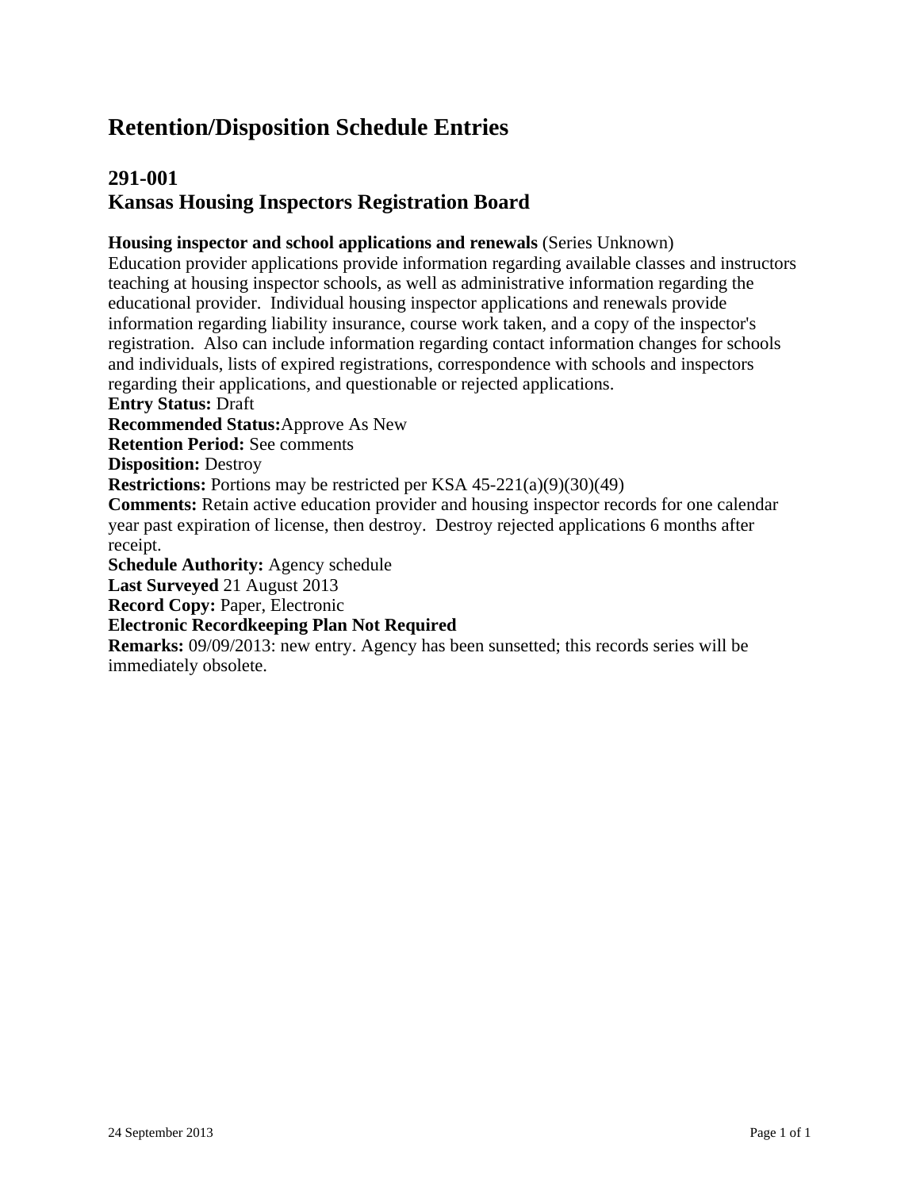# Retention/Disposition Schedule Entries

## 291-001
## Kansas Housing Inspectors Registration Board

**Housing inspector and school applications and renewals** (Series Unknown)
Education provider applications provide information regarding available classes and instructors teaching at housing inspector schools, as well as administrative information regarding the educational provider.  Individual housing inspector applications and renewals provide information regarding liability insurance, course work taken, and a copy of the inspector's registration.  Also can include information regarding contact information changes for schools and individuals, lists of expired registrations, correspondence with schools and inspectors regarding their applications, and questionable or rejected applications.
**Entry Status:** Draft
**Recommended Status:**Approve As New
**Retention Period:** See comments
**Disposition:** Destroy
**Restrictions:** Portions may be restricted per KSA 45-221(a)(9)(30)(49)
**Comments:** Retain active education provider and housing inspector records for one calendar year past expiration of license, then destroy.  Destroy rejected applications 6 months after receipt.
**Schedule Authority:** Agency schedule
**Last Surveyed** 21 August 2013
**Record Copy:** Paper, Electronic
**Electronic Recordkeeping Plan Not Required**
**Remarks:** 09/09/2013: new entry. Agency has been sunsetted; this records series will be immediately obsolete.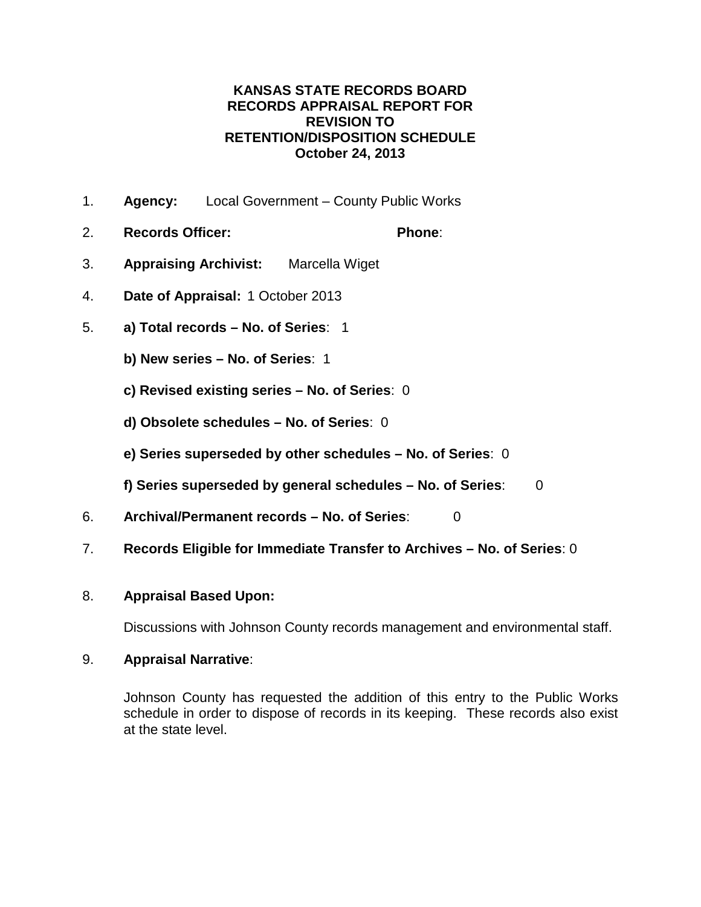**KANSAS STATE RECORDS BOARD**
**RECORDS APPRAISAL REPORT FOR**
**REVISION TO**
**RETENTION/DISPOSITION SCHEDULE**
**October 24, 2013**

1. **Agency:** Local Government – County Public Works

2. **Records Officer:** **Phone**:

3. **Appraising Archivist:** Marcella Wiget

4. **Date of Appraisal:** 1 October 2013

5. **a) Total records – No. of Series**: 1

   **b) New series – No. of Series**: 1

   **c) Revised existing series – No. of Series**: 0

   **d) Obsolete schedules – No. of Series**: 0

   **e) Series superseded by other schedules – No. of Series**: 0

   **f) Series superseded by general schedules – No. of Series**: 0

6. **Archival/Permanent records – No. of Series**: 0

7. **Records Eligible for Immediate Transfer to Archives – No. of Series**: 0

8. **Appraisal Based Upon:**

   Discussions with Johnson County records management and environmental staff.

9. **Appraisal Narrative**:

   Johnson County has requested the addition of this entry to the Public Works schedule in order to dispose of records in its keeping. These records also exist at the state level.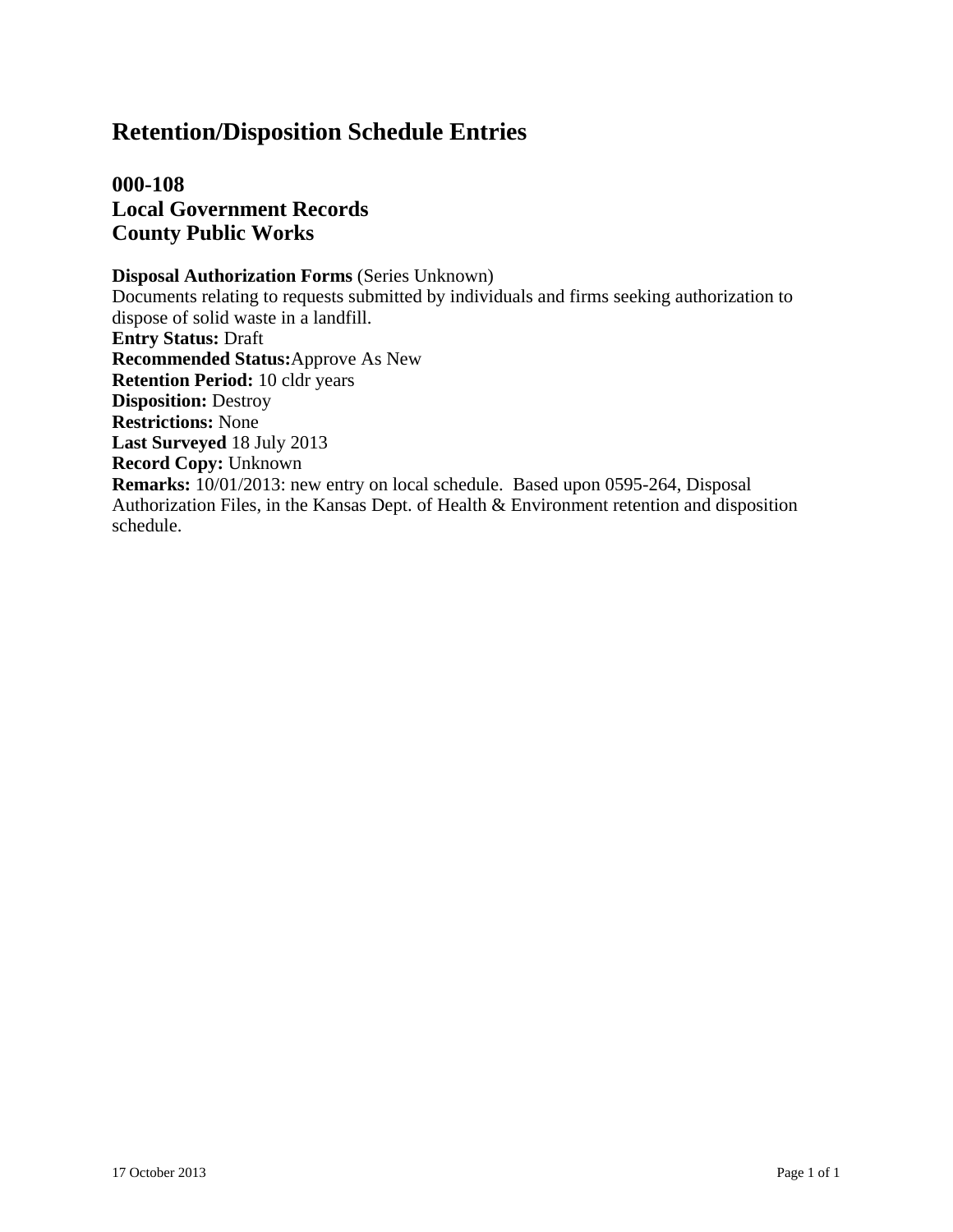# Retention/Disposition Schedule Entries

## 000-108
## Local Government Records
## County Public Works

**Disposal Authorization Forms** (Series Unknown)
Documents relating to requests submitted by individuals and firms seeking authorization to dispose of solid waste in a landfill.
**Entry Status:** Draft
**Recommended Status:**Approve As New
**Retention Period:** 10 cldr years
**Disposition:** Destroy
**Restrictions:** None
**Last Surveyed** 18 July 2013
**Record Copy:** Unknown
**Remarks:** 10/01/2013: new entry on local schedule. Based upon 0595-264, Disposal Authorization Files, in the Kansas Dept. of Health & Environment retention and disposition schedule.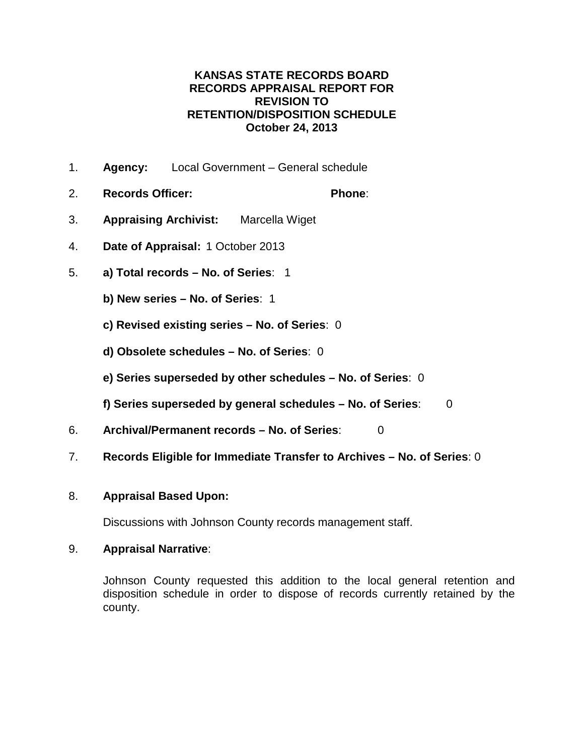**KANSAS STATE RECORDS BOARD**
**RECORDS APPRAISAL REPORT FOR**
**REVISION TO**
**RETENTION/DISPOSITION SCHEDULE**
**October 24, 2013**

1. **Agency:** Local Government – General schedule

2. **Records Officer:** **Phone**:

3. **Appraising Archivist:** Marcella Wiget

4. **Date of Appraisal:** 1 October 2013

5. **a) Total records – No. of Series**: 1

   **b) New series – No. of Series**: 1

   **c) Revised existing series – No. of Series**: 0

   **d) Obsolete schedules – No. of Series**: 0

   **e) Series superseded by other schedules – No. of Series**: 0

   **f) Series superseded by general schedules – No. of Series**: 0

6. **Archival/Permanent records – No. of Series**: 0

7. **Records Eligible for Immediate Transfer to Archives – No. of Series**: 0

8. **Appraisal Based Upon:**

   Discussions with Johnson County records management staff.

9. **Appraisal Narrative**:

   Johnson County requested this addition to the local general retention and disposition schedule in order to dispose of records currently retained by the county.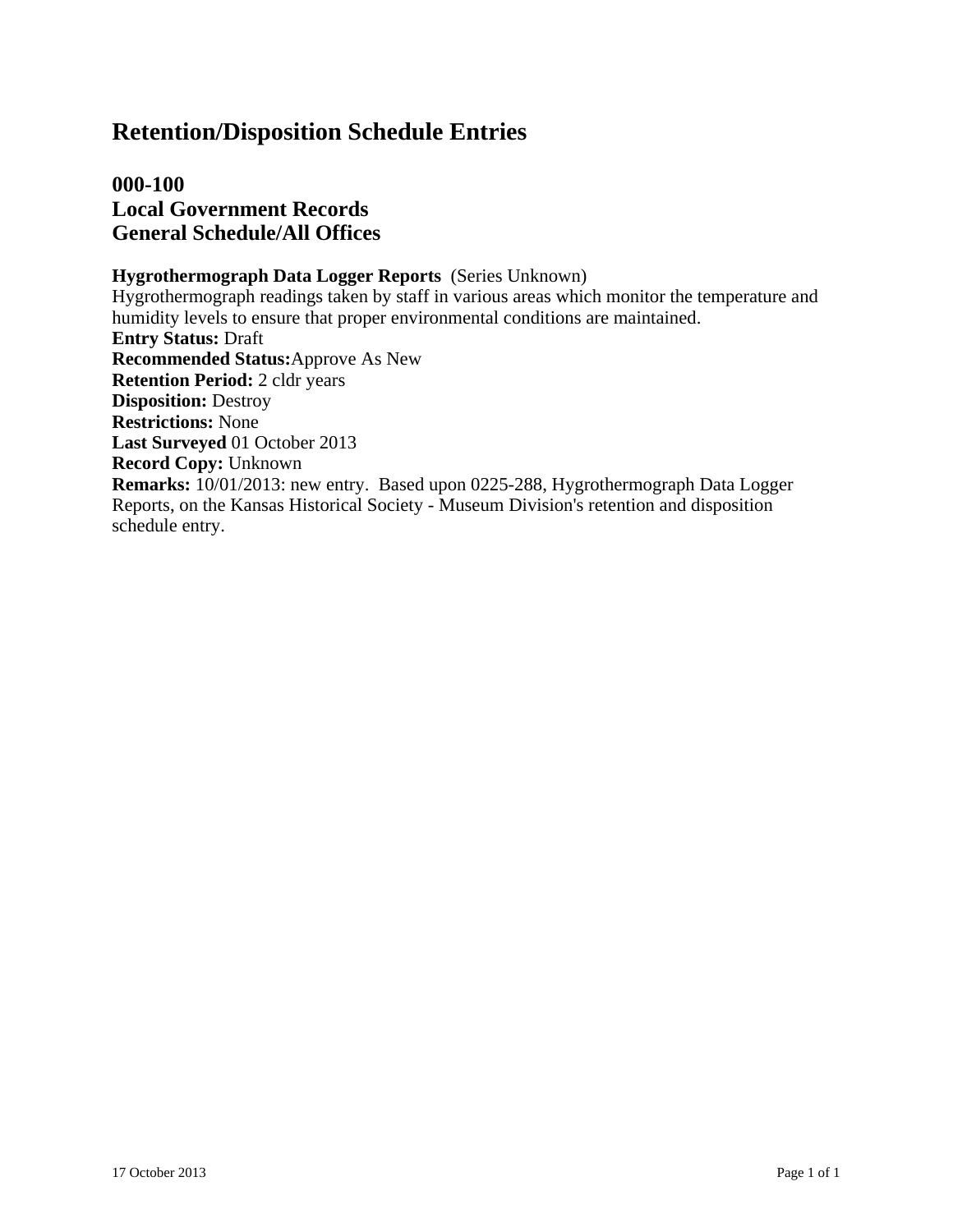# Retention/Disposition Schedule Entries

## 000-100
## Local Government Records
## General Schedule/All Offices

**Hygrothermograph Data Logger Reports** (Series Unknown)
Hygrothermograph readings taken by staff in various areas which monitor the temperature and humidity levels to ensure that proper environmental conditions are maintained.
**Entry Status:** Draft
**Recommended Status:** Approve As New
**Retention Period:** 2 cldr years
**Disposition:** Destroy
**Restrictions:** None
**Last Surveyed** 01 October 2013
**Record Copy:** Unknown
**Remarks:** 10/01/2013: new entry. Based upon 0225-288, Hygrothermograph Data Logger Reports, on the Kansas Historical Society - Museum Division's retention and disposition schedule entry.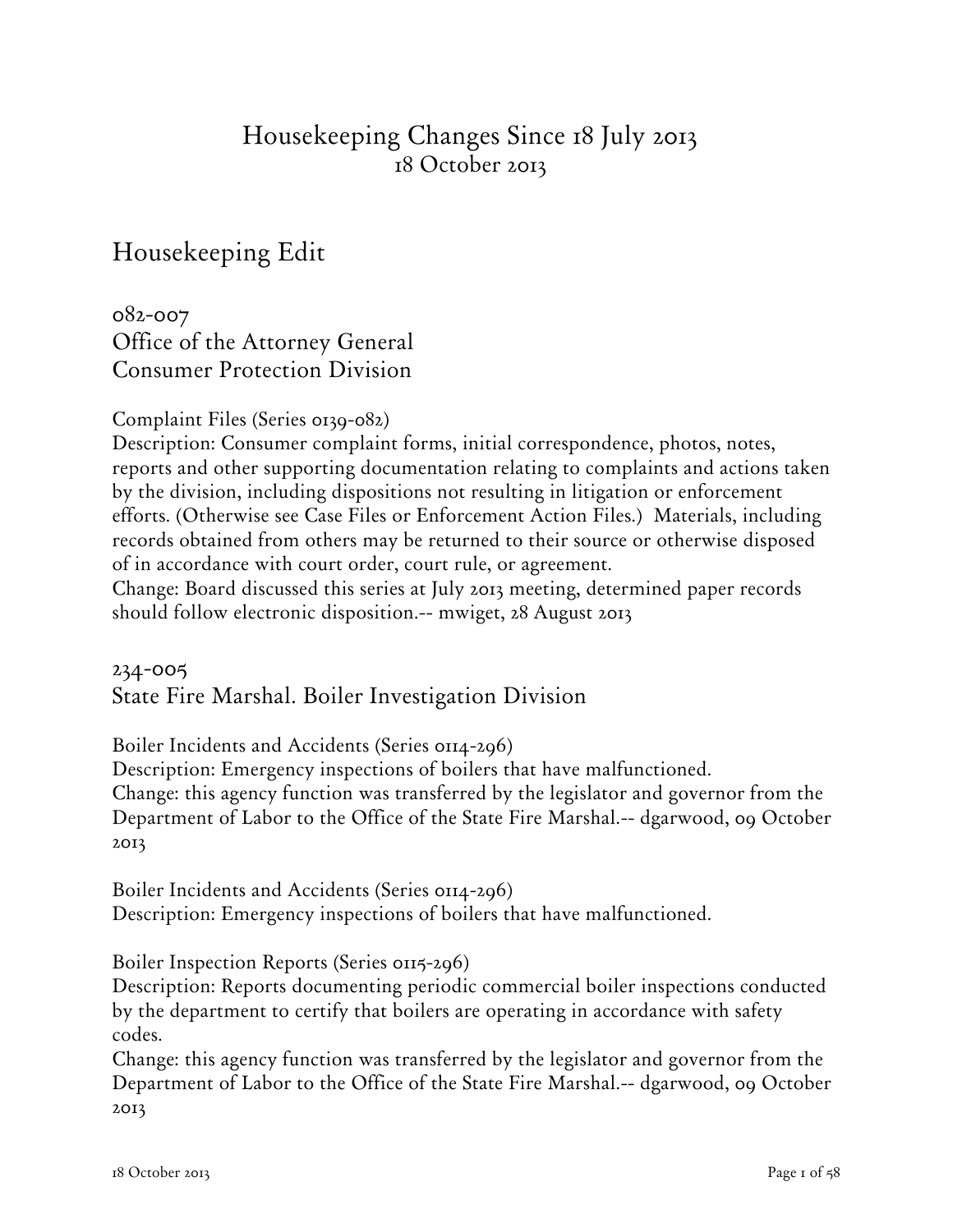# Housekeeping Changes Since 18 July 2013

18 October 2013

## Housekeeping Edit

### 082-007
### Office of the Attorney General
### Consumer Protection Division

Complaint Files (Series 0139-082)
Description: Consumer complaint forms, initial correspondence, photos, notes, reports and other supporting documentation relating to complaints and actions taken by the division, including dispositions not resulting in litigation or enforcement efforts. (Otherwise see Case Files or Enforcement Action Files.) Materials, including records obtained from others may be returned to their source or otherwise disposed of in accordance with court order, court rule, or agreement.
Change: Board discussed this series at July 2013 meeting, determined paper records should follow electronic disposition.-- mwiget, 28 August 2013

### 234-005
### State Fire Marshal. Boiler Investigation Division

Boiler Incidents and Accidents (Series 0114-296)
Description: Emergency inspections of boilers that have malfunctioned.
Change: this agency function was transferred by the legislator and governor from the Department of Labor to the Office of the State Fire Marshal.-- dgarwood, 09 October 2013

Boiler Incidents and Accidents (Series 0114-296)
Description: Emergency inspections of boilers that have malfunctioned.

Boiler Inspection Reports (Series 0115-296)
Description: Reports documenting periodic commercial boiler inspections conducted by the department to certify that boilers are operating in accordance with safety codes.
Change: this agency function was transferred by the legislator and governor from the Department of Labor to the Office of the State Fire Marshal.-- dgarwood, 09 October 2013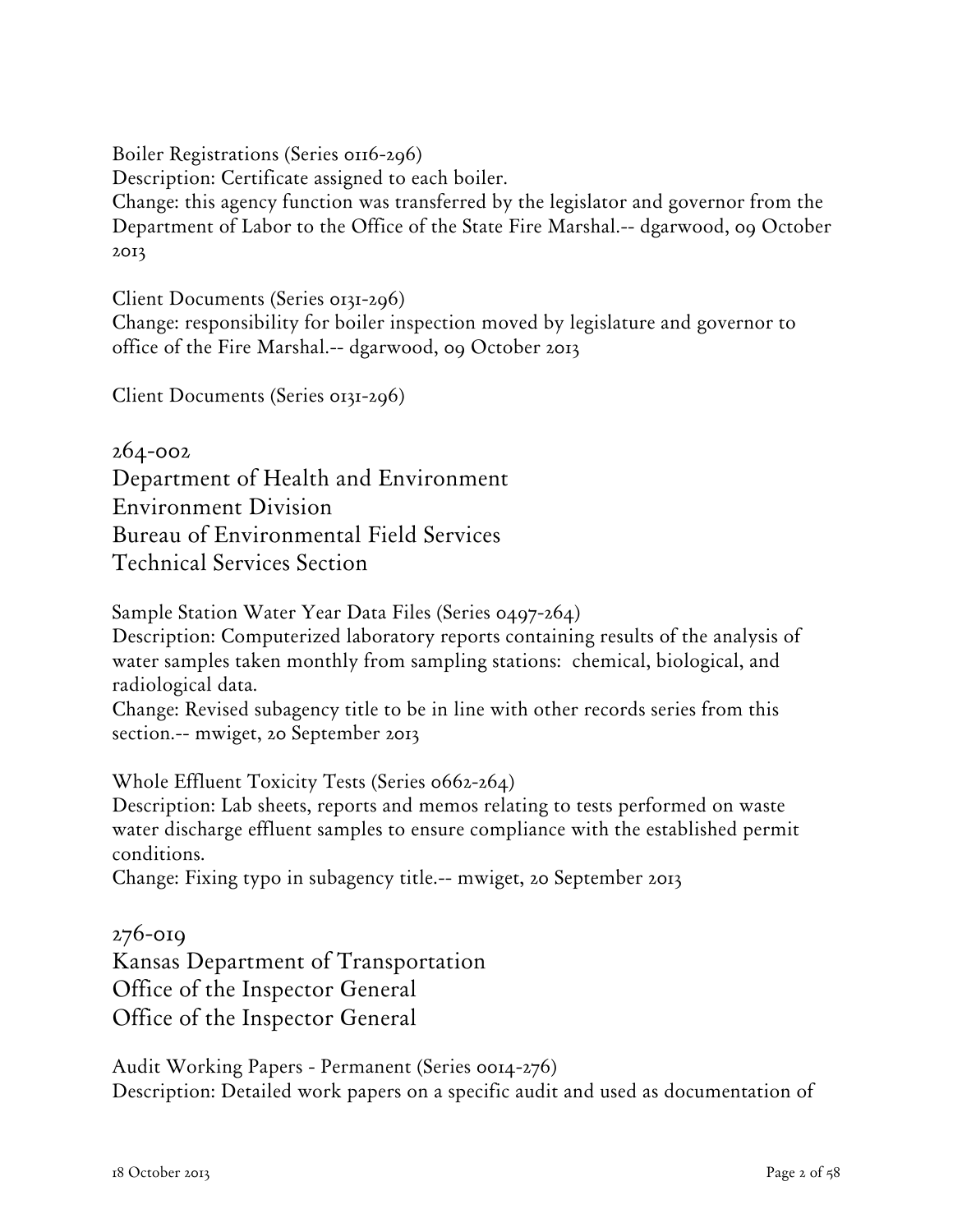Boiler Registrations (Series 0116-296)
Description: Certificate assigned to each boiler.
Change: this agency function was transferred by the legislator and governor from the Department of Labor to the Office of the State Fire Marshal.-- dgarwood, 09 October 2013

Client Documents (Series 0131-296)
Change: responsibility for boiler inspection moved by legislature and governor to office of the Fire Marshal.-- dgarwood, 09 October 2013

Client Documents (Series 0131-296)

## 264-002
## Department of Health and Environment
## Environment Division
## Bureau of Environmental Field Services
## Technical Services Section

Sample Station Water Year Data Files (Series 0497-264)
Description: Computerized laboratory reports containing results of the analysis of water samples taken monthly from sampling stations: chemical, biological, and radiological data.
Change: Revised subagency title to be in line with other records series from this section.-- mwiget, 20 September 2013

Whole Effluent Toxicity Tests (Series 0662-264)
Description: Lab sheets, reports and memos relating to tests performed on waste water discharge effluent samples to ensure compliance with the established permit conditions.
Change: Fixing typo in subagency title.-- mwiget, 20 September 2013

## 276-019
## Kansas Department of Transportation
## Office of the Inspector General
## Office of the Inspector General

Audit Working Papers - Permanent (Series 0014-276)
Description: Detailed work papers on a specific audit and used as documentation of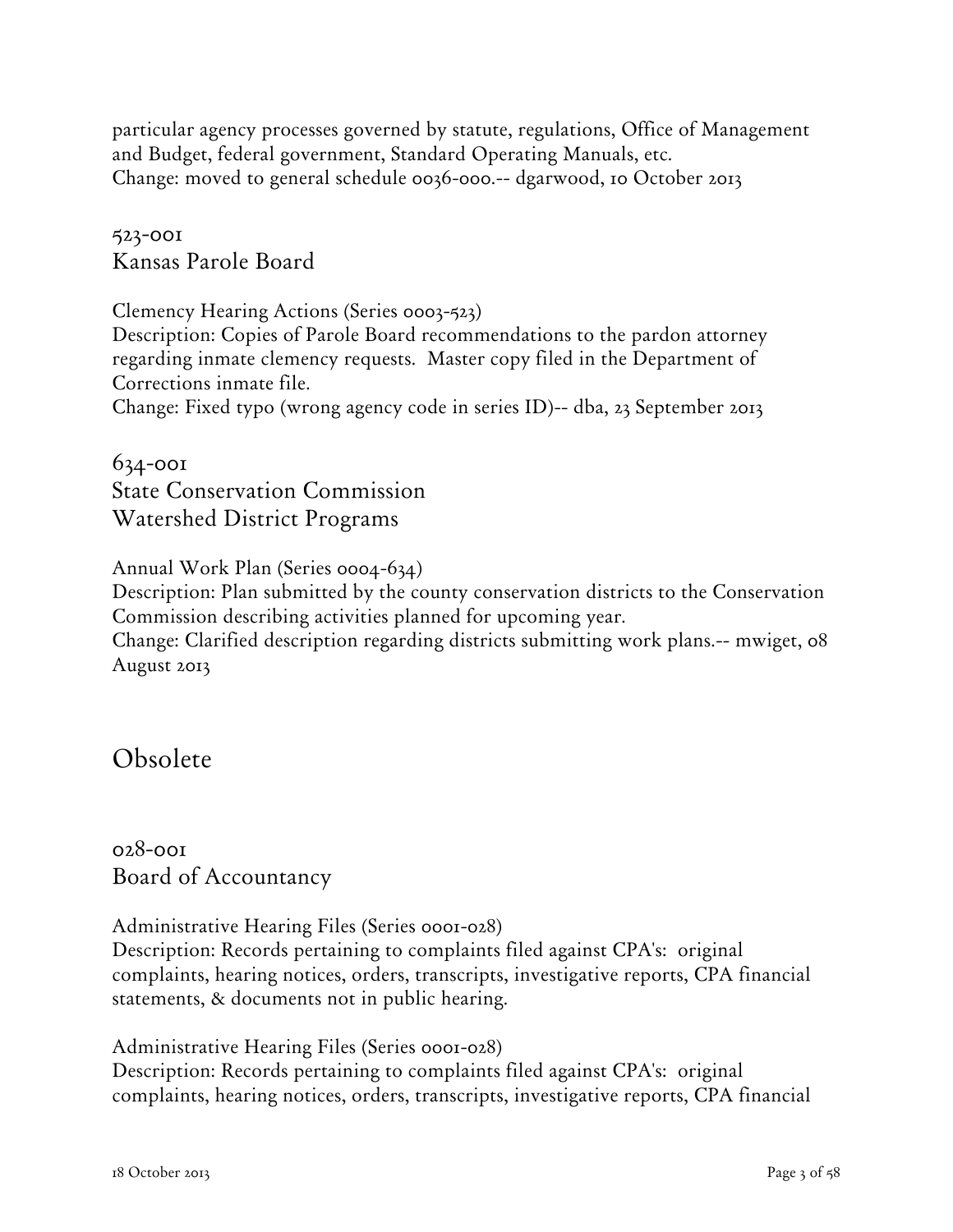particular agency processes governed by statute, regulations, Office of Management and Budget, federal government, Standard Operating Manuals, etc.
Change: moved to general schedule 0036-000.-- dgarwood, 10 October 2013

### 523-001
### Kansas Parole Board

Clemency Hearing Actions (Series 0003-523)
Description: Copies of Parole Board recommendations to the pardon attorney regarding inmate clemency requests. Master copy filed in the Department of Corrections inmate file.
Change: Fixed typo (wrong agency code in series ID)-- dba, 23 September 2013

### 634-001
### State Conservation Commission
### Watershed District Programs

Annual Work Plan (Series 0004-634)
Description: Plan submitted by the county conservation districts to the Conservation Commission describing activities planned for upcoming year.
Change: Clarified description regarding districts submitting work plans.-- mwiget, 08 August 2013

## Obsolete

### 028-001
### Board of Accountancy

Administrative Hearing Files (Series 0001-028)
Description: Records pertaining to complaints filed against CPA's: original complaints, hearing notices, orders, transcripts, investigative reports, CPA financial statements, & documents not in public hearing.

Administrative Hearing Files (Series 0001-028)
Description: Records pertaining to complaints filed against CPA's: original complaints, hearing notices, orders, transcripts, investigative reports, CPA financial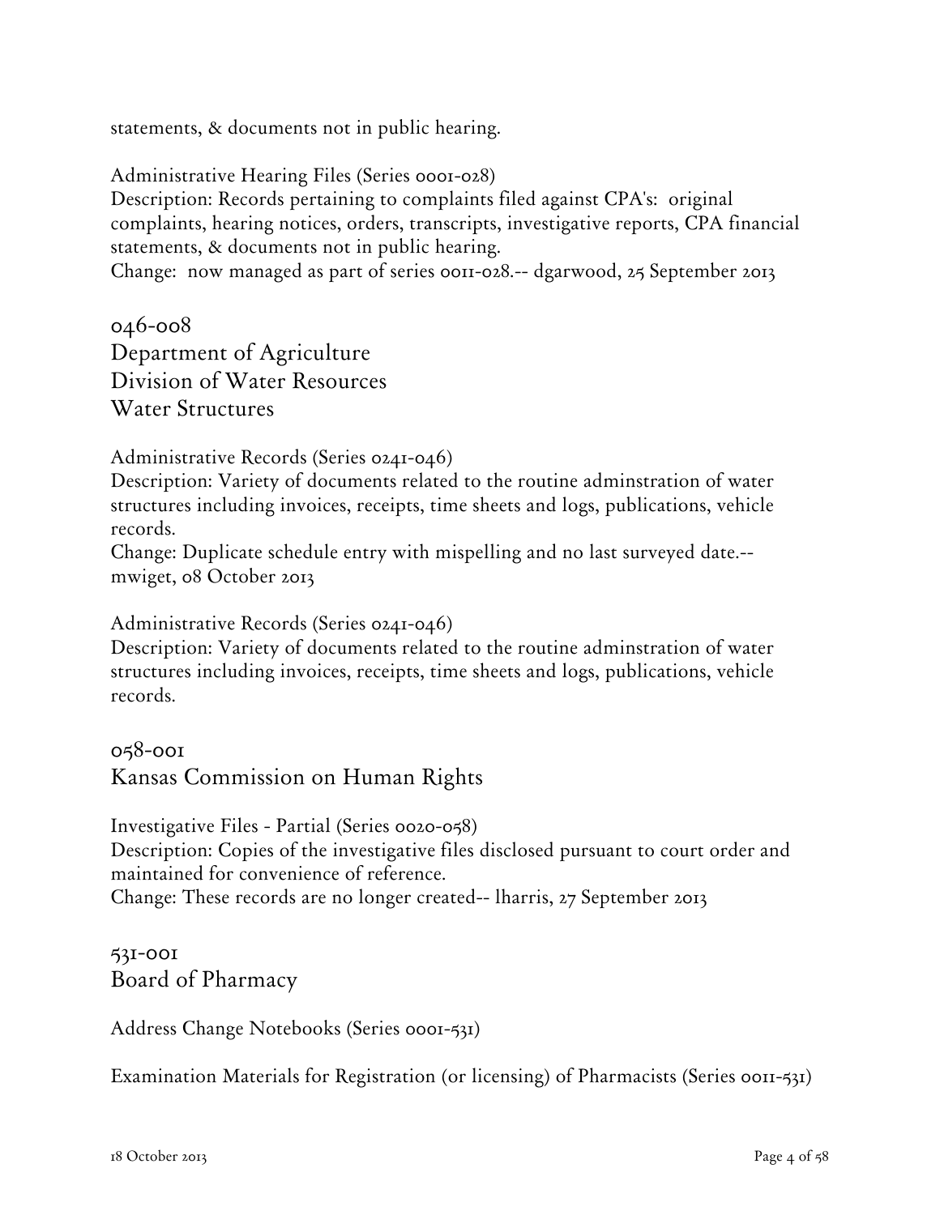statements, & documents not in public hearing.

Administrative Hearing Files (Series 0001-028)
Description: Records pertaining to complaints filed against CPA's: original complaints, hearing notices, orders, transcripts, investigative reports, CPA financial statements, & documents not in public hearing.
Change: now managed as part of series 0011-028.-- dgarwood, 25 September 2013

## 046-008
## Department of Agriculture
## Division of Water Resources
## Water Structures

Administrative Records (Series 0241-046)
Description: Variety of documents related to the routine adminstration of water structures including invoices, receipts, time sheets and logs, publications, vehicle records.
Change: Duplicate schedule entry with mispelling and no last surveyed date.-- mwiget, 08 October 2013

Administrative Records (Series 0241-046)
Description: Variety of documents related to the routine adminstration of water structures including invoices, receipts, time sheets and logs, publications, vehicle records.

## 058-001
## Kansas Commission on Human Rights

Investigative Files - Partial (Series 0020-058)
Description: Copies of the investigative files disclosed pursuant to court order and maintained for convenience of reference.
Change: These records are no longer created-- lharris, 27 September 2013

## 531-001
## Board of Pharmacy

Address Change Notebooks (Series 0001-531)

Examination Materials for Registration (or licensing) of Pharmacists (Series 0011-531)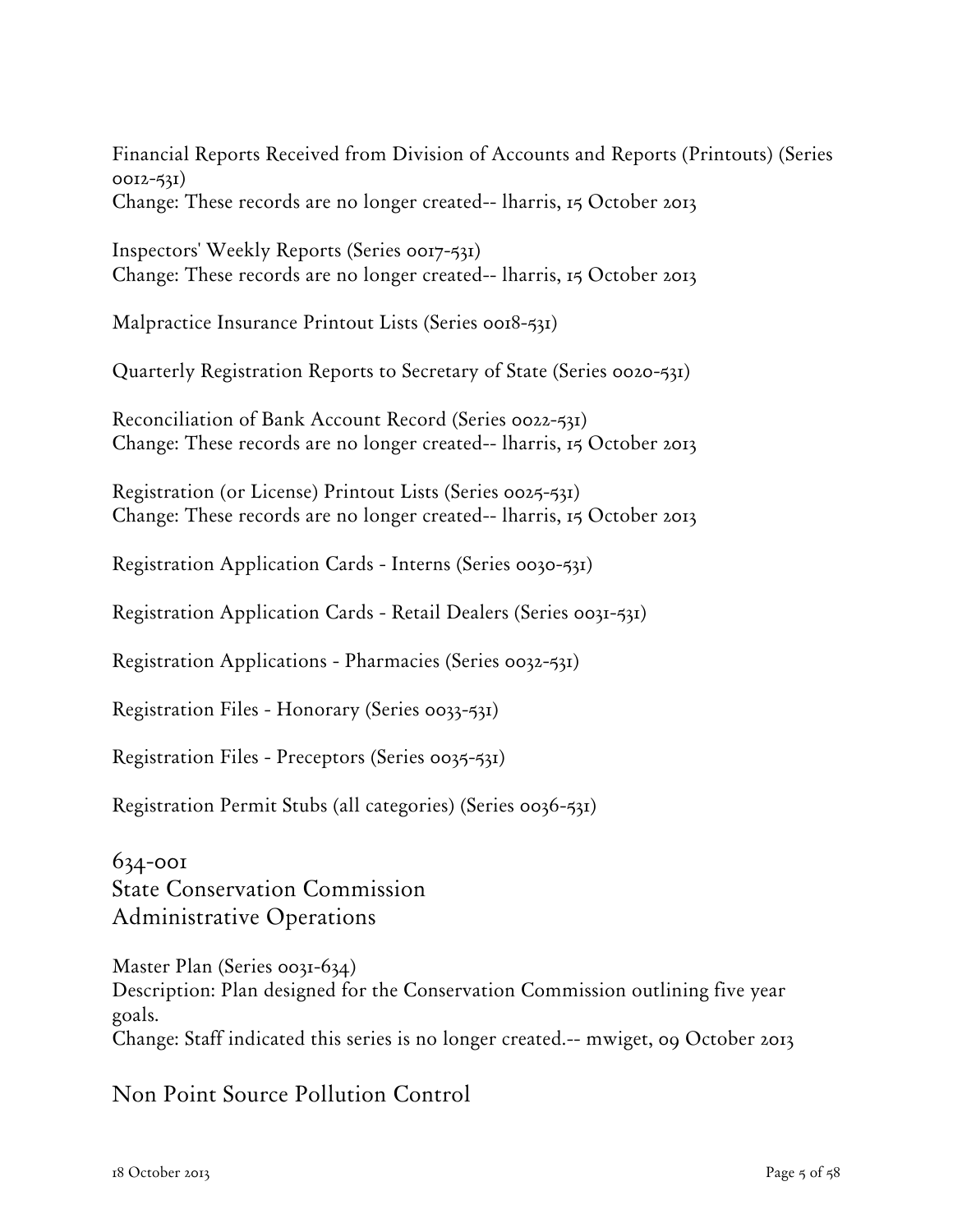Financial Reports Received from Division of Accounts and Reports (Printouts) (Series 0012-531)
Change: These records are no longer created-- lharris, 15 October 2013

Inspectors' Weekly Reports (Series 0017-531)
Change: These records are no longer created-- lharris, 15 October 2013

Malpractice Insurance Printout Lists (Series 0018-531)

Quarterly Registration Reports to Secretary of State (Series 0020-531)

Reconciliation of Bank Account Record (Series 0022-531)
Change: These records are no longer created-- lharris, 15 October 2013

Registration (or License) Printout Lists (Series 0025-531)
Change: These records are no longer created-- lharris, 15 October 2013

Registration Application Cards - Interns (Series 0030-531)

Registration Application Cards - Retail Dealers (Series 0031-531)

Registration Applications - Pharmacies (Series 0032-531)

Registration Files - Honorary (Series 0033-531)

Registration Files - Preceptors (Series 0035-531)

Registration Permit Stubs (all categories) (Series 0036-531)

## 634-001
## State Conservation Commission
## Administrative Operations

Master Plan (Series 0031-634)
Description: Plan designed for the Conservation Commission outlining five year goals.
Change: Staff indicated this series is no longer created.-- mwiget, 09 October 2013

## Non Point Source Pollution Control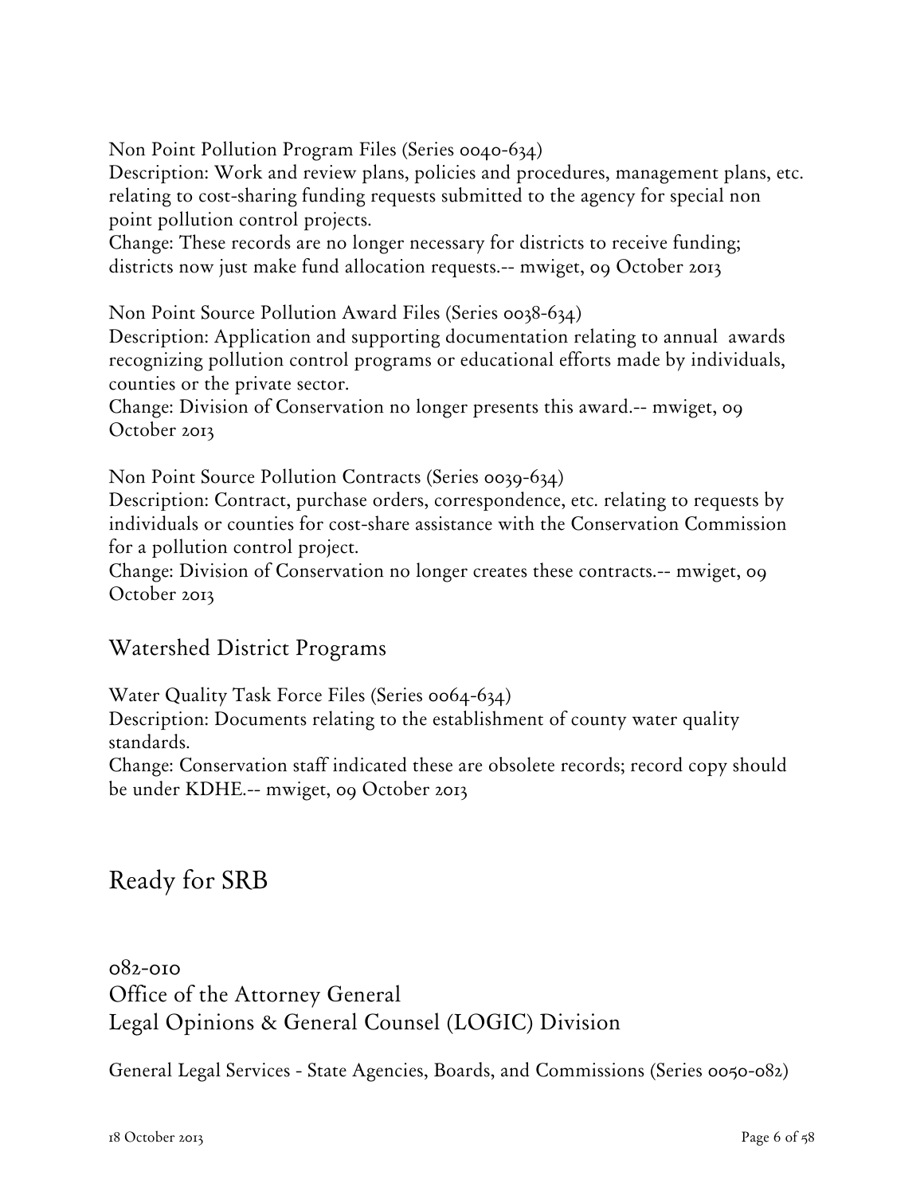Non Point Pollution Program Files (Series 0040-634)
Description: Work and review plans, policies and procedures, management plans, etc. relating to cost-sharing funding requests submitted to the agency for special non point pollution control projects.
Change: These records are no longer necessary for districts to receive funding; districts now just make fund allocation requests.-- mwiget, 09 October 2013

Non Point Source Pollution Award Files (Series 0038-634)
Description: Application and supporting documentation relating to annual awards recognizing pollution control programs or educational efforts made by individuals, counties or the private sector.
Change: Division of Conservation no longer presents this award.-- mwiget, 09 October 2013

Non Point Source Pollution Contracts (Series 0039-634)
Description: Contract, purchase orders, correspondence, etc. relating to requests by individuals or counties for cost-share assistance with the Conservation Commission for a pollution control project.
Change: Division of Conservation no longer creates these contracts.-- mwiget, 09 October 2013

### Watershed District Programs

Water Quality Task Force Files (Series 0064-634)
Description: Documents relating to the establishment of county water quality standards.
Change: Conservation staff indicated these are obsolete records; record copy should be under KDHE.-- mwiget, 09 October 2013

## Ready for SRB

### 082-010
### Office of the Attorney General
### Legal Opinions & General Counsel (LOGIC) Division

General Legal Services - State Agencies, Boards, and Commissions (Series 0050-082)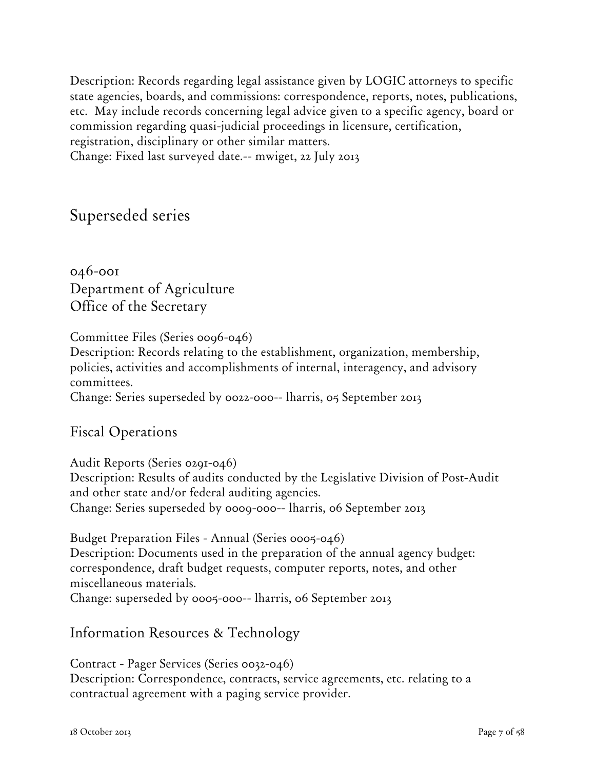Description: Records regarding legal assistance given by LOGIC attorneys to specific state agencies, boards, and commissions: correspondence, reports, notes, publications, etc. May include records concerning legal advice given to a specific agency, board or commission regarding quasi-judicial proceedings in licensure, certification, registration, disciplinary or other similar matters.
Change: Fixed last surveyed date.-- mwiget, 22 July 2013

# Superseded series

## 046-001
## Department of Agriculture
## Office of the Secretary

Committee Files (Series 0096-046)
Description: Records relating to the establishment, organization, membership, policies, activities and accomplishments of internal, interagency, and advisory committees.
Change: Series superseded by 0022-000-- lharris, 05 September 2013

### Fiscal Operations

Audit Reports (Series 0291-046)
Description: Results of audits conducted by the Legislative Division of Post-Audit and other state and/or federal auditing agencies.
Change: Series superseded by 0009-000-- lharris, 06 September 2013

Budget Preparation Files - Annual (Series 0005-046)
Description: Documents used in the preparation of the annual agency budget: correspondence, draft budget requests, computer reports, notes, and other miscellaneous materials.
Change: superseded by 0005-000-- lharris, 06 September 2013

### Information Resources & Technology

Contract - Pager Services (Series 0032-046)
Description: Correspondence, contracts, service agreements, etc. relating to a contractual agreement with a paging service provider.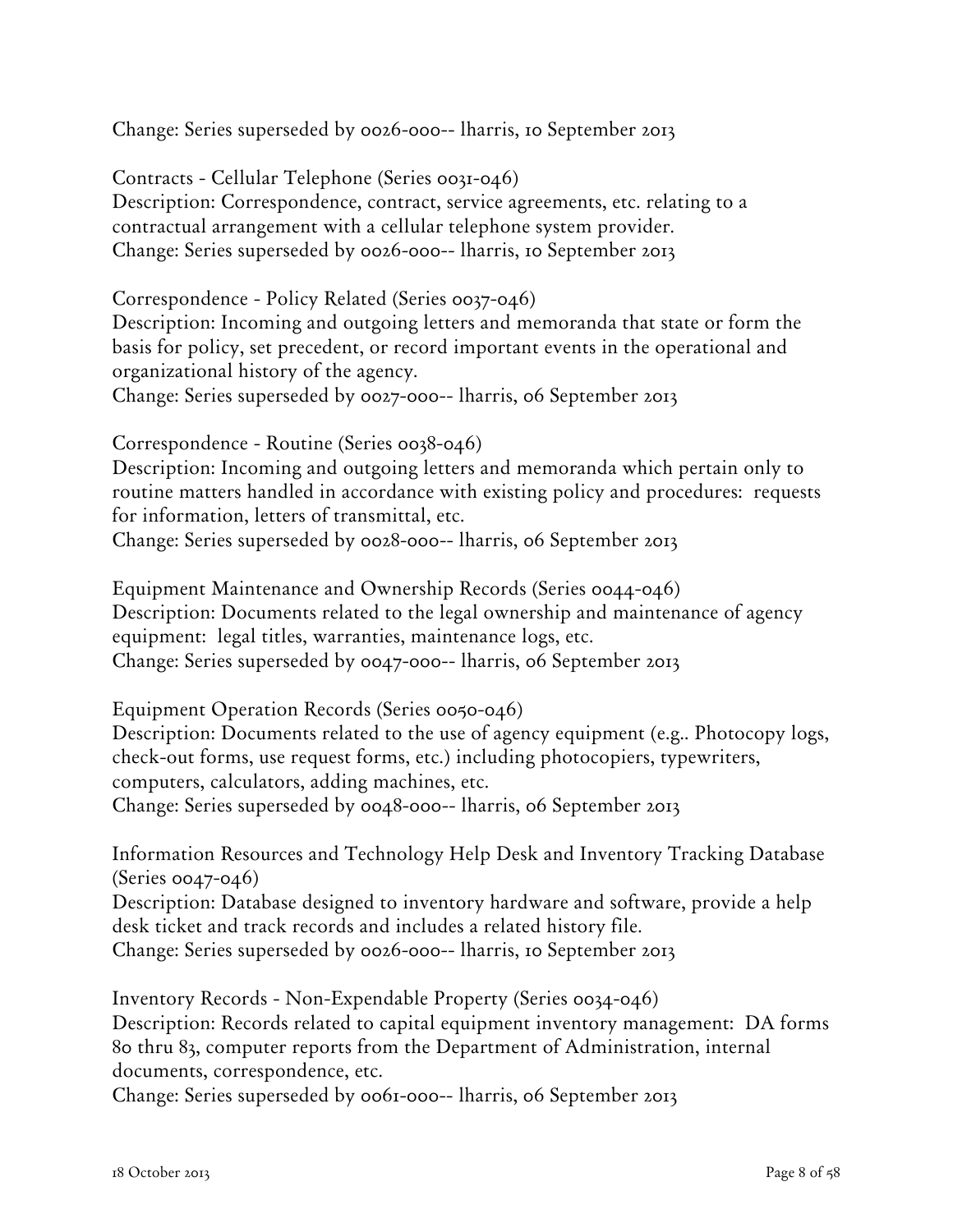Change: Series superseded by 0026-000-- lharris, 10 September 2013

Contracts - Cellular Telephone (Series 0031-046)
Description: Correspondence, contract, service agreements, etc. relating to a contractual arrangement with a cellular telephone system provider.
Change: Series superseded by 0026-000-- lharris, 10 September 2013

Correspondence - Policy Related (Series 0037-046)
Description: Incoming and outgoing letters and memoranda that state or form the basis for policy, set precedent, or record important events in the operational and organizational history of the agency.
Change: Series superseded by 0027-000-- lharris, 06 September 2013

Correspondence - Routine (Series 0038-046)
Description: Incoming and outgoing letters and memoranda which pertain only to routine matters handled in accordance with existing policy and procedures: requests for information, letters of transmittal, etc.
Change: Series superseded by 0028-000-- lharris, 06 September 2013

Equipment Maintenance and Ownership Records (Series 0044-046)
Description: Documents related to the legal ownership and maintenance of agency equipment: legal titles, warranties, maintenance logs, etc.
Change: Series superseded by 0047-000-- lharris, 06 September 2013

Equipment Operation Records (Series 0050-046)
Description: Documents related to the use of agency equipment (e.g.. Photocopy logs, check-out forms, use request forms, etc.) including photocopiers, typewriters, computers, calculators, adding machines, etc.
Change: Series superseded by 0048-000-- lharris, 06 September 2013

Information Resources and Technology Help Desk and Inventory Tracking Database (Series 0047-046)
Description: Database designed to inventory hardware and software, provide a help desk ticket and track records and includes a related history file.
Change: Series superseded by 0026-000-- lharris, 10 September 2013

Inventory Records - Non-Expendable Property (Series 0034-046)
Description: Records related to capital equipment inventory management: DA forms 80 thru 83, computer reports from the Department of Administration, internal documents, correspondence, etc.
Change: Series superseded by 0061-000-- lharris, 06 September 2013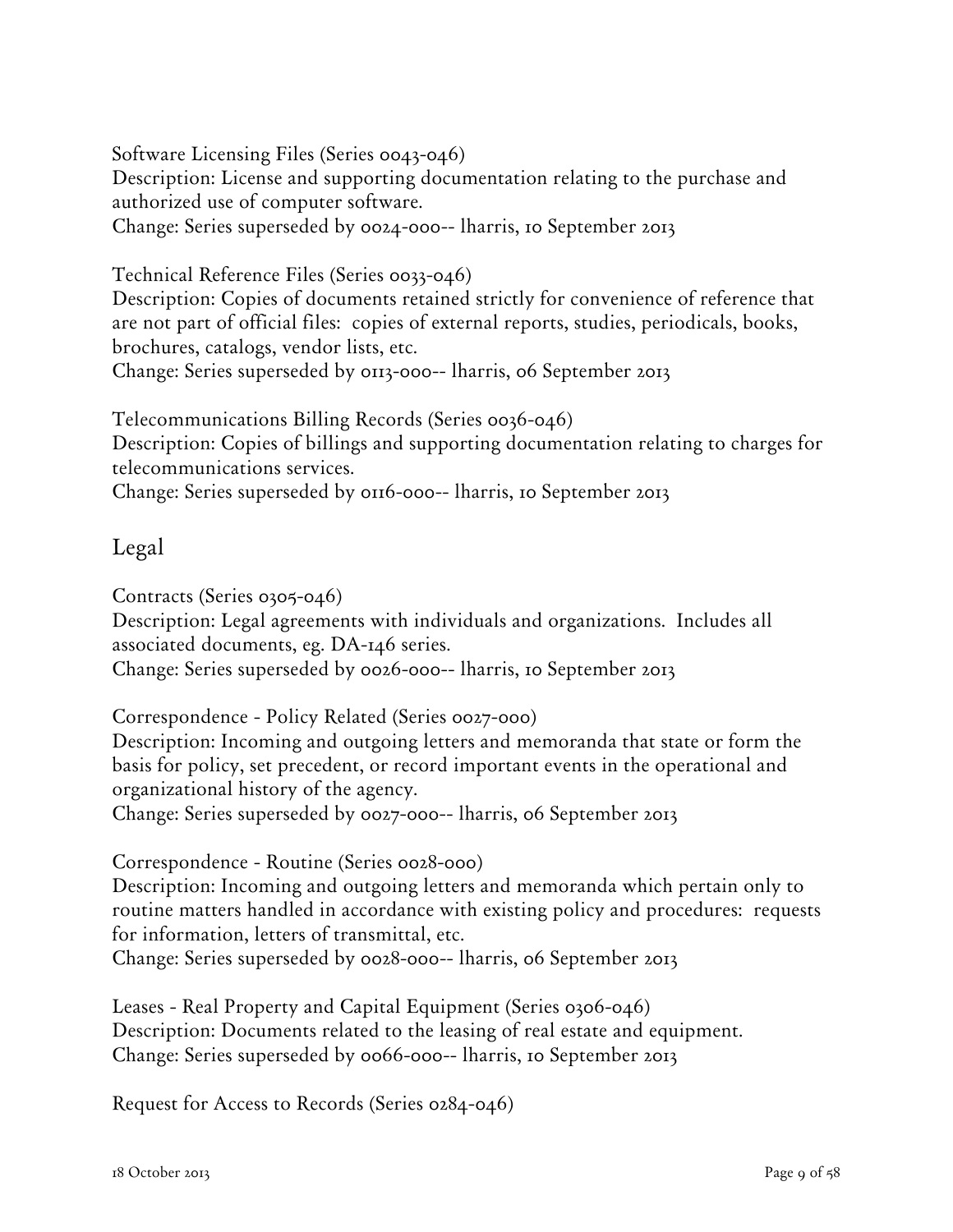Software Licensing Files (Series 0043-046)
Description: License and supporting documentation relating to the purchase and authorized use of computer software.
Change: Series superseded by 0024-000-- lharris, 10 September 2013

Technical Reference Files (Series 0033-046)
Description: Copies of documents retained strictly for convenience of reference that are not part of official files: copies of external reports, studies, periodicals, books, brochures, catalogs, vendor lists, etc.
Change: Series superseded by 0113-000-- lharris, 06 September 2013

Telecommunications Billing Records (Series 0036-046)
Description: Copies of billings and supporting documentation relating to charges for telecommunications services.
Change: Series superseded by 0116-000-- lharris, 10 September 2013

## Legal

Contracts (Series 0305-046)
Description: Legal agreements with individuals and organizations. Includes all associated documents, eg. DA-146 series.
Change: Series superseded by 0026-000-- lharris, 10 September 2013

Correspondence - Policy Related (Series 0027-000)
Description: Incoming and outgoing letters and memoranda that state or form the basis for policy, set precedent, or record important events in the operational and organizational history of the agency.
Change: Series superseded by 0027-000-- lharris, 06 September 2013

Correspondence - Routine (Series 0028-000)
Description: Incoming and outgoing letters and memoranda which pertain only to routine matters handled in accordance with existing policy and procedures: requests for information, letters of transmittal, etc.
Change: Series superseded by 0028-000-- lharris, 06 September 2013

Leases - Real Property and Capital Equipment (Series 0306-046)
Description: Documents related to the leasing of real estate and equipment.
Change: Series superseded by 0066-000-- lharris, 10 September 2013

Request for Access to Records (Series 0284-046)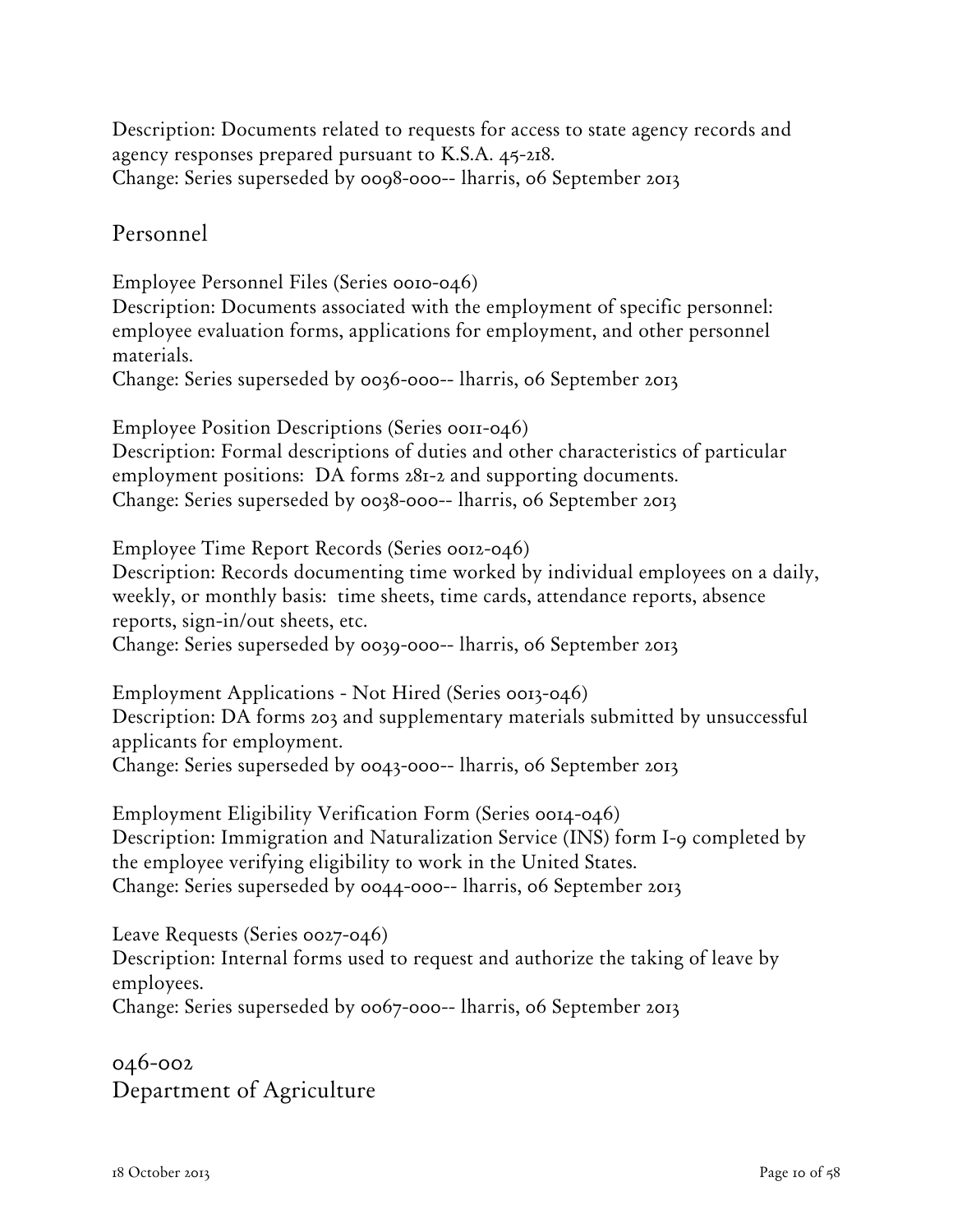Description: Documents related to requests for access to state agency records and agency responses prepared pursuant to K.S.A. 45-218.
Change: Series superseded by 0098-000-- lharris, 06 September 2013

## Personnel

Employee Personnel Files (Series 0010-046)
Description: Documents associated with the employment of specific personnel: employee evaluation forms, applications for employment, and other personnel materials.
Change: Series superseded by 0036-000-- lharris, 06 September 2013

Employee Position Descriptions (Series 0011-046)
Description: Formal descriptions of duties and other characteristics of particular employment positions: DA forms 281-2 and supporting documents.
Change: Series superseded by 0038-000-- lharris, 06 September 2013

Employee Time Report Records (Series 0012-046)
Description: Records documenting time worked by individual employees on a daily, weekly, or monthly basis: time sheets, time cards, attendance reports, absence reports, sign-in/out sheets, etc.
Change: Series superseded by 0039-000-- lharris, 06 September 2013

Employment Applications - Not Hired (Series 0013-046)
Description: DA forms 203 and supplementary materials submitted by unsuccessful applicants for employment.
Change: Series superseded by 0043-000-- lharris, 06 September 2013

Employment Eligibility Verification Form (Series 0014-046)
Description: Immigration and Naturalization Service (INS) form I-9 completed by the employee verifying eligibility to work in the United States.
Change: Series superseded by 0044-000-- lharris, 06 September 2013

Leave Requests (Series 0027-046)
Description: Internal forms used to request and authorize the taking of leave by employees.
Change: Series superseded by 0067-000-- lharris, 06 September 2013

# 046-002
# Department of Agriculture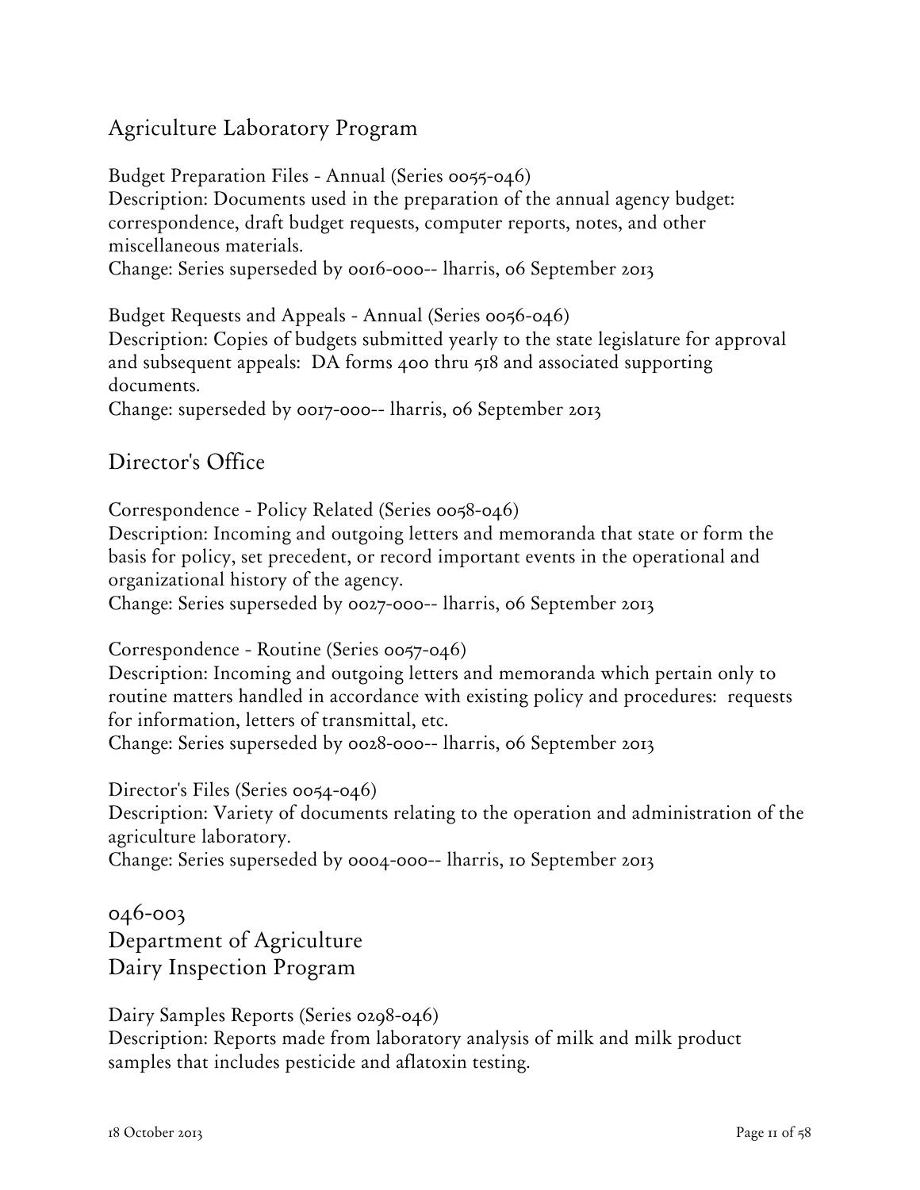## Agriculture Laboratory Program

Budget Preparation Files - Annual (Series 0055-046)
Description: Documents used in the preparation of the annual agency budget: correspondence, draft budget requests, computer reports, notes, and other miscellaneous materials.
Change: Series superseded by 0016-000-- lharris, 06 September 2013

Budget Requests and Appeals - Annual (Series 0056-046)
Description: Copies of budgets submitted yearly to the state legislature for approval and subsequent appeals: DA forms 400 thru 518 and associated supporting documents.
Change: superseded by 0017-000-- lharris, 06 September 2013

## Director's Office

Correspondence - Policy Related (Series 0058-046)
Description: Incoming and outgoing letters and memoranda that state or form the basis for policy, set precedent, or record important events in the operational and organizational history of the agency.
Change: Series superseded by 0027-000-- lharris, 06 September 2013

Correspondence - Routine (Series 0057-046)
Description: Incoming and outgoing letters and memoranda which pertain only to routine matters handled in accordance with existing policy and procedures: requests for information, letters of transmittal, etc.
Change: Series superseded by 0028-000-- lharris, 06 September 2013

Director's Files (Series 0054-046)
Description: Variety of documents relating to the operation and administration of the agriculture laboratory.
Change: Series superseded by 0004-000-- lharris, 10 September 2013

## 046-003
## Department of Agriculture
## Dairy Inspection Program

Dairy Samples Reports (Series 0298-046)
Description: Reports made from laboratory analysis of milk and milk product samples that includes pesticide and aflatoxin testing.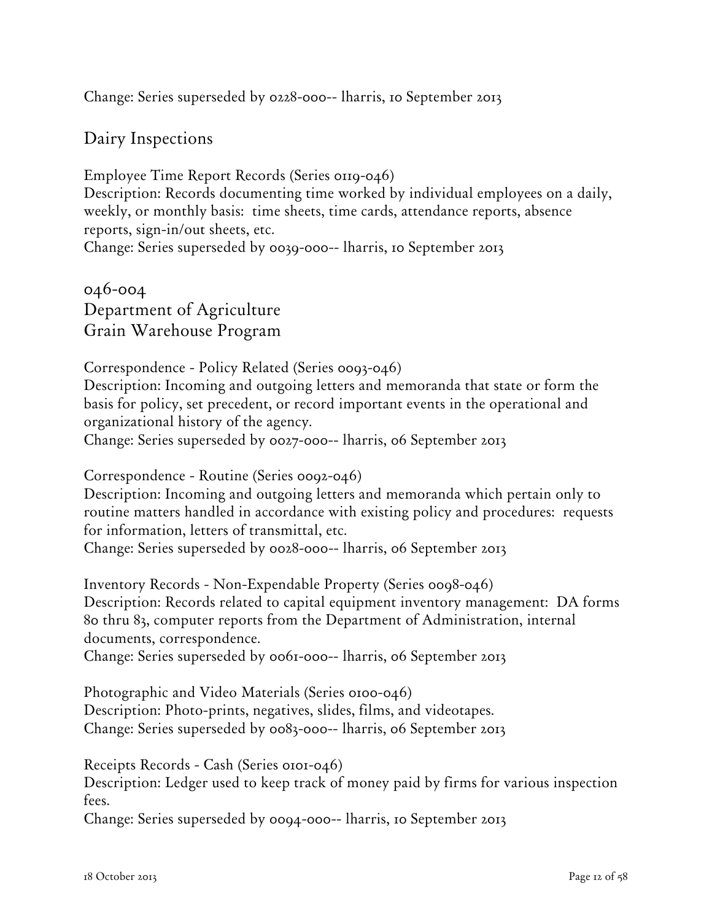Change: Series superseded by 0228-000-- lharris, 10 September 2013

## Dairy Inspections

Employee Time Report Records (Series 0119-046)
Description: Records documenting time worked by individual employees on a daily, weekly, or monthly basis: time sheets, time cards, attendance reports, absence reports, sign-in/out sheets, etc.
Change: Series superseded by 0039-000-- lharris, 10 September 2013

## 046-004
## Department of Agriculture
## Grain Warehouse Program

Correspondence - Policy Related (Series 0093-046)
Description: Incoming and outgoing letters and memoranda that state or form the basis for policy, set precedent, or record important events in the operational and organizational history of the agency.
Change: Series superseded by 0027-000-- lharris, 06 September 2013

Correspondence - Routine (Series 0092-046)
Description: Incoming and outgoing letters and memoranda which pertain only to routine matters handled in accordance with existing policy and procedures: requests for information, letters of transmittal, etc.
Change: Series superseded by 0028-000-- lharris, 06 September 2013

Inventory Records - Non-Expendable Property (Series 0098-046)
Description: Records related to capital equipment inventory management: DA forms 80 thru 83, computer reports from the Department of Administration, internal documents, correspondence.
Change: Series superseded by 0061-000-- lharris, 06 September 2013

Photographic and Video Materials (Series 0100-046)
Description: Photo-prints, negatives, slides, films, and videotapes.
Change: Series superseded by 0083-000-- lharris, 06 September 2013

Receipts Records - Cash (Series 0101-046)
Description: Ledger used to keep track of money paid by firms for various inspection fees.
Change: Series superseded by 0094-000-- lharris, 10 September 2013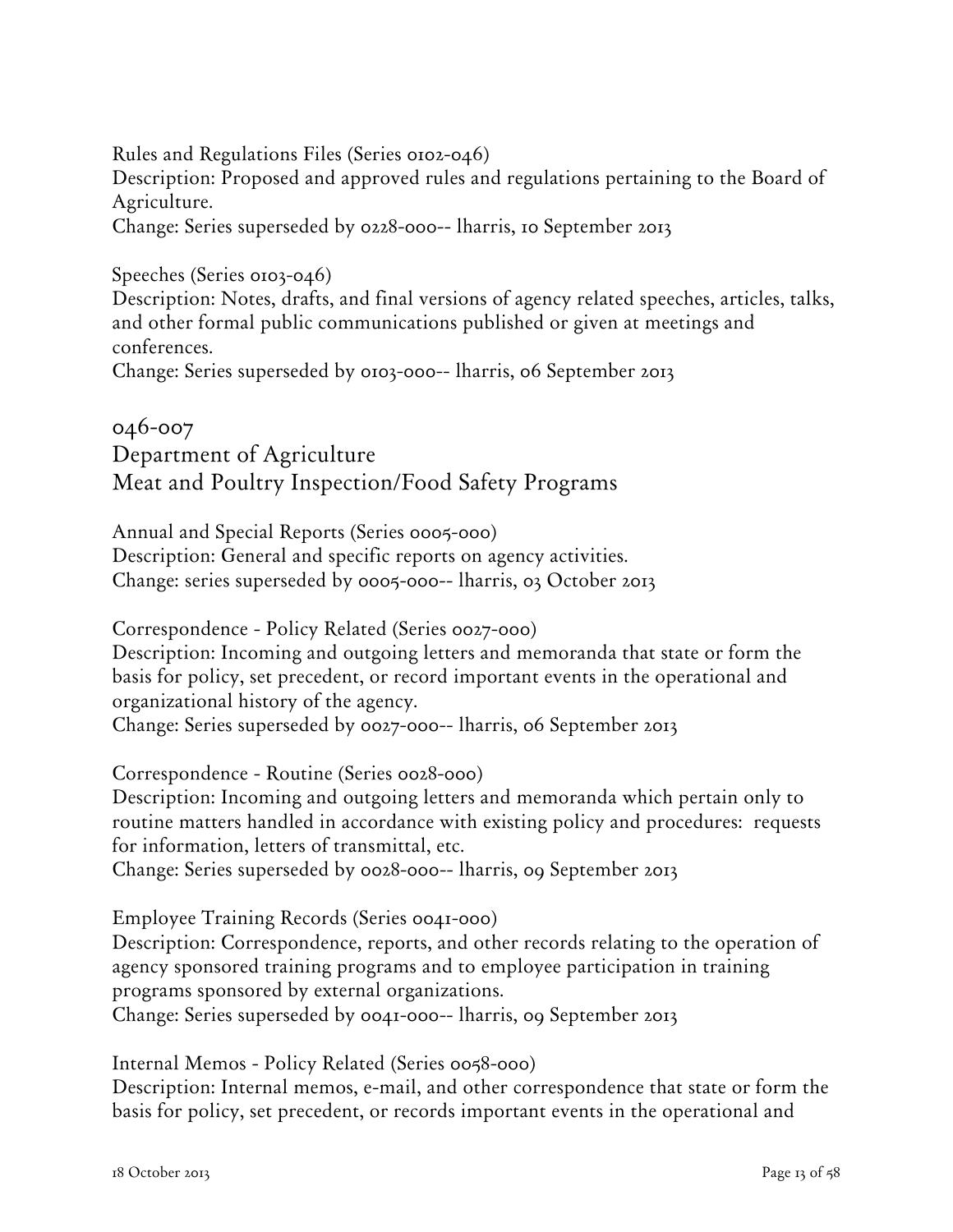Rules and Regulations Files (Series 0102-046)
Description: Proposed and approved rules and regulations pertaining to the Board of Agriculture.
Change: Series superseded by 0228-000-- lharris, 10 September 2013

Speeches (Series 0103-046)
Description: Notes, drafts, and final versions of agency related speeches, articles, talks, and other formal public communications published or given at meetings and conferences.
Change: Series superseded by 0103-000-- lharris, 06 September 2013

## 046-007
## Department of Agriculture
## Meat and Poultry Inspection/Food Safety Programs

Annual and Special Reports (Series 0005-000)
Description: General and specific reports on agency activities.
Change: series superseded by 0005-000-- lharris, 03 October 2013

Correspondence - Policy Related (Series 0027-000)
Description: Incoming and outgoing letters and memoranda that state or form the basis for policy, set precedent, or record important events in the operational and organizational history of the agency.
Change: Series superseded by 0027-000-- lharris, 06 September 2013

Correspondence - Routine (Series 0028-000)
Description: Incoming and outgoing letters and memoranda which pertain only to routine matters handled in accordance with existing policy and procedures: requests for information, letters of transmittal, etc.
Change: Series superseded by 0028-000-- lharris, 09 September 2013

Employee Training Records (Series 0041-000)
Description: Correspondence, reports, and other records relating to the operation of agency sponsored training programs and to employee participation in training programs sponsored by external organizations.
Change: Series superseded by 0041-000-- lharris, 09 September 2013

Internal Memos - Policy Related (Series 0058-000)
Description: Internal memos, e-mail, and other correspondence that state or form the basis for policy, set precedent, or records important events in the operational and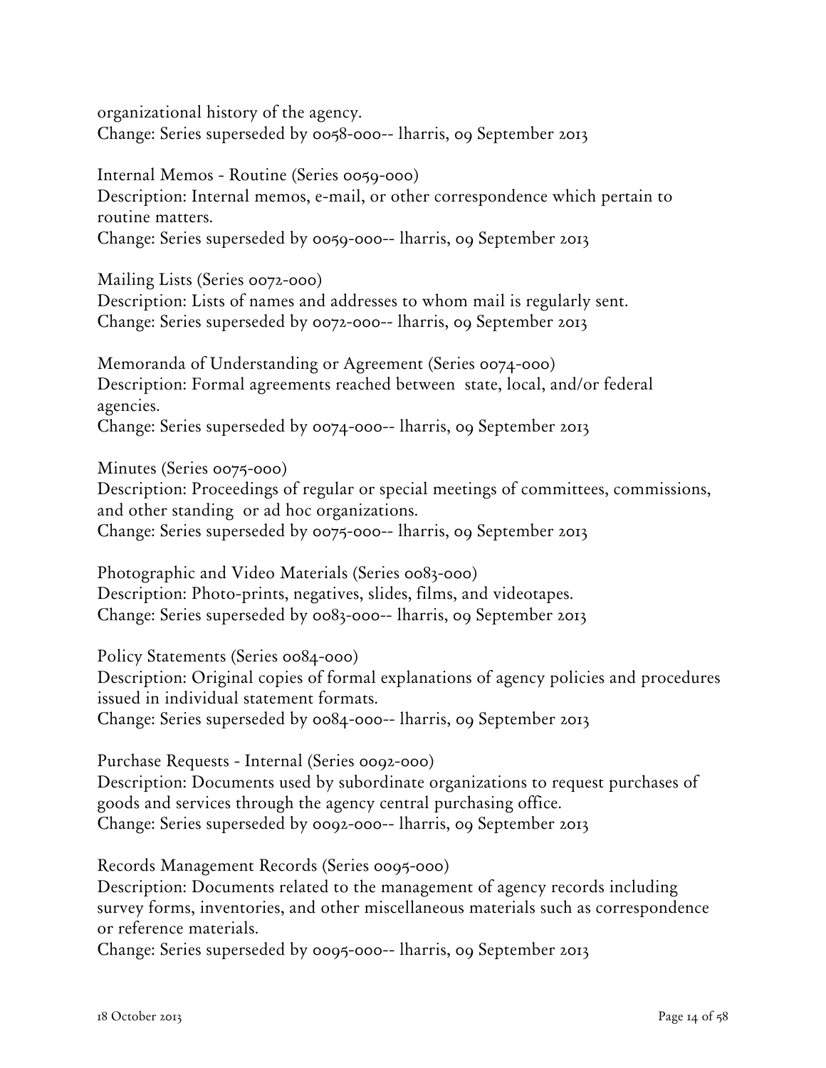organizational history of the agency.
Change: Series superseded by 0058-000-- lharris, 09 September 2013

Internal Memos - Routine (Series 0059-000)
Description: Internal memos, e-mail, or other correspondence which pertain to routine matters.
Change: Series superseded by 0059-000-- lharris, 09 September 2013

Mailing Lists (Series 0072-000)
Description: Lists of names and addresses to whom mail is regularly sent.
Change: Series superseded by 0072-000-- lharris, 09 September 2013

Memoranda of Understanding or Agreement (Series 0074-000)
Description: Formal agreements reached between state, local, and/or federal agencies.
Change: Series superseded by 0074-000-- lharris, 09 September 2013

Minutes (Series 0075-000)
Description: Proceedings of regular or special meetings of committees, commissions, and other standing or ad hoc organizations.
Change: Series superseded by 0075-000-- lharris, 09 September 2013

Photographic and Video Materials (Series 0083-000)
Description: Photo-prints, negatives, slides, films, and videotapes.
Change: Series superseded by 0083-000-- lharris, 09 September 2013

Policy Statements (Series 0084-000)
Description: Original copies of formal explanations of agency policies and procedures issued in individual statement formats.
Change: Series superseded by 0084-000-- lharris, 09 September 2013

Purchase Requests - Internal (Series 0092-000)
Description: Documents used by subordinate organizations to request purchases of goods and services through the agency central purchasing office.
Change: Series superseded by 0092-000-- lharris, 09 September 2013

Records Management Records (Series 0095-000)
Description: Documents related to the management of agency records including survey forms, inventories, and other miscellaneous materials such as correspondence or reference materials.
Change: Series superseded by 0095-000-- lharris, 09 September 2013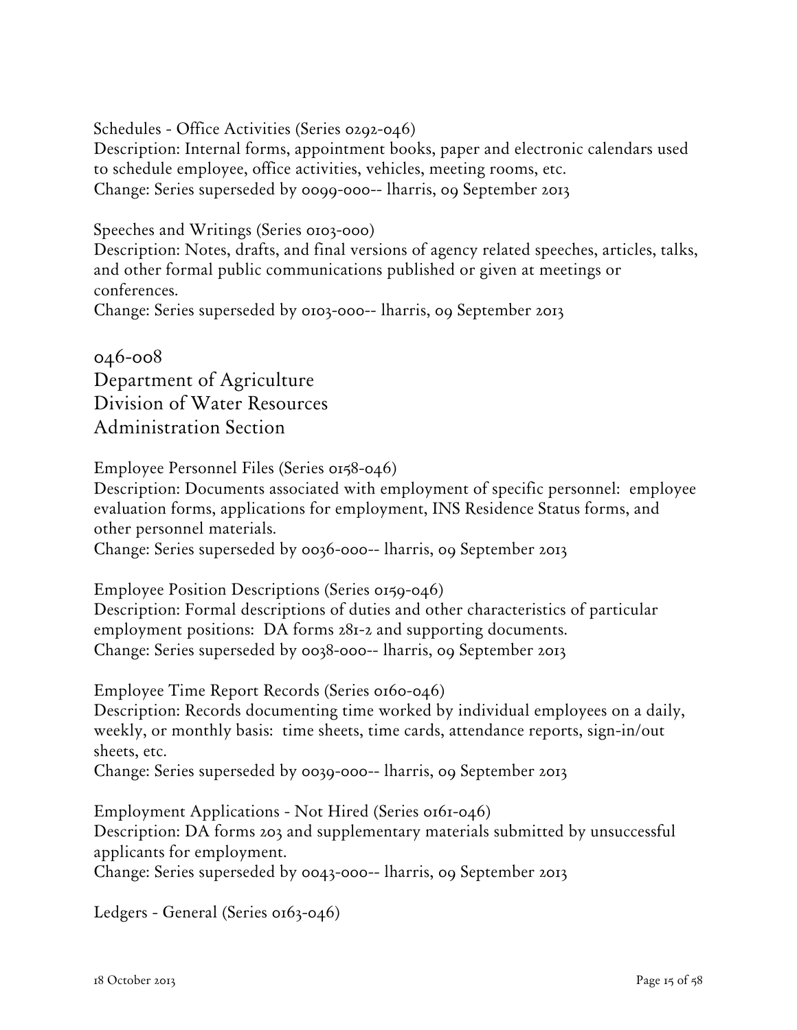Schedules - Office Activities (Series 0292-046)
Description: Internal forms, appointment books, paper and electronic calendars used to schedule employee, office activities, vehicles, meeting rooms, etc.
Change: Series superseded by 0099-000-- lharris, 09 September 2013

Speeches and Writings (Series 0103-000)
Description: Notes, drafts, and final versions of agency related speeches, articles, talks, and other formal public communications published or given at meetings or conferences.
Change: Series superseded by 0103-000-- lharris, 09 September 2013

## 046-008
## Department of Agriculture
## Division of Water Resources
## Administration Section

Employee Personnel Files (Series 0158-046)
Description: Documents associated with employment of specific personnel: employee evaluation forms, applications for employment, INS Residence Status forms, and other personnel materials.
Change: Series superseded by 0036-000-- lharris, 09 September 2013

Employee Position Descriptions (Series 0159-046)
Description: Formal descriptions of duties and other characteristics of particular employment positions: DA forms 281-2 and supporting documents.
Change: Series superseded by 0038-000-- lharris, 09 September 2013

Employee Time Report Records (Series 0160-046)
Description: Records documenting time worked by individual employees on a daily, weekly, or monthly basis: time sheets, time cards, attendance reports, sign-in/out sheets, etc.
Change: Series superseded by 0039-000-- lharris, 09 September 2013

Employment Applications - Not Hired (Series 0161-046)
Description: DA forms 203 and supplementary materials submitted by unsuccessful applicants for employment.
Change: Series superseded by 0043-000-- lharris, 09 September 2013

Ledgers - General (Series 0163-046)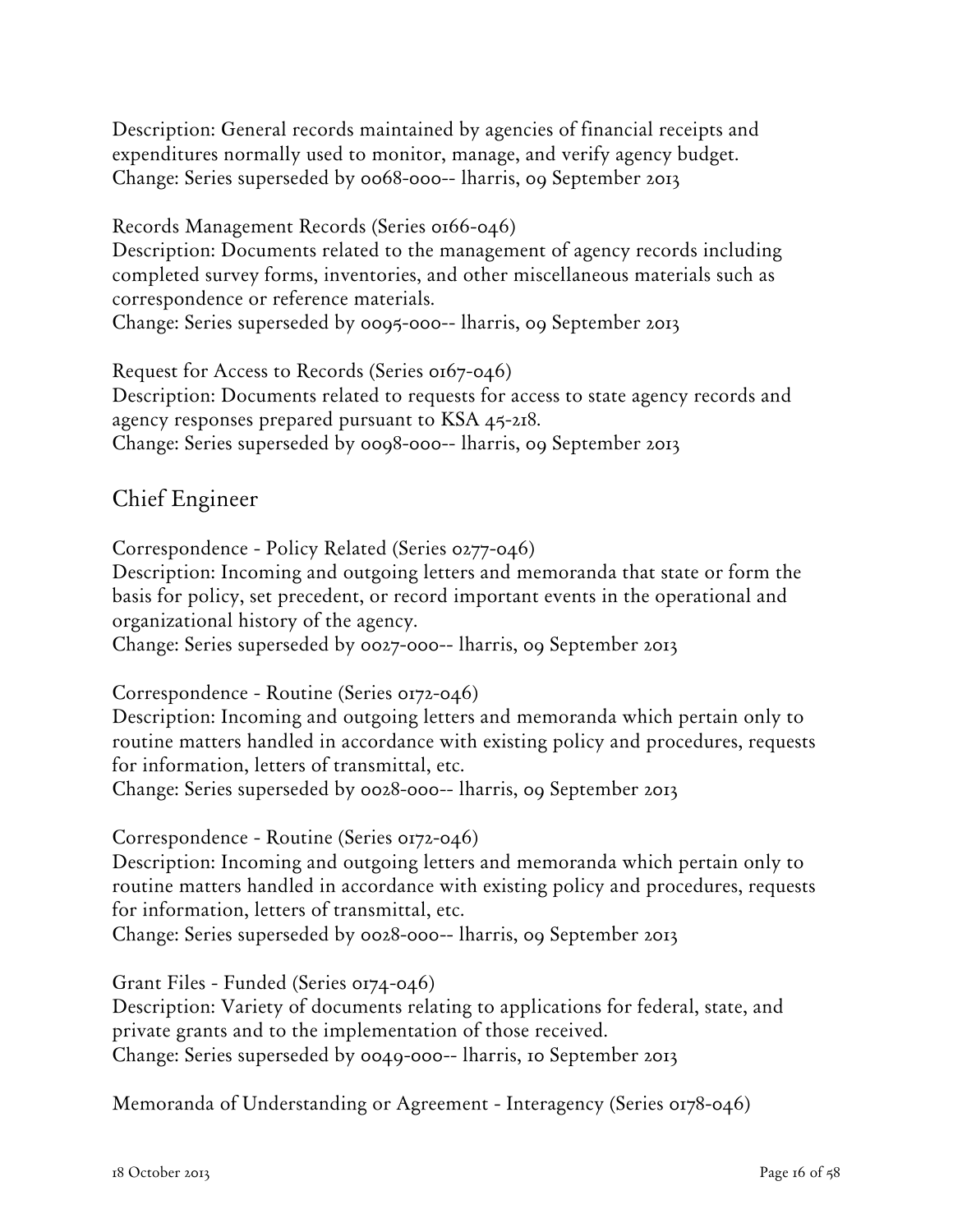Description: General records maintained by agencies of financial receipts and expenditures normally used to monitor, manage, and verify agency budget.
Change: Series superseded by 0068-000-- lharris, 09 September 2013

Records Management Records (Series 0166-046)
Description: Documents related to the management of agency records including completed survey forms, inventories, and other miscellaneous materials such as correspondence or reference materials.
Change: Series superseded by 0095-000-- lharris, 09 September 2013

Request for Access to Records (Series 0167-046)
Description: Documents related to requests for access to state agency records and agency responses prepared pursuant to KSA 45-218.
Change: Series superseded by 0098-000-- lharris, 09 September 2013

## Chief Engineer

Correspondence - Policy Related (Series 0277-046)
Description: Incoming and outgoing letters and memoranda that state or form the basis for policy, set precedent, or record important events in the operational and organizational history of the agency.
Change: Series superseded by 0027-000-- lharris, 09 September 2013

Correspondence - Routine (Series 0172-046)
Description: Incoming and outgoing letters and memoranda which pertain only to routine matters handled in accordance with existing policy and procedures, requests for information, letters of transmittal, etc.
Change: Series superseded by 0028-000-- lharris, 09 September 2013

Correspondence - Routine (Series 0172-046)
Description: Incoming and outgoing letters and memoranda which pertain only to routine matters handled in accordance with existing policy and procedures, requests for information, letters of transmittal, etc.
Change: Series superseded by 0028-000-- lharris, 09 September 2013

Grant Files - Funded (Series 0174-046)
Description: Variety of documents relating to applications for federal, state, and private grants and to the implementation of those received.
Change: Series superseded by 0049-000-- lharris, 10 September 2013

Memoranda of Understanding or Agreement - Interagency (Series 0178-046)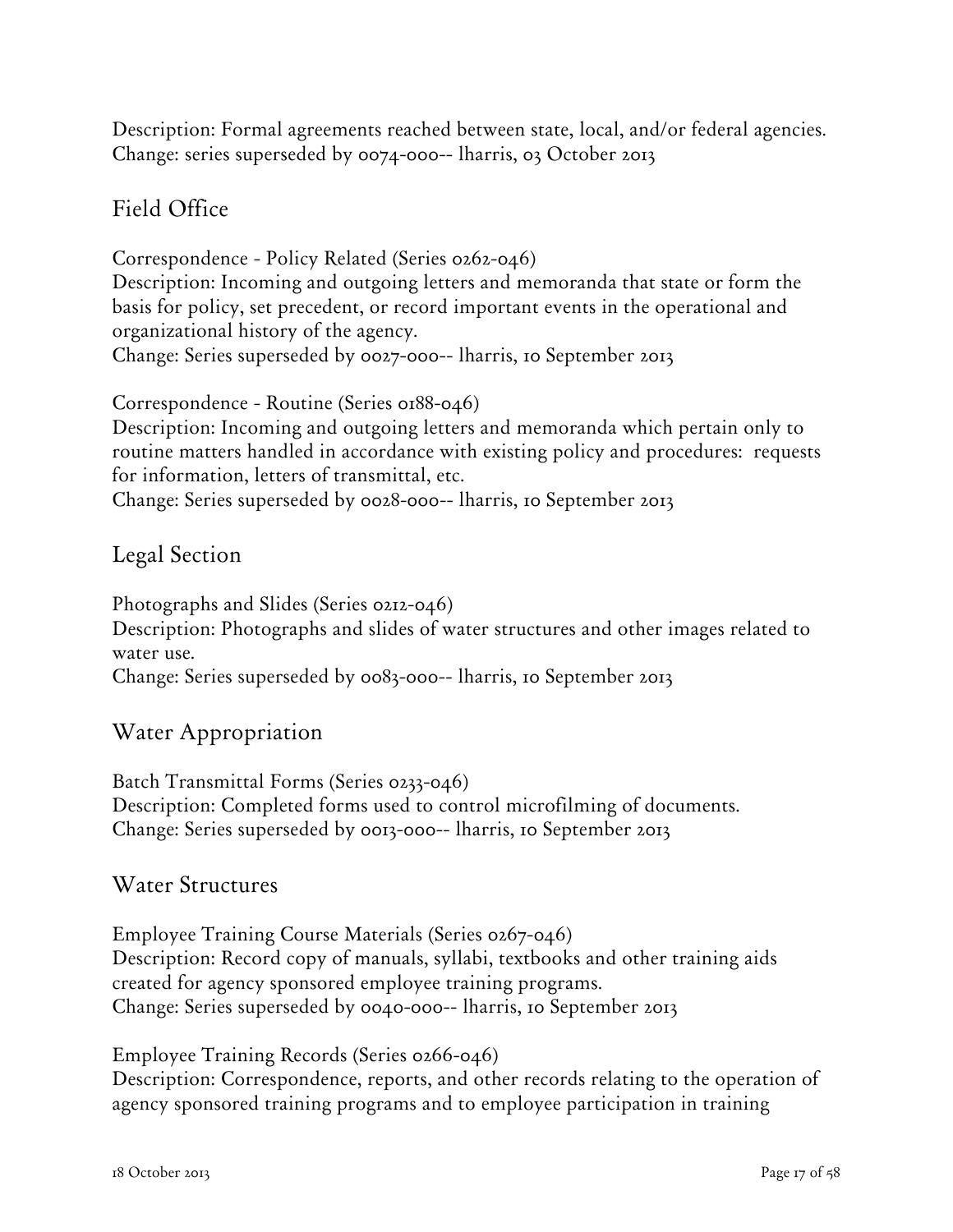Description: Formal agreements reached between state, local, and/or federal agencies.
Change: series superseded by 0074-000-- lharris, 03 October 2013

## Field Office

Correspondence - Policy Related (Series 0262-046)
Description: Incoming and outgoing letters and memoranda that state or form the basis for policy, set precedent, or record important events in the operational and organizational history of the agency.
Change: Series superseded by 0027-000-- lharris, 10 September 2013

Correspondence - Routine (Series 0188-046)
Description: Incoming and outgoing letters and memoranda which pertain only to routine matters handled in accordance with existing policy and procedures: requests for information, letters of transmittal, etc.
Change: Series superseded by 0028-000-- lharris, 10 September 2013

## Legal Section

Photographs and Slides (Series 0212-046)
Description: Photographs and slides of water structures and other images related to water use.
Change: Series superseded by 0083-000-- lharris, 10 September 2013

## Water Appropriation

Batch Transmittal Forms (Series 0233-046)
Description: Completed forms used to control microfilming of documents.
Change: Series superseded by 0013-000-- lharris, 10 September 2013

## Water Structures

Employee Training Course Materials (Series 0267-046)
Description: Record copy of manuals, syllabi, textbooks and other training aids created for agency sponsored employee training programs.
Change: Series superseded by 0040-000-- lharris, 10 September 2013

Employee Training Records (Series 0266-046)
Description: Correspondence, reports, and other records relating to the operation of agency sponsored training programs and to employee participation in training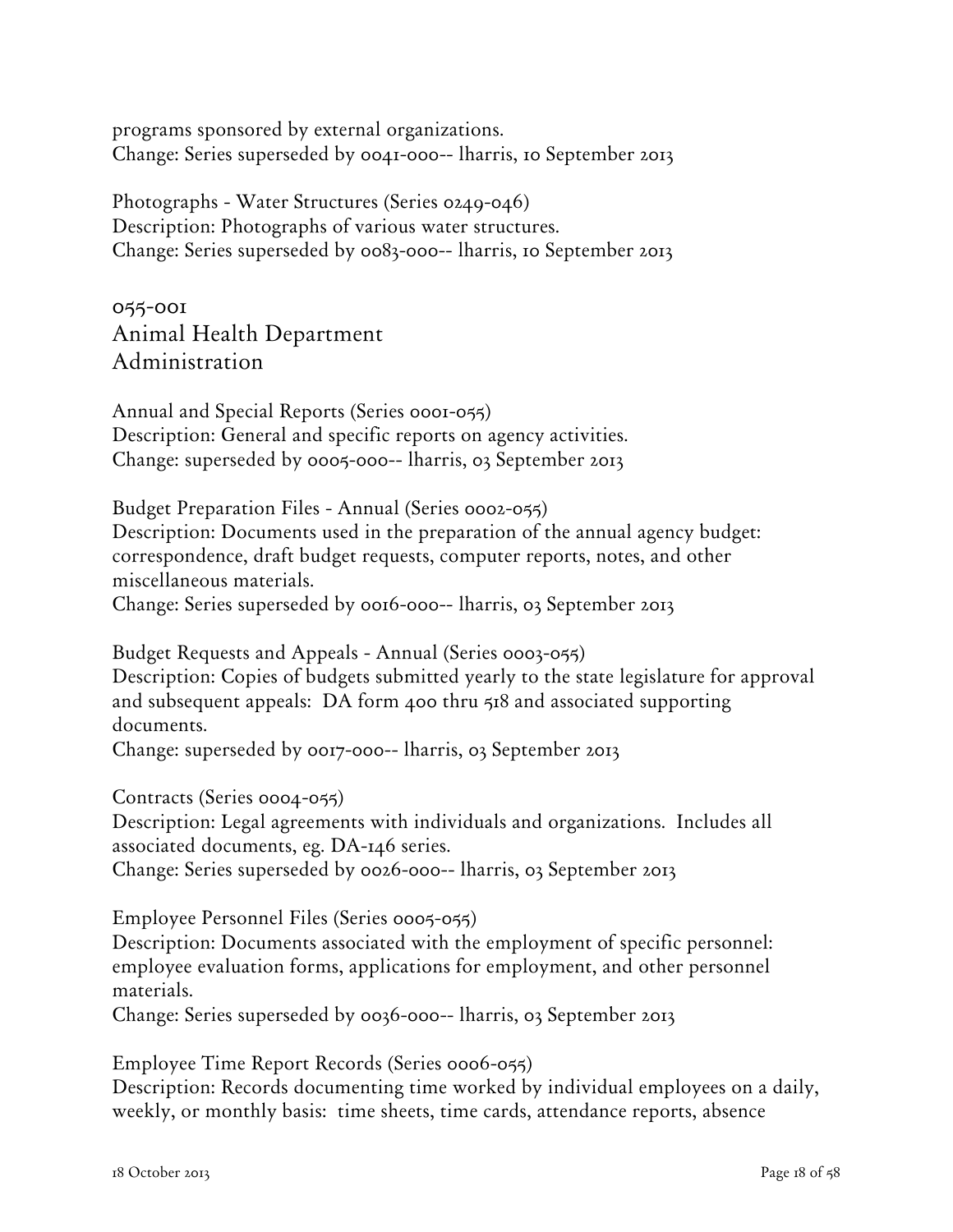programs sponsored by external organizations.
Change: Series superseded by 0041-000-- lharris, 10 September 2013

Photographs - Water Structures (Series 0249-046)
Description: Photographs of various water structures.
Change: Series superseded by 0083-000-- lharris, 10 September 2013

## 055-001
## Animal Health Department
## Administration

Annual and Special Reports (Series 0001-055)
Description: General and specific reports on agency activities.
Change: superseded by 0005-000-- lharris, 03 September 2013

Budget Preparation Files - Annual (Series 0002-055)
Description: Documents used in the preparation of the annual agency budget: correspondence, draft budget requests, computer reports, notes, and other miscellaneous materials.
Change: Series superseded by 0016-000-- lharris, 03 September 2013

Budget Requests and Appeals - Annual (Series 0003-055)
Description: Copies of budgets submitted yearly to the state legislature for approval and subsequent appeals: DA form 400 thru 518 and associated supporting documents.
Change: superseded by 0017-000-- lharris, 03 September 2013

Contracts (Series 0004-055)
Description: Legal agreements with individuals and organizations. Includes all associated documents, eg. DA-146 series.
Change: Series superseded by 0026-000-- lharris, 03 September 2013

Employee Personnel Files (Series 0005-055)
Description: Documents associated with the employment of specific personnel: employee evaluation forms, applications for employment, and other personnel materials.
Change: Series superseded by 0036-000-- lharris, 03 September 2013

Employee Time Report Records (Series 0006-055)
Description: Records documenting time worked by individual employees on a daily, weekly, or monthly basis: time sheets, time cards, attendance reports, absence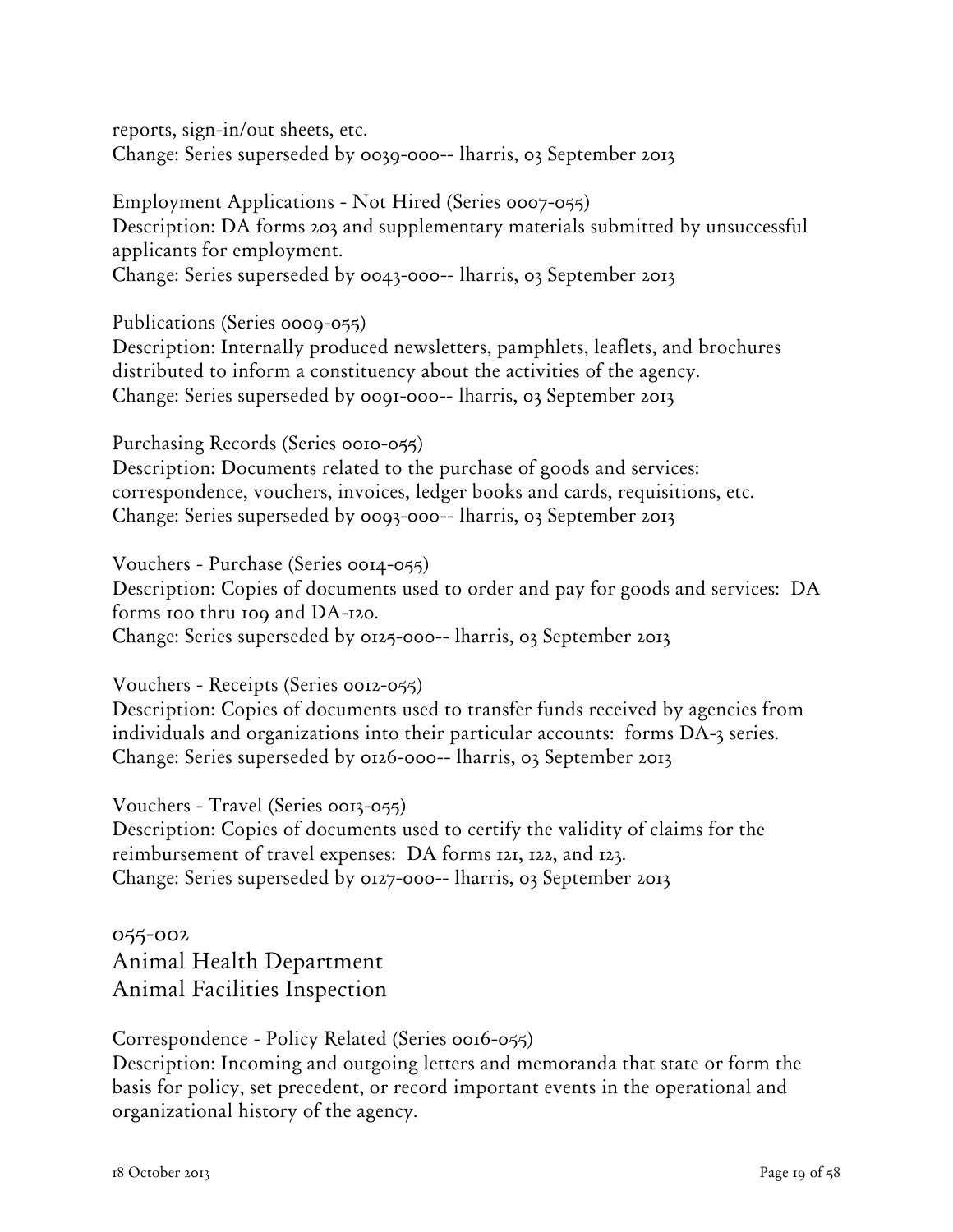reports, sign-in/out sheets, etc.
Change: Series superseded by 0039-000-- lharris, 03 September 2013

Employment Applications - Not Hired (Series 0007-055)
Description: DA forms 203 and supplementary materials submitted by unsuccessful applicants for employment.
Change: Series superseded by 0043-000-- lharris, 03 September 2013

Publications (Series 0009-055)
Description: Internally produced newsletters, pamphlets, leaflets, and brochures distributed to inform a constituency about the activities of the agency.
Change: Series superseded by 0091-000-- lharris, 03 September 2013

Purchasing Records (Series 0010-055)
Description: Documents related to the purchase of goods and services: correspondence, vouchers, invoices, ledger books and cards, requisitions, etc.
Change: Series superseded by 0093-000-- lharris, 03 September 2013

Vouchers - Purchase (Series 0014-055)
Description: Copies of documents used to order and pay for goods and services: DA forms 100 thru 109 and DA-120.
Change: Series superseded by 0125-000-- lharris, 03 September 2013

Vouchers - Receipts (Series 0012-055)
Description: Copies of documents used to transfer funds received by agencies from individuals and organizations into their particular accounts: forms DA-3 series.
Change: Series superseded by 0126-000-- lharris, 03 September 2013

Vouchers - Travel (Series 0013-055)
Description: Copies of documents used to certify the validity of claims for the reimbursement of travel expenses: DA forms 121, 122, and 123.
Change: Series superseded by 0127-000-- lharris, 03 September 2013

## 055-002
## Animal Health Department
## Animal Facilities Inspection

Correspondence - Policy Related (Series 0016-055)
Description: Incoming and outgoing letters and memoranda that state or form the basis for policy, set precedent, or record important events in the operational and organizational history of the agency.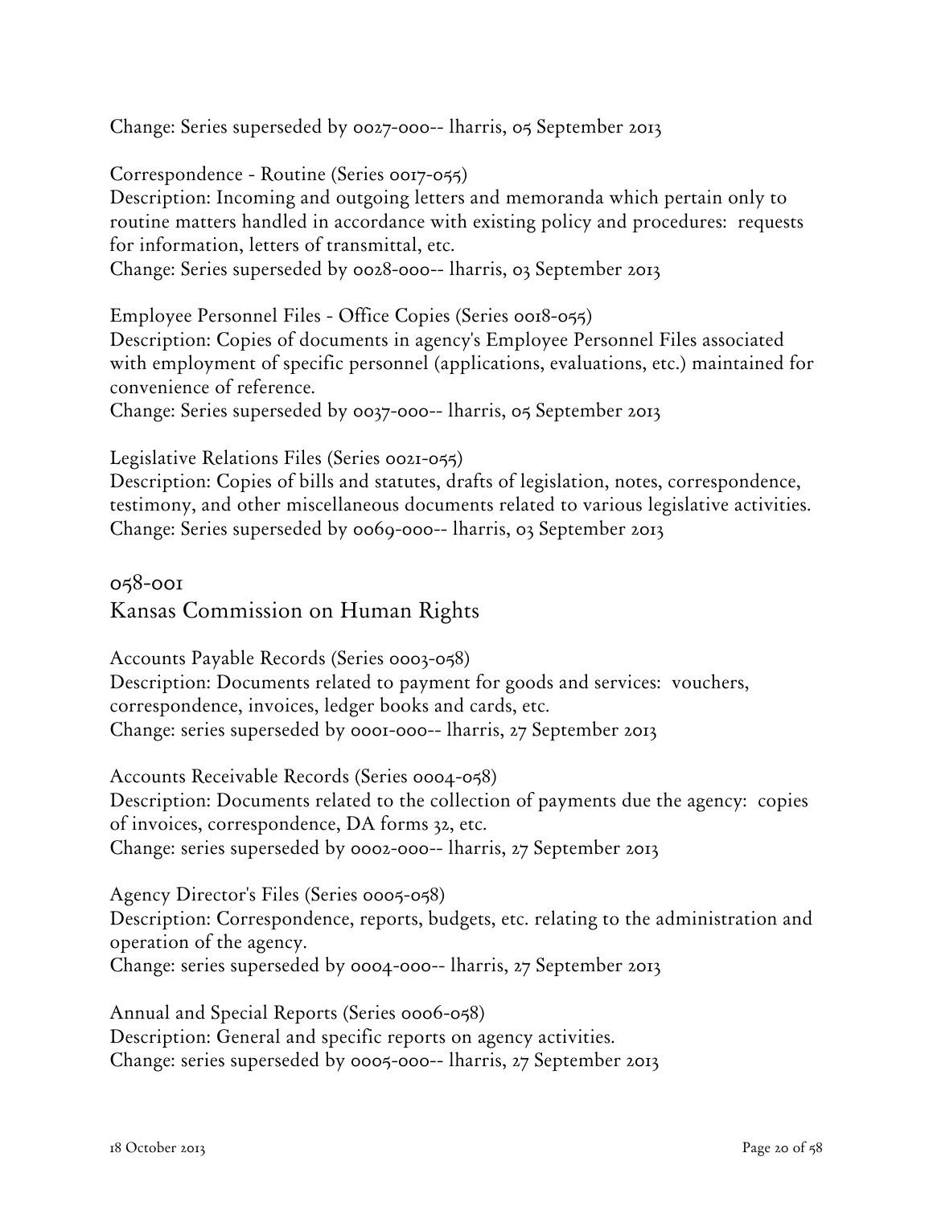Change: Series superseded by 0027-000-- lharris, 05 September 2013

Correspondence - Routine (Series 0017-055)
Description: Incoming and outgoing letters and memoranda which pertain only to routine matters handled in accordance with existing policy and procedures:  requests for information, letters of transmittal, etc.
Change: Series superseded by 0028-000-- lharris, 03 September 2013

Employee Personnel Files - Office Copies (Series 0018-055)
Description: Copies of documents in agency's Employee Personnel Files associated with employment of specific personnel (applications, evaluations, etc.) maintained for convenience of reference.
Change: Series superseded by 0037-000-- lharris, 05 September 2013

Legislative Relations Files (Series 0021-055)
Description: Copies of bills and statutes, drafts of legislation, notes, correspondence, testimony, and other miscellaneous documents related to various legislative activities.
Change: Series superseded by 0069-000-- lharris, 03 September 2013

## 058-001
## Kansas Commission on Human Rights

Accounts Payable Records (Series 0003-058)
Description: Documents related to payment for goods and services:  vouchers, correspondence, invoices, ledger books and cards, etc.
Change: series superseded by 0001-000-- lharris, 27 September 2013

Accounts Receivable Records (Series 0004-058)
Description: Documents related to the collection of payments due the agency:  copies of invoices, correspondence, DA forms 32, etc.
Change: series superseded by 0002-000-- lharris, 27 September 2013

Agency Director's Files (Series 0005-058)
Description: Correspondence, reports, budgets, etc. relating to the administration and operation of the agency.
Change: series superseded by 0004-000-- lharris, 27 September 2013

Annual and Special Reports (Series 0006-058)
Description: General and specific reports on agency activities.
Change: series superseded by 0005-000-- lharris, 27 September 2013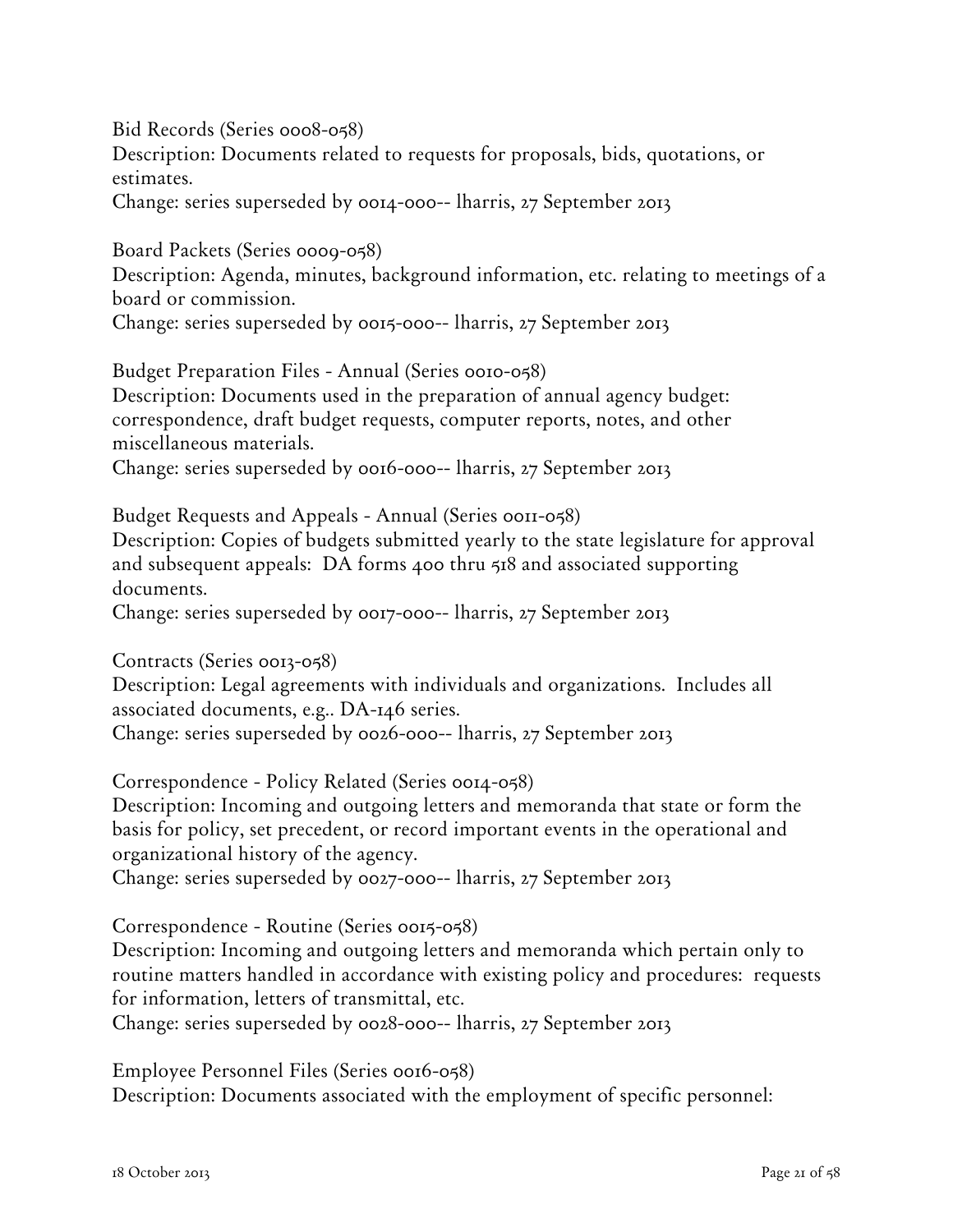Bid Records (Series 0008-058)
Description: Documents related to requests for proposals, bids, quotations, or estimates.
Change: series superseded by 0014-000-- lharris, 27 September 2013

Board Packets (Series 0009-058)
Description: Agenda, minutes, background information, etc. relating to meetings of a board or commission.
Change: series superseded by 0015-000-- lharris, 27 September 2013

Budget Preparation Files - Annual (Series 0010-058)
Description: Documents used in the preparation of annual agency budget: correspondence, draft budget requests, computer reports, notes, and other miscellaneous materials.
Change: series superseded by 0016-000-- lharris, 27 September 2013

Budget Requests and Appeals - Annual (Series 0011-058)
Description: Copies of budgets submitted yearly to the state legislature for approval and subsequent appeals: DA forms 400 thru 518 and associated supporting documents.
Change: series superseded by 0017-000-- lharris, 27 September 2013

Contracts (Series 0013-058)
Description: Legal agreements with individuals and organizations. Includes all associated documents, e.g.. DA-146 series.
Change: series superseded by 0026-000-- lharris, 27 September 2013

Correspondence - Policy Related (Series 0014-058)
Description: Incoming and outgoing letters and memoranda that state or form the basis for policy, set precedent, or record important events in the operational and organizational history of the agency.
Change: series superseded by 0027-000-- lharris, 27 September 2013

Correspondence - Routine (Series 0015-058)
Description: Incoming and outgoing letters and memoranda which pertain only to routine matters handled in accordance with existing policy and procedures: requests for information, letters of transmittal, etc.
Change: series superseded by 0028-000-- lharris, 27 September 2013

Employee Personnel Files (Series 0016-058)
Description: Documents associated with the employment of specific personnel: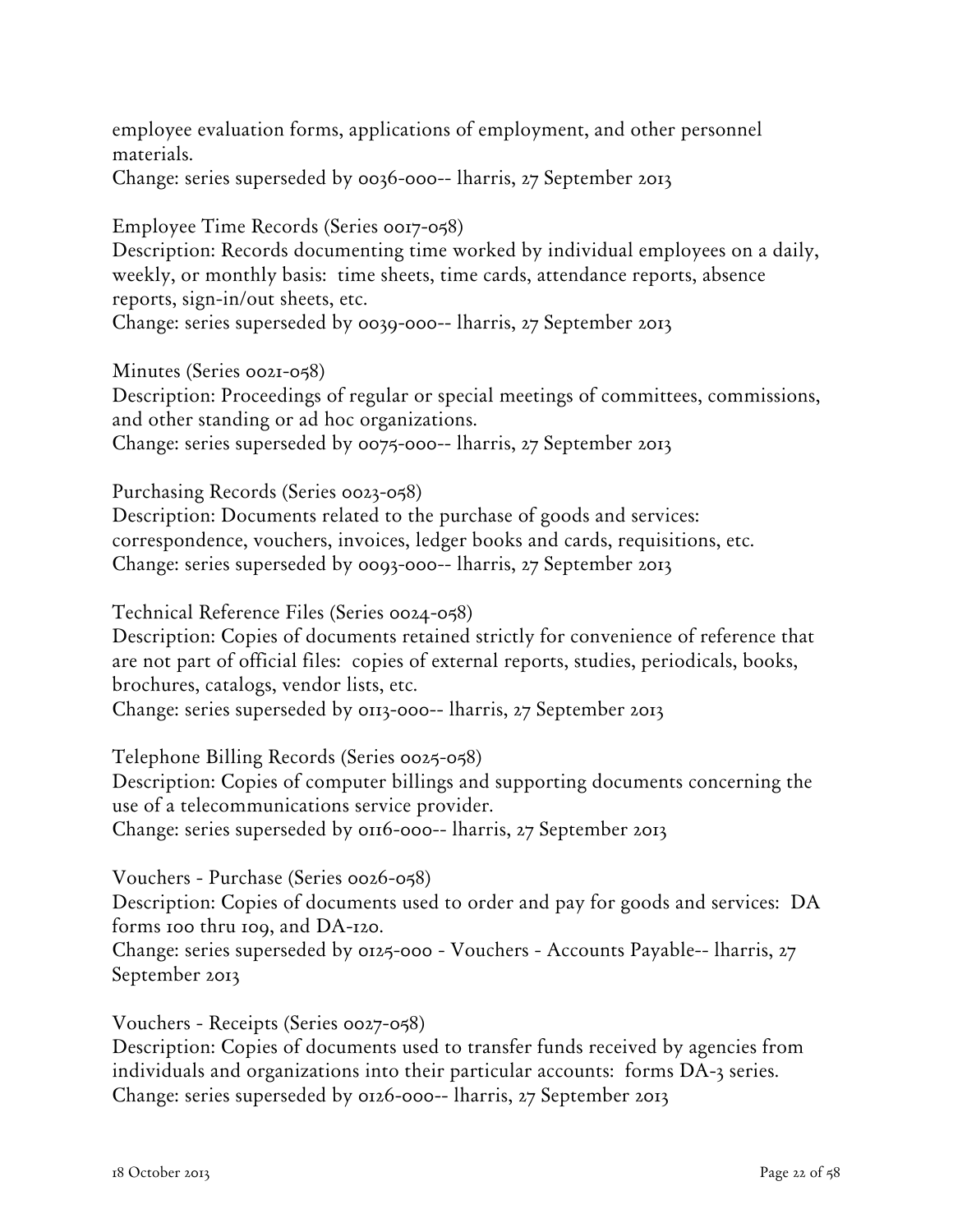employee evaluation forms, applications of employment, and other personnel materials.
Change: series superseded by 0036-000-- lharris, 27 September 2013

Employee Time Records (Series 0017-058)
Description: Records documenting time worked by individual employees on a daily, weekly, or monthly basis: time sheets, time cards, attendance reports, absence reports, sign-in/out sheets, etc.
Change: series superseded by 0039-000-- lharris, 27 September 2013

Minutes (Series 0021-058)
Description: Proceedings of regular or special meetings of committees, commissions, and other standing or ad hoc organizations.
Change: series superseded by 0075-000-- lharris, 27 September 2013

Purchasing Records (Series 0023-058)
Description: Documents related to the purchase of goods and services: correspondence, vouchers, invoices, ledger books and cards, requisitions, etc.
Change: series superseded by 0093-000-- lharris, 27 September 2013

Technical Reference Files (Series 0024-058)
Description: Copies of documents retained strictly for convenience of reference that are not part of official files: copies of external reports, studies, periodicals, books, brochures, catalogs, vendor lists, etc.
Change: series superseded by 0113-000-- lharris, 27 September 2013

Telephone Billing Records (Series 0025-058)
Description: Copies of computer billings and supporting documents concerning the use of a telecommunications service provider.
Change: series superseded by 0116-000-- lharris, 27 September 2013

Vouchers - Purchase (Series 0026-058)
Description: Copies of documents used to order and pay for goods and services: DA forms 100 thru 109, and DA-120.
Change: series superseded by 0125-000 - Vouchers - Accounts Payable-- lharris, 27 September 2013

Vouchers - Receipts (Series 0027-058)
Description: Copies of documents used to transfer funds received by agencies from individuals and organizations into their particular accounts: forms DA-3 series.
Change: series superseded by 0126-000-- lharris, 27 September 2013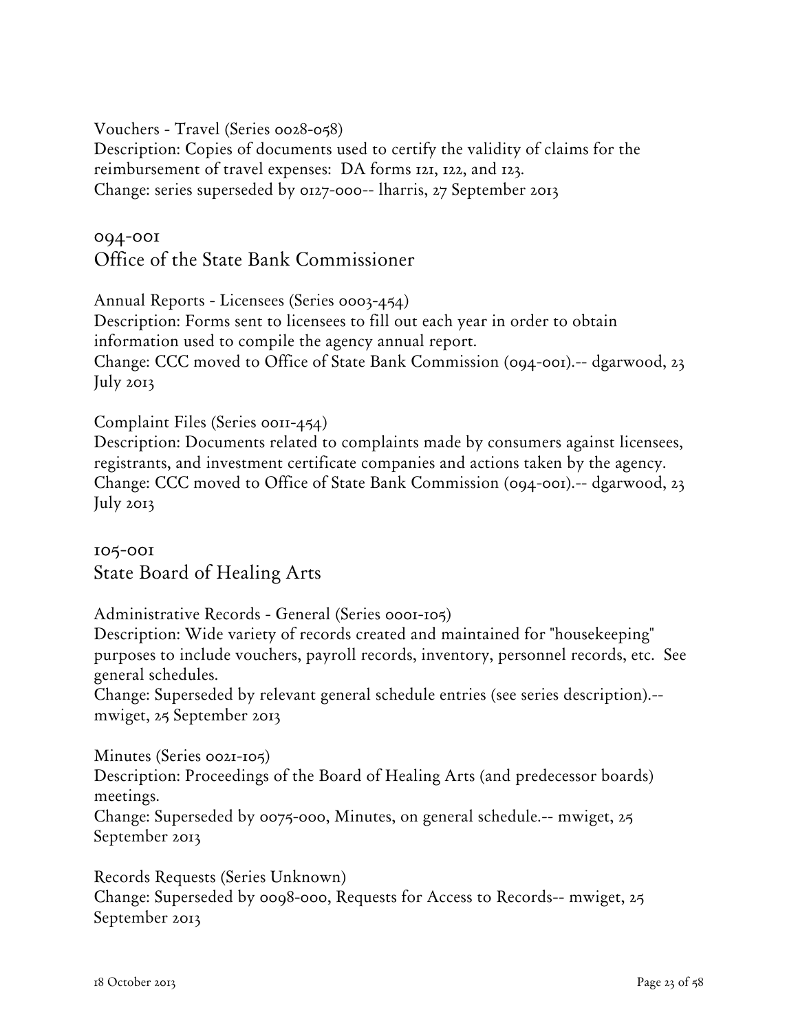Vouchers - Travel (Series 0028-058)
Description: Copies of documents used to certify the validity of claims for the reimbursement of travel expenses: DA forms 121, 122, and 123.
Change: series superseded by 0127-000-- lharris, 27 September 2013

## 094-001
## Office of the State Bank Commissioner

Annual Reports - Licensees (Series 0003-454)
Description: Forms sent to licensees to fill out each year in order to obtain information used to compile the agency annual report.
Change: CCC moved to Office of State Bank Commission (094-001).-- dgarwood, 23 July 2013

Complaint Files (Series 0011-454)
Description: Documents related to complaints made by consumers against licensees, registrants, and investment certificate companies and actions taken by the agency.
Change: CCC moved to Office of State Bank Commission (094-001).-- dgarwood, 23 July 2013

## 105-001
## State Board of Healing Arts

Administrative Records - General (Series 0001-105)
Description: Wide variety of records created and maintained for "housekeeping" purposes to include vouchers, payroll records, inventory, personnel records, etc. See general schedules.
Change: Superseded by relevant general schedule entries (see series description).-- mwiget, 25 September 2013

Minutes (Series 0021-105)
Description: Proceedings of the Board of Healing Arts (and predecessor boards) meetings.
Change: Superseded by 0075-000, Minutes, on general schedule.-- mwiget, 25 September 2013

Records Requests (Series Unknown)
Change: Superseded by 0098-000, Requests for Access to Records-- mwiget, 25 September 2013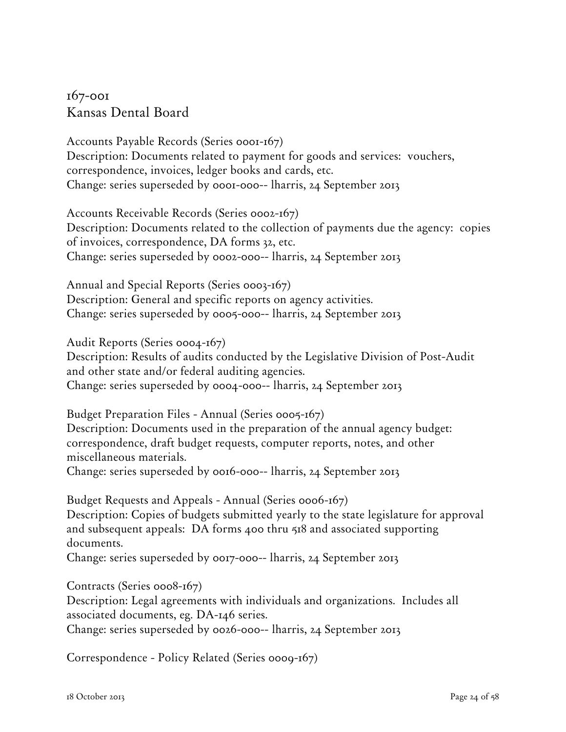## 167-001
## Kansas Dental Board

Accounts Payable Records (Series 0001-167)
Description: Documents related to payment for goods and services: vouchers, correspondence, invoices, ledger books and cards, etc.
Change: series superseded by 0001-000-- lharris, 24 September 2013

Accounts Receivable Records (Series 0002-167)
Description: Documents related to the collection of payments due the agency: copies of invoices, correspondence, DA forms 32, etc.
Change: series superseded by 0002-000-- lharris, 24 September 2013

Annual and Special Reports (Series 0003-167)
Description: General and specific reports on agency activities.
Change: series superseded by 0005-000-- lharris, 24 September 2013

Audit Reports (Series 0004-167)
Description: Results of audits conducted by the Legislative Division of Post-Audit and other state and/or federal auditing agencies.
Change: series superseded by 0004-000-- lharris, 24 September 2013

Budget Preparation Files - Annual (Series 0005-167)
Description: Documents used in the preparation of the annual agency budget: correspondence, draft budget requests, computer reports, notes, and other miscellaneous materials.
Change: series superseded by 0016-000-- lharris, 24 September 2013

Budget Requests and Appeals - Annual (Series 0006-167)
Description: Copies of budgets submitted yearly to the state legislature for approval and subsequent appeals: DA forms 400 thru 518 and associated supporting documents.
Change: series superseded by 0017-000-- lharris, 24 September 2013

Contracts (Series 0008-167)
Description: Legal agreements with individuals and organizations. Includes all associated documents, eg. DA-146 series.
Change: series superseded by 0026-000-- lharris, 24 September 2013

Correspondence - Policy Related (Series 0009-167)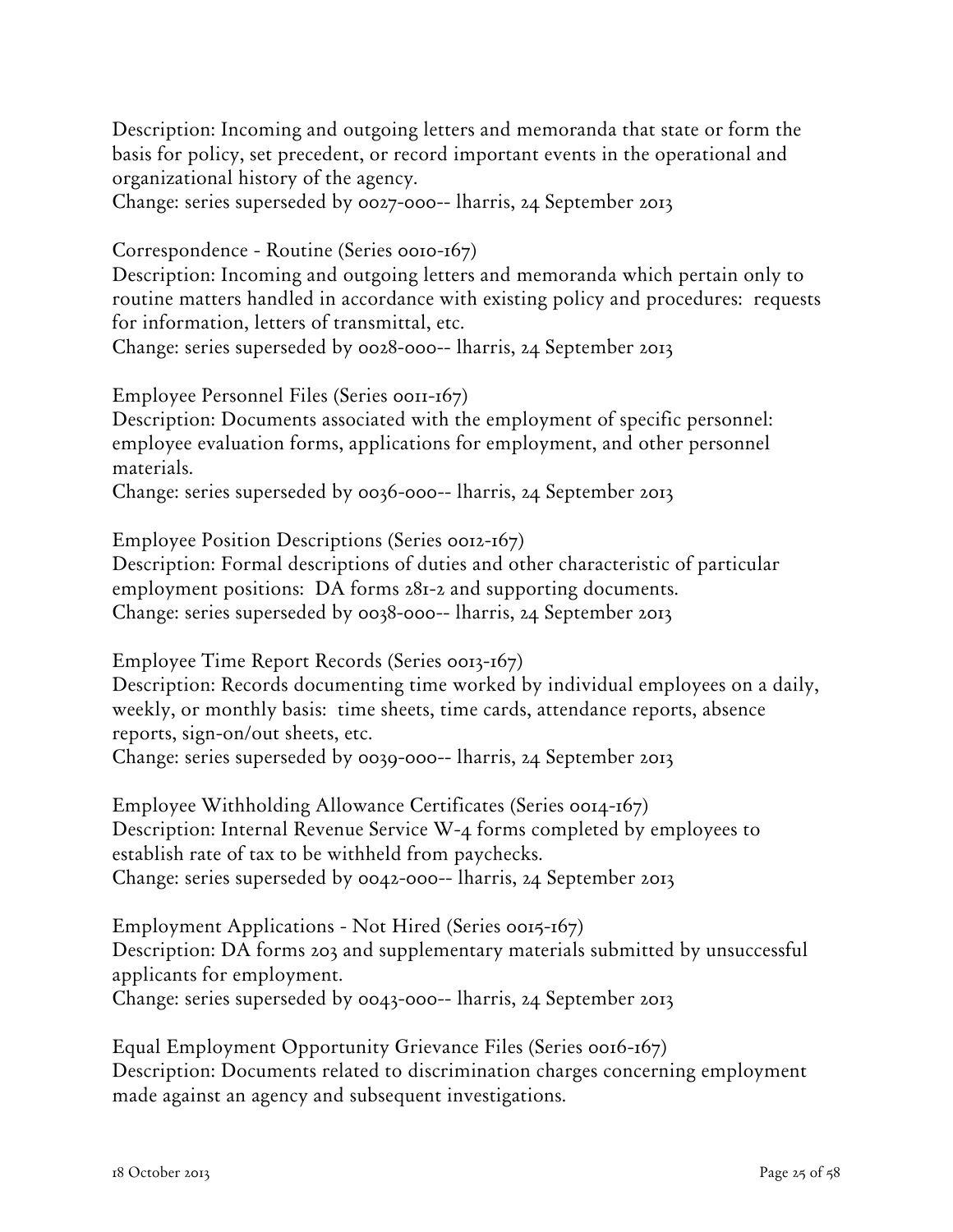Description: Incoming and outgoing letters and memoranda that state or form the basis for policy, set precedent, or record important events in the operational and organizational history of the agency.
Change: series superseded by 0027-000-- lharris, 24 September 2013

Correspondence - Routine (Series 0010-167)
Description: Incoming and outgoing letters and memoranda which pertain only to routine matters handled in accordance with existing policy and procedures: requests for information, letters of transmittal, etc.
Change: series superseded by 0028-000-- lharris, 24 September 2013

Employee Personnel Files (Series 0011-167)
Description: Documents associated with the employment of specific personnel: employee evaluation forms, applications for employment, and other personnel materials.
Change: series superseded by 0036-000-- lharris, 24 September 2013

Employee Position Descriptions (Series 0012-167)
Description: Formal descriptions of duties and other characteristic of particular employment positions: DA forms 281-2 and supporting documents.
Change: series superseded by 0038-000-- lharris, 24 September 2013

Employee Time Report Records (Series 0013-167)
Description: Records documenting time worked by individual employees on a daily, weekly, or monthly basis: time sheets, time cards, attendance reports, absence reports, sign-on/out sheets, etc.
Change: series superseded by 0039-000-- lharris, 24 September 2013

Employee Withholding Allowance Certificates (Series 0014-167)
Description: Internal Revenue Service W-4 forms completed by employees to establish rate of tax to be withheld from paychecks.
Change: series superseded by 0042-000-- lharris, 24 September 2013

Employment Applications - Not Hired (Series 0015-167)
Description: DA forms 203 and supplementary materials submitted by unsuccessful applicants for employment.
Change: series superseded by 0043-000-- lharris, 24 September 2013

Equal Employment Opportunity Grievance Files (Series 0016-167)
Description: Documents related to discrimination charges concerning employment made against an agency and subsequent investigations.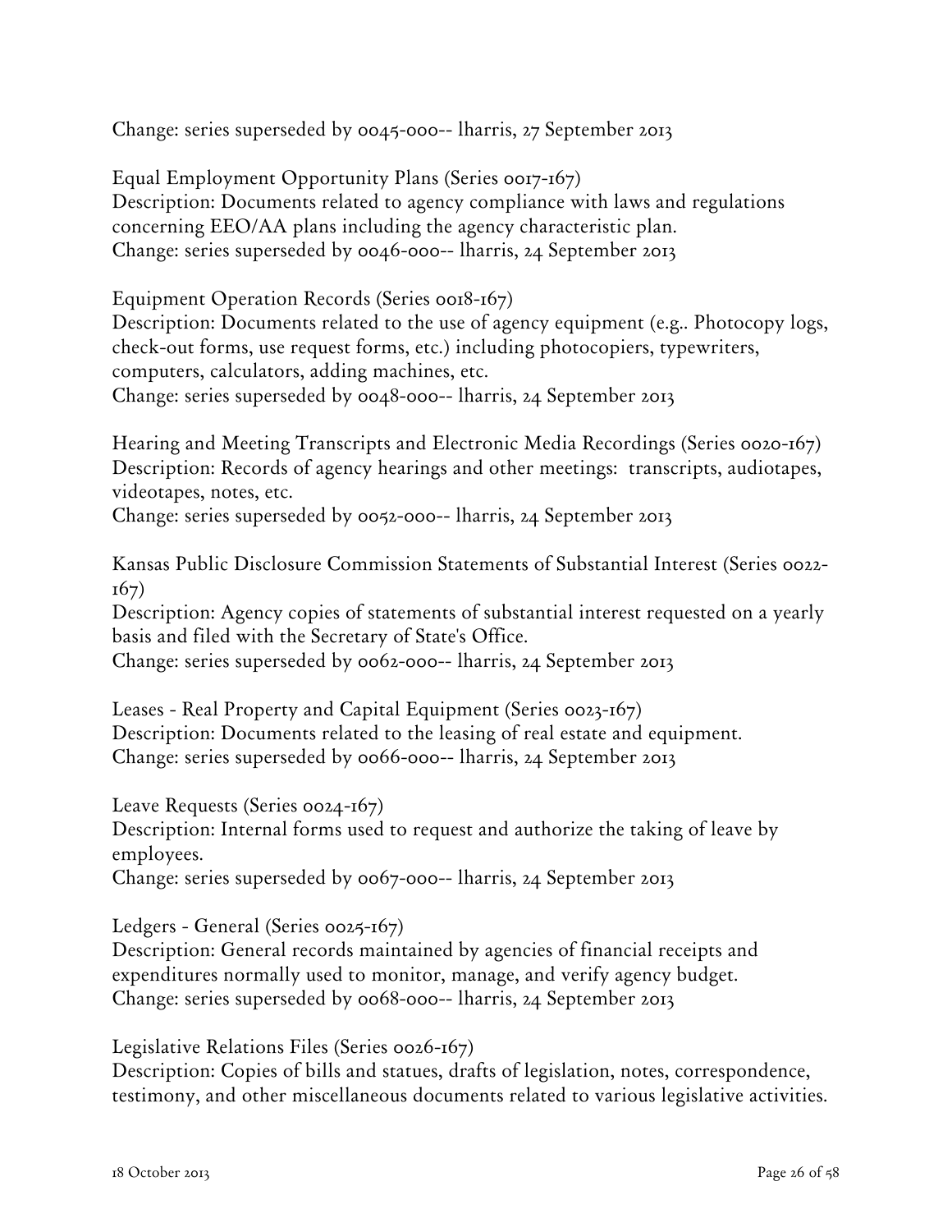Change: series superseded by 0045-000-- lharris, 27 September 2013

Equal Employment Opportunity Plans (Series 0017-167)
Description: Documents related to agency compliance with laws and regulations concerning EEO/AA plans including the agency characteristic plan.
Change: series superseded by 0046-000-- lharris, 24 September 2013

Equipment Operation Records (Series 0018-167)
Description: Documents related to the use of agency equipment (e.g.. Photocopy logs, check-out forms, use request forms, etc.) including photocopiers, typewriters, computers, calculators, adding machines, etc.
Change: series superseded by 0048-000-- lharris, 24 September 2013

Hearing and Meeting Transcripts and Electronic Media Recordings (Series 0020-167)
Description: Records of agency hearings and other meetings: transcripts, audiotapes, videotapes, notes, etc.
Change: series superseded by 0052-000-- lharris, 24 September 2013

Kansas Public Disclosure Commission Statements of Substantial Interest (Series 0022-167)
Description: Agency copies of statements of substantial interest requested on a yearly basis and filed with the Secretary of State's Office.
Change: series superseded by 0062-000-- lharris, 24 September 2013

Leases - Real Property and Capital Equipment (Series 0023-167)
Description: Documents related to the leasing of real estate and equipment.
Change: series superseded by 0066-000-- lharris, 24 September 2013

Leave Requests (Series 0024-167)
Description: Internal forms used to request and authorize the taking of leave by employees.
Change: series superseded by 0067-000-- lharris, 24 September 2013

Ledgers - General (Series 0025-167)
Description: General records maintained by agencies of financial receipts and expenditures normally used to monitor, manage, and verify agency budget.
Change: series superseded by 0068-000-- lharris, 24 September 2013

Legislative Relations Files (Series 0026-167)
Description: Copies of bills and statues, drafts of legislation, notes, correspondence, testimony, and other miscellaneous documents related to various legislative activities.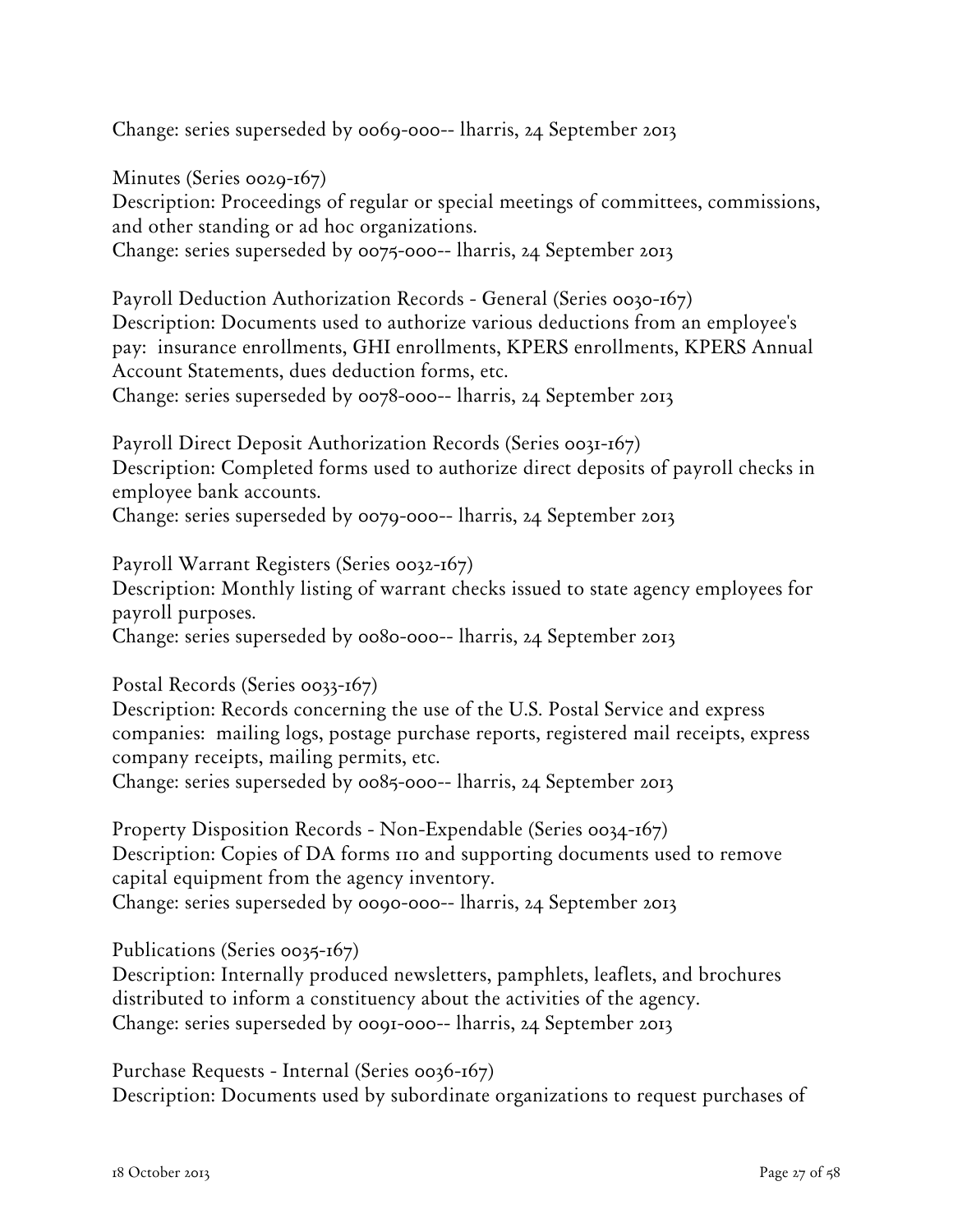Change: series superseded by 0069-000-- lharris, 24 September 2013

Minutes (Series 0029-167)
Description: Proceedings of regular or special meetings of committees, commissions, and other standing or ad hoc organizations.
Change: series superseded by 0075-000-- lharris, 24 September 2013

Payroll Deduction Authorization Records - General (Series 0030-167)
Description: Documents used to authorize various deductions from an employee's pay: insurance enrollments, GHI enrollments, KPERS enrollments, KPERS Annual Account Statements, dues deduction forms, etc.
Change: series superseded by 0078-000-- lharris, 24 September 2013

Payroll Direct Deposit Authorization Records (Series 0031-167)
Description: Completed forms used to authorize direct deposits of payroll checks in employee bank accounts.
Change: series superseded by 0079-000-- lharris, 24 September 2013

Payroll Warrant Registers (Series 0032-167)
Description: Monthly listing of warrant checks issued to state agency employees for payroll purposes.
Change: series superseded by 0080-000-- lharris, 24 September 2013

Postal Records (Series 0033-167)
Description: Records concerning the use of the U.S. Postal Service and express companies: mailing logs, postage purchase reports, registered mail receipts, express company receipts, mailing permits, etc.
Change: series superseded by 0085-000-- lharris, 24 September 2013

Property Disposition Records - Non-Expendable (Series 0034-167)
Description: Copies of DA forms 110 and supporting documents used to remove capital equipment from the agency inventory.
Change: series superseded by 0090-000-- lharris, 24 September 2013

Publications (Series 0035-167)
Description: Internally produced newsletters, pamphlets, leaflets, and brochures distributed to inform a constituency about the activities of the agency.
Change: series superseded by 0091-000-- lharris, 24 September 2013

Purchase Requests - Internal (Series 0036-167)
Description: Documents used by subordinate organizations to request purchases of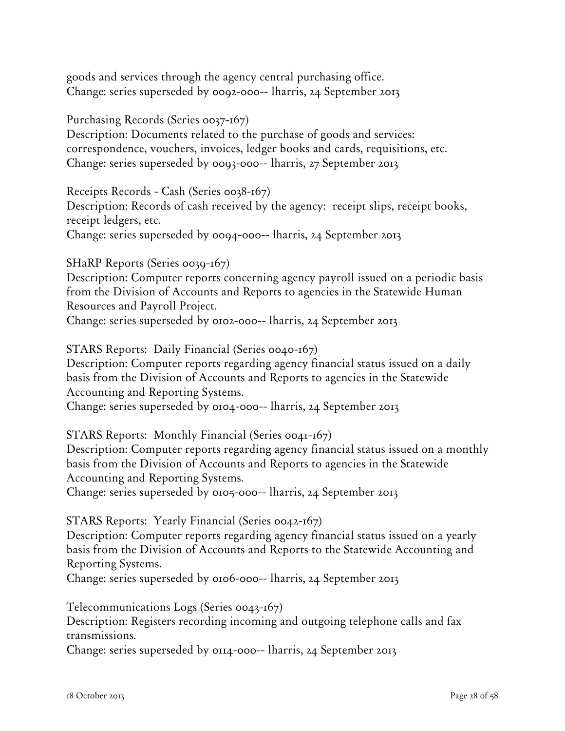goods and services through the agency central purchasing office.
Change: series superseded by 0092-000-- lharris, 24 September 2013

Purchasing Records (Series 0037-167)
Description: Documents related to the purchase of goods and services: correspondence, vouchers, invoices, ledger books and cards, requisitions, etc.
Change: series superseded by 0093-000-- lharris, 27 September 2013

Receipts Records - Cash (Series 0038-167)
Description: Records of cash received by the agency: receipt slips, receipt books, receipt ledgers, etc.
Change: series superseded by 0094-000-- lharris, 24 September 2013

SHaRP Reports (Series 0039-167)
Description: Computer reports concerning agency payroll issued on a periodic basis from the Division of Accounts and Reports to agencies in the Statewide Human Resources and Payroll Project.
Change: series superseded by 0102-000-- lharris, 24 September 2013

STARS Reports: Daily Financial (Series 0040-167)
Description: Computer reports regarding agency financial status issued on a daily basis from the Division of Accounts and Reports to agencies in the Statewide Accounting and Reporting Systems.
Change: series superseded by 0104-000-- lharris, 24 September 2013

STARS Reports: Monthly Financial (Series 0041-167)
Description: Computer reports regarding agency financial status issued on a monthly basis from the Division of Accounts and Reports to agencies in the Statewide Accounting and Reporting Systems.
Change: series superseded by 0105-000-- lharris, 24 September 2013

STARS Reports: Yearly Financial (Series 0042-167)
Description: Computer reports regarding agency financial status issued on a yearly basis from the Division of Accounts and Reports to the Statewide Accounting and Reporting Systems.
Change: series superseded by 0106-000-- lharris, 24 September 2013

Telecommunications Logs (Series 0043-167)
Description: Registers recording incoming and outgoing telephone calls and fax transmissions.
Change: series superseded by 0114-000-- lharris, 24 September 2013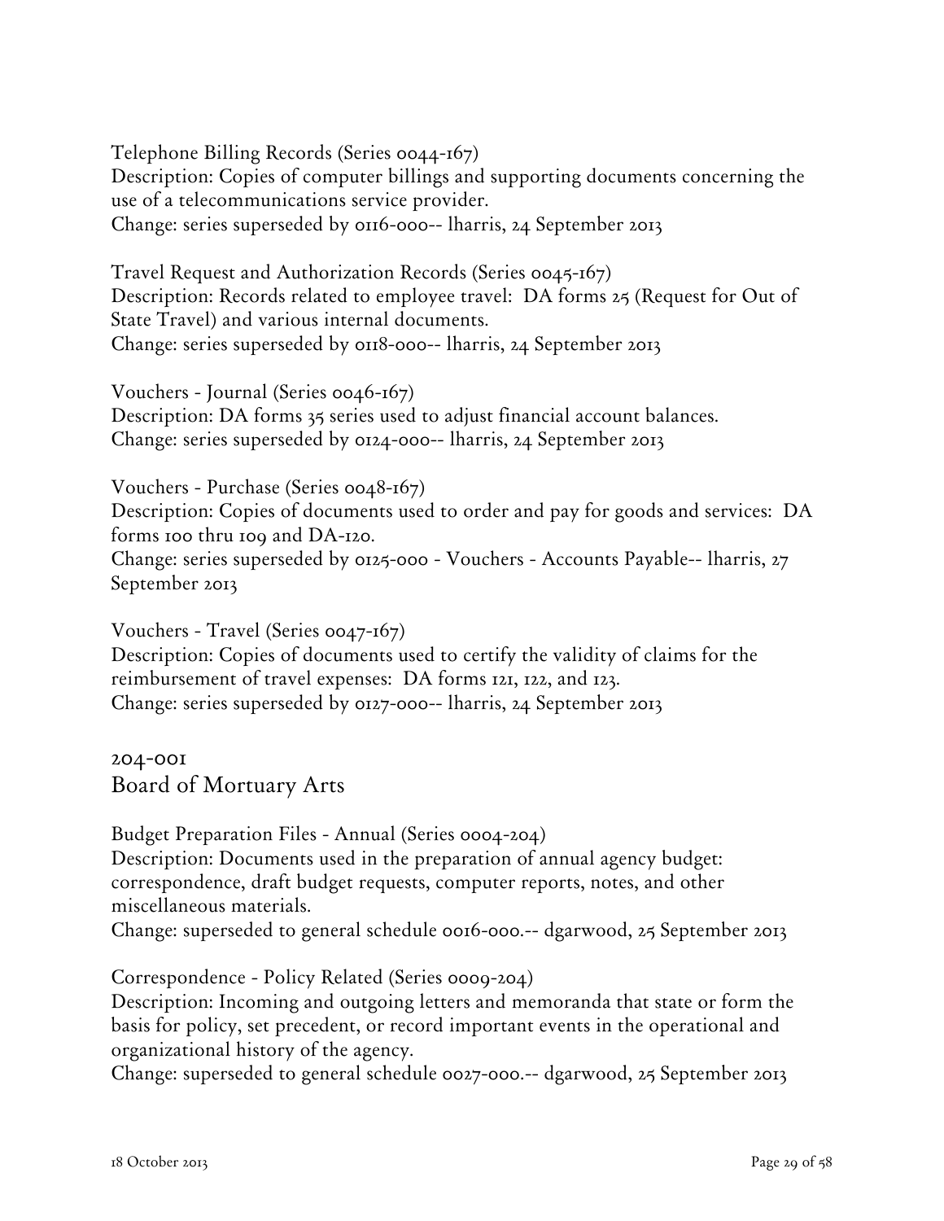Telephone Billing Records (Series 0044-167)
Description: Copies of computer billings and supporting documents concerning the use of a telecommunications service provider.
Change: series superseded by 0116-000-- lharris, 24 September 2013

Travel Request and Authorization Records (Series 0045-167)
Description: Records related to employee travel: DA forms 25 (Request for Out of State Travel) and various internal documents.
Change: series superseded by 0118-000-- lharris, 24 September 2013

Vouchers - Journal (Series 0046-167)
Description: DA forms 35 series used to adjust financial account balances.
Change: series superseded by 0124-000-- lharris, 24 September 2013

Vouchers - Purchase (Series 0048-167)
Description: Copies of documents used to order and pay for goods and services: DA forms 100 thru 109 and DA-120.
Change: series superseded by 0125-000 - Vouchers - Accounts Payable-- lharris, 27 September 2013

Vouchers - Travel (Series 0047-167)
Description: Copies of documents used to certify the validity of claims for the reimbursement of travel expenses: DA forms 121, 122, and 123.
Change: series superseded by 0127-000-- lharris, 24 September 2013

## 204-001
## Board of Mortuary Arts

Budget Preparation Files - Annual (Series 0004-204)
Description: Documents used in the preparation of annual agency budget: correspondence, draft budget requests, computer reports, notes, and other miscellaneous materials.
Change: superseded to general schedule 0016-000.-- dgarwood, 25 September 2013

Correspondence - Policy Related (Series 0009-204)
Description: Incoming and outgoing letters and memoranda that state or form the basis for policy, set precedent, or record important events in the operational and organizational history of the agency.
Change: superseded to general schedule 0027-000.-- dgarwood, 25 September 2013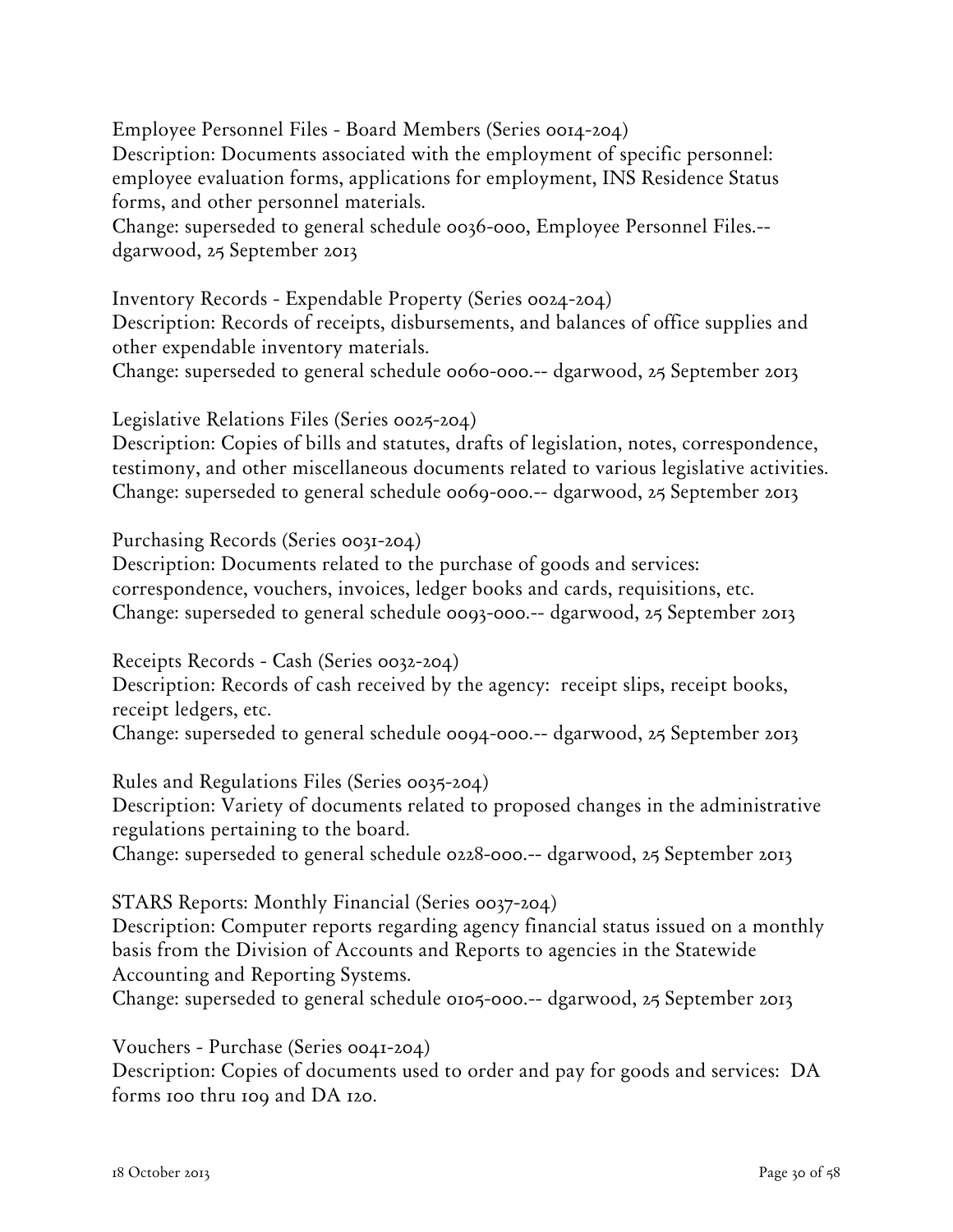Employee Personnel Files - Board Members (Series 0014-204)
Description: Documents associated with the employment of specific personnel: employee evaluation forms, applications for employment, INS Residence Status forms, and other personnel materials.
Change: superseded to general schedule 0036-000, Employee Personnel Files.-- dgarwood, 25 September 2013

Inventory Records - Expendable Property (Series 0024-204)
Description: Records of receipts, disbursements, and balances of office supplies and other expendable inventory materials.
Change: superseded to general schedule 0060-000.-- dgarwood, 25 September 2013

Legislative Relations Files (Series 0025-204)
Description: Copies of bills and statutes, drafts of legislation, notes, correspondence, testimony, and other miscellaneous documents related to various legislative activities.
Change: superseded to general schedule 0069-000.-- dgarwood, 25 September 2013

Purchasing Records (Series 0031-204)
Description: Documents related to the purchase of goods and services: correspondence, vouchers, invoices, ledger books and cards, requisitions, etc.
Change: superseded to general schedule 0093-000.-- dgarwood, 25 September 2013

Receipts Records - Cash (Series 0032-204)
Description: Records of cash received by the agency: receipt slips, receipt books, receipt ledgers, etc.
Change: superseded to general schedule 0094-000.-- dgarwood, 25 September 2013

Rules and Regulations Files (Series 0035-204)
Description: Variety of documents related to proposed changes in the administrative regulations pertaining to the board.
Change: superseded to general schedule 0228-000.-- dgarwood, 25 September 2013

STARS Reports: Monthly Financial (Series 0037-204)
Description: Computer reports regarding agency financial status issued on a monthly basis from the Division of Accounts and Reports to agencies in the Statewide Accounting and Reporting Systems.
Change: superseded to general schedule 0105-000.-- dgarwood, 25 September 2013

Vouchers - Purchase (Series 0041-204)
Description: Copies of documents used to order and pay for goods and services: DA forms 100 thru 109 and DA 120.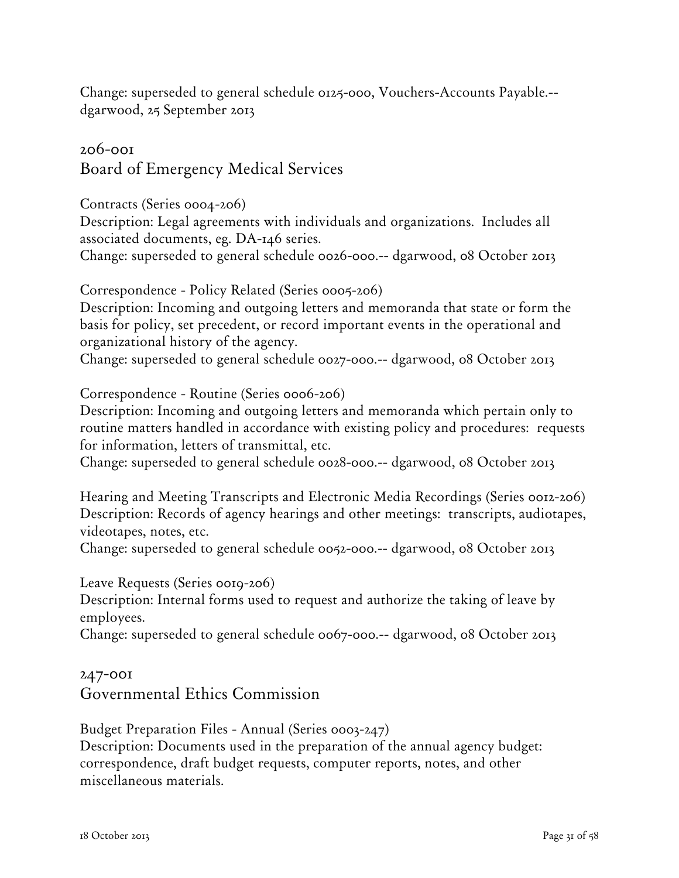Change: superseded to general schedule 0125-000, Vouchers-Accounts Payable.--dgarwood, 25 September 2013

## 206-001
## Board of Emergency Medical Services

Contracts (Series 0004-206)
Description: Legal agreements with individuals and organizations. Includes all associated documents, eg. DA-146 series.
Change: superseded to general schedule 0026-000.-- dgarwood, 08 October 2013

Correspondence - Policy Related (Series 0005-206)
Description: Incoming and outgoing letters and memoranda that state or form the basis for policy, set precedent, or record important events in the operational and organizational history of the agency.
Change: superseded to general schedule 0027-000.-- dgarwood, 08 October 2013

Correspondence - Routine (Series 0006-206)
Description: Incoming and outgoing letters and memoranda which pertain only to routine matters handled in accordance with existing policy and procedures: requests for information, letters of transmittal, etc.
Change: superseded to general schedule 0028-000.-- dgarwood, 08 October 2013

Hearing and Meeting Transcripts and Electronic Media Recordings (Series 0012-206)
Description: Records of agency hearings and other meetings: transcripts, audiotapes, videotapes, notes, etc.
Change: superseded to general schedule 0052-000.-- dgarwood, 08 October 2013

Leave Requests (Series 0019-206)
Description: Internal forms used to request and authorize the taking of leave by employees.
Change: superseded to general schedule 0067-000.-- dgarwood, 08 October 2013

## 247-001
## Governmental Ethics Commission

Budget Preparation Files - Annual (Series 0003-247)
Description: Documents used in the preparation of the annual agency budget: correspondence, draft budget requests, computer reports, notes, and other miscellaneous materials.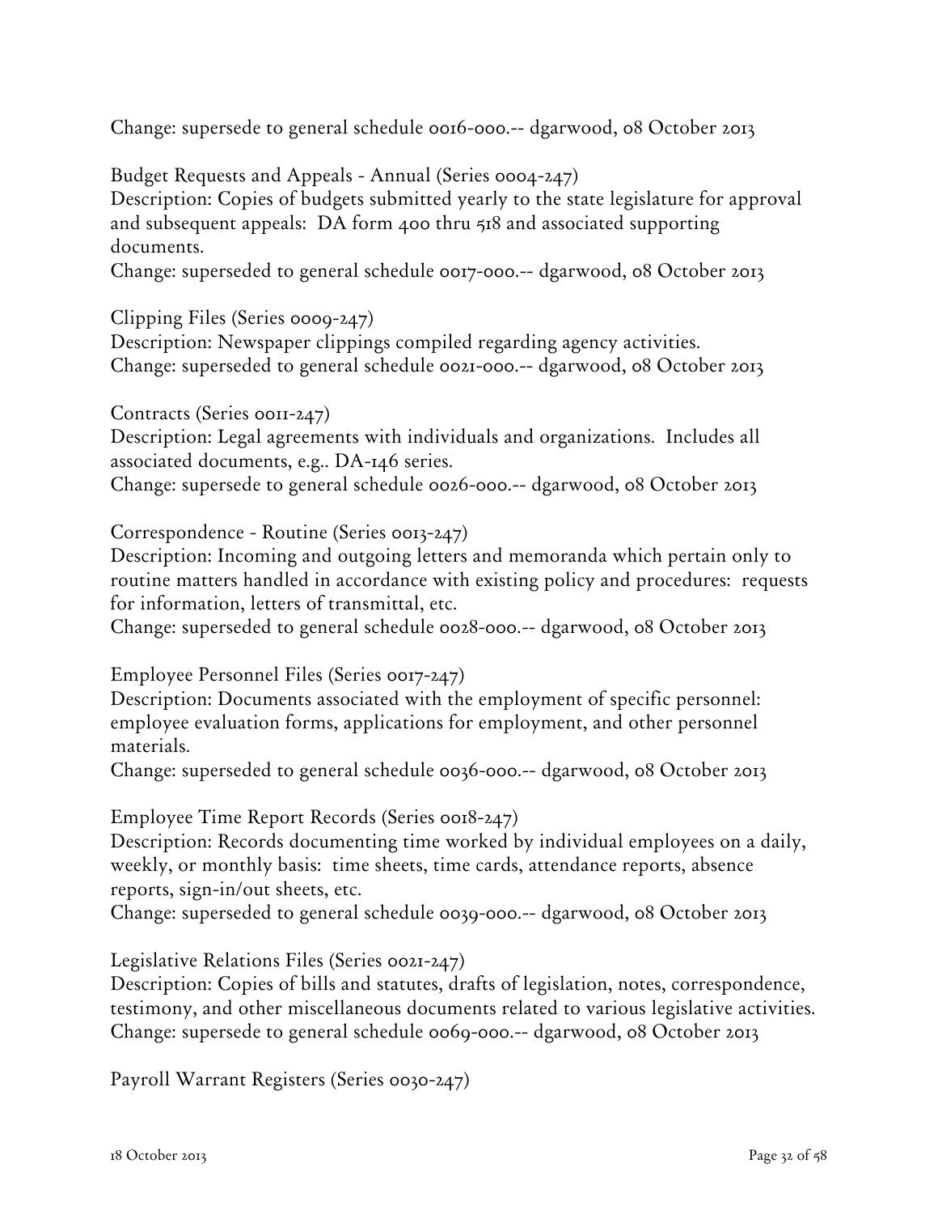Change: supersede to general schedule 0016-000.-- dgarwood, 08 October 2013

Budget Requests and Appeals - Annual (Series 0004-247)
Description: Copies of budgets submitted yearly to the state legislature for approval and subsequent appeals: DA form 400 thru 518 and associated supporting documents.
Change: superseded to general schedule 0017-000.-- dgarwood, 08 October 2013

Clipping Files (Series 0009-247)
Description: Newspaper clippings compiled regarding agency activities.
Change: superseded to general schedule 0021-000.-- dgarwood, 08 October 2013

Contracts (Series 0011-247)
Description: Legal agreements with individuals and organizations. Includes all associated documents, e.g.. DA-146 series.
Change: supersede to general schedule 0026-000.-- dgarwood, 08 October 2013

Correspondence - Routine (Series 0013-247)
Description: Incoming and outgoing letters and memoranda which pertain only to routine matters handled in accordance with existing policy and procedures: requests for information, letters of transmittal, etc.
Change: superseded to general schedule 0028-000.-- dgarwood, 08 October 2013

Employee Personnel Files (Series 0017-247)
Description: Documents associated with the employment of specific personnel: employee evaluation forms, applications for employment, and other personnel materials.
Change: superseded to general schedule 0036-000.-- dgarwood, 08 October 2013

Employee Time Report Records (Series 0018-247)
Description: Records documenting time worked by individual employees on a daily, weekly, or monthly basis: time sheets, time cards, attendance reports, absence reports, sign-in/out sheets, etc.
Change: superseded to general schedule 0039-000.-- dgarwood, 08 October 2013

Legislative Relations Files (Series 0021-247)
Description: Copies of bills and statutes, drafts of legislation, notes, correspondence, testimony, and other miscellaneous documents related to various legislative activities.
Change: supersede to general schedule 0069-000.-- dgarwood, 08 October 2013

Payroll Warrant Registers (Series 0030-247)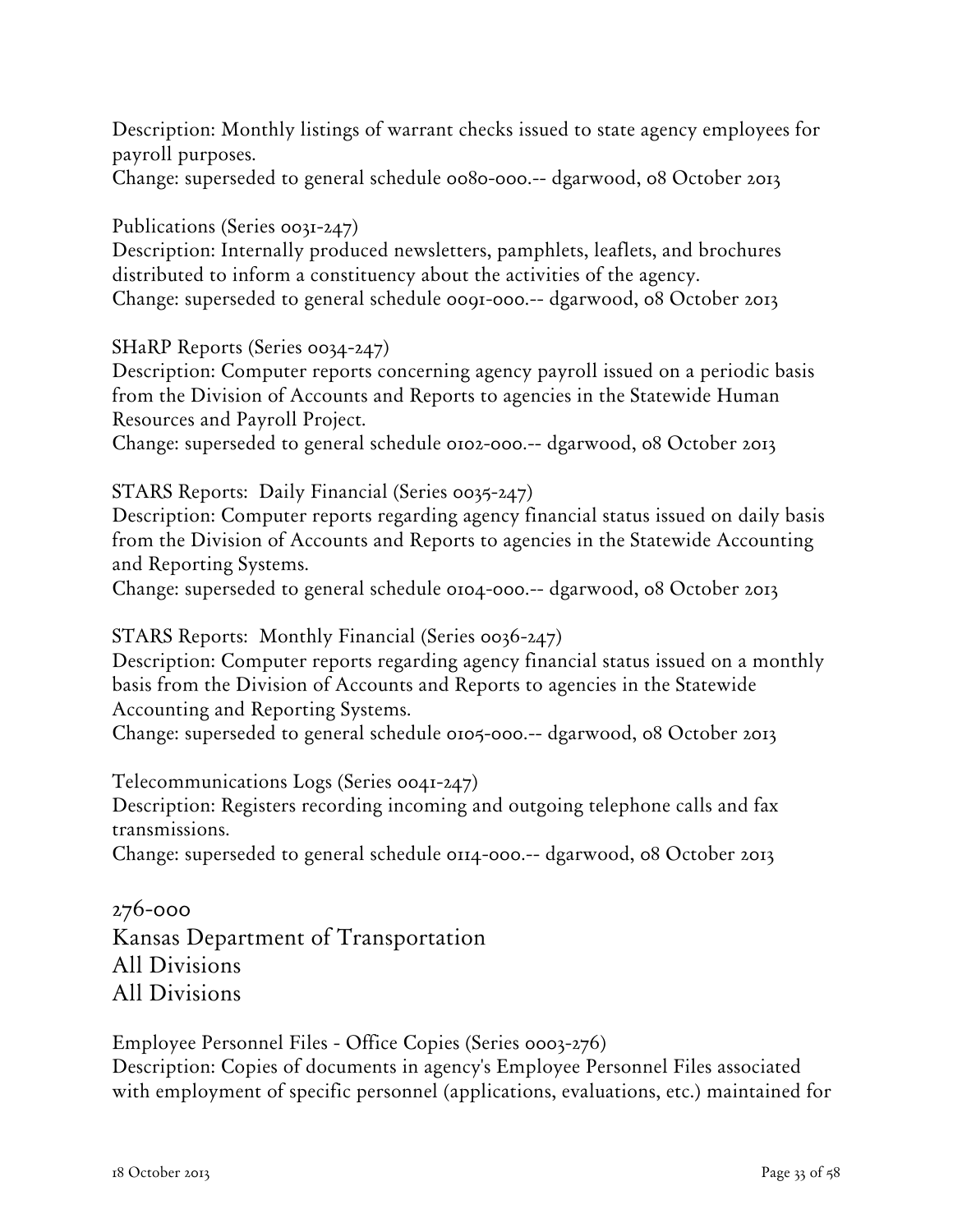Description: Monthly listings of warrant checks issued to state agency employees for payroll purposes.
Change: superseded to general schedule 0080-000.-- dgarwood, 08 October 2013

Publications (Series 0031-247)
Description: Internally produced newsletters, pamphlets, leaflets, and brochures distributed to inform a constituency about the activities of the agency.
Change: superseded to general schedule 0091-000.-- dgarwood, 08 October 2013

SHaRP Reports (Series 0034-247)
Description: Computer reports concerning agency payroll issued on a periodic basis from the Division of Accounts and Reports to agencies in the Statewide Human Resources and Payroll Project.
Change: superseded to general schedule 0102-000.-- dgarwood, 08 October 2013

STARS Reports: Daily Financial (Series 0035-247)
Description: Computer reports regarding agency financial status issued on daily basis from the Division of Accounts and Reports to agencies in the Statewide Accounting and Reporting Systems.
Change: superseded to general schedule 0104-000.-- dgarwood, 08 October 2013

STARS Reports: Monthly Financial (Series 0036-247)
Description: Computer reports regarding agency financial status issued on a monthly basis from the Division of Accounts and Reports to agencies in the Statewide Accounting and Reporting Systems.
Change: superseded to general schedule 0105-000.-- dgarwood, 08 October 2013

Telecommunications Logs (Series 0041-247)
Description: Registers recording incoming and outgoing telephone calls and fax transmissions.
Change: superseded to general schedule 0114-000.-- dgarwood, 08 October 2013

## 276-000
## Kansas Department of Transportation
## All Divisions
## All Divisions

Employee Personnel Files - Office Copies (Series 0003-276)
Description: Copies of documents in agency's Employee Personnel Files associated with employment of specific personnel (applications, evaluations, etc.) maintained for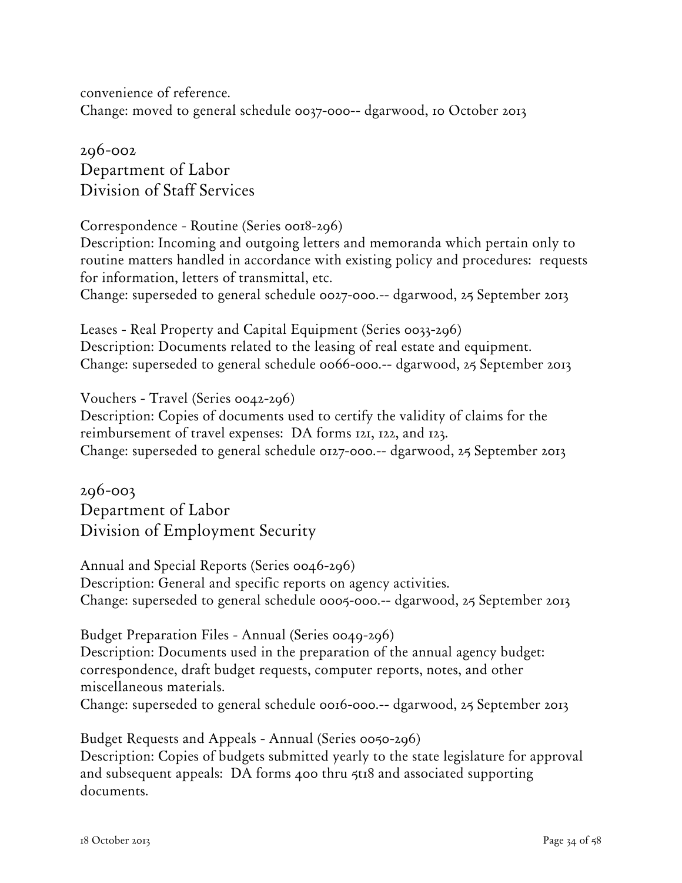convenience of reference.
Change: moved to general schedule 0037-000-- dgarwood, 10 October 2013

## 296-002
## Department of Labor
## Division of Staff Services

Correspondence - Routine (Series 0018-296)
Description: Incoming and outgoing letters and memoranda which pertain only to routine matters handled in accordance with existing policy and procedures: requests for information, letters of transmittal, etc.
Change: superseded to general schedule 0027-000.-- dgarwood, 25 September 2013

Leases - Real Property and Capital Equipment (Series 0033-296)
Description: Documents related to the leasing of real estate and equipment.
Change: superseded to general schedule 0066-000.-- dgarwood, 25 September 2013

Vouchers - Travel (Series 0042-296)
Description: Copies of documents used to certify the validity of claims for the reimbursement of travel expenses: DA forms 121, 122, and 123.
Change: superseded to general schedule 0127-000.-- dgarwood, 25 September 2013

## 296-003
## Department of Labor
## Division of Employment Security

Annual and Special Reports (Series 0046-296)
Description: General and specific reports on agency activities.
Change: superseded to general schedule 0005-000.-- dgarwood, 25 September 2013

Budget Preparation Files - Annual (Series 0049-296)
Description: Documents used in the preparation of the annual agency budget: correspondence, draft budget requests, computer reports, notes, and other miscellaneous materials.
Change: superseded to general schedule 0016-000.-- dgarwood, 25 September 2013

Budget Requests and Appeals - Annual (Series 0050-296)
Description: Copies of budgets submitted yearly to the state legislature for approval and subsequent appeals: DA forms 400 thru 5118 and associated supporting documents.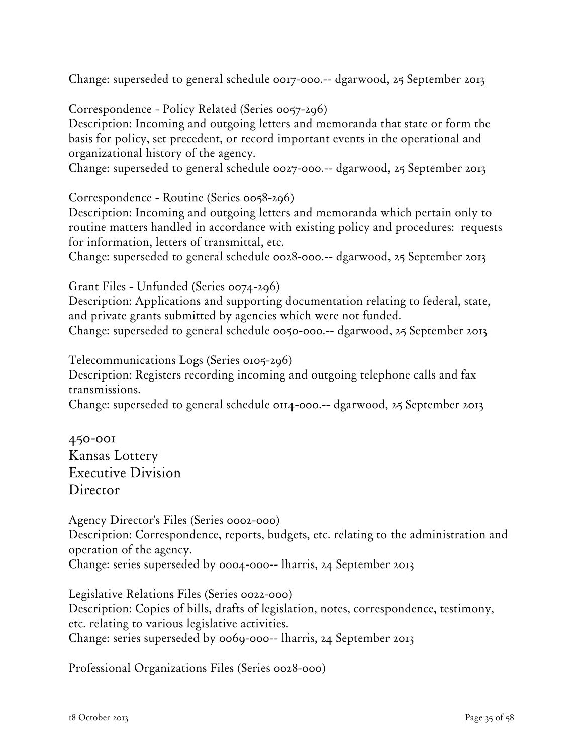Change: superseded to general schedule 0017-000.-- dgarwood, 25 September 2013

Correspondence - Policy Related (Series 0057-296)
Description: Incoming and outgoing letters and memoranda that state or form the basis for policy, set precedent, or record important events in the operational and organizational history of the agency.
Change: superseded to general schedule 0027-000.-- dgarwood, 25 September 2013

Correspondence - Routine (Series 0058-296)
Description: Incoming and outgoing letters and memoranda which pertain only to routine matters handled in accordance with existing policy and procedures: requests for information, letters of transmittal, etc.
Change: superseded to general schedule 0028-000.-- dgarwood, 25 September 2013

Grant Files - Unfunded (Series 0074-296)
Description: Applications and supporting documentation relating to federal, state, and private grants submitted by agencies which were not funded.
Change: superseded to general schedule 0050-000.-- dgarwood, 25 September 2013

Telecommunications Logs (Series 0105-296)
Description: Registers recording incoming and outgoing telephone calls and fax transmissions.
Change: superseded to general schedule 0114-000.-- dgarwood, 25 September 2013

## 450-001
## Kansas Lottery
## Executive Division
## Director

Agency Director's Files (Series 0002-000)
Description: Correspondence, reports, budgets, etc. relating to the administration and operation of the agency.
Change: series superseded by 0004-000-- lharris, 24 September 2013

Legislative Relations Files (Series 0022-000)
Description: Copies of bills, drafts of legislation, notes, correspondence, testimony, etc. relating to various legislative activities.
Change: series superseded by 0069-000-- lharris, 24 September 2013

Professional Organizations Files (Series 0028-000)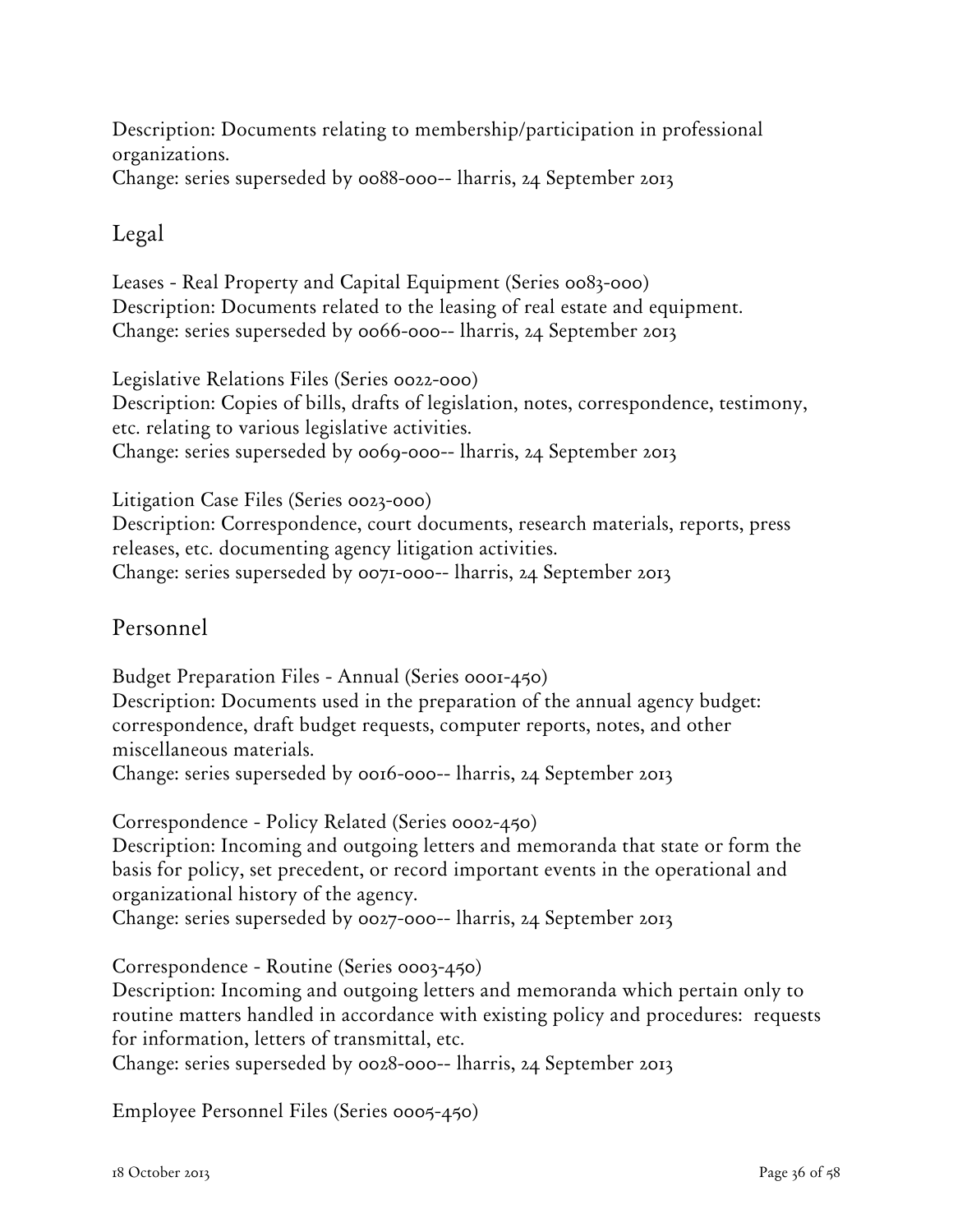Description: Documents relating to membership/participation in professional organizations.
Change: series superseded by 0088-000-- lharris, 24 September 2013

## Legal

Leases - Real Property and Capital Equipment (Series 0083-000)
Description: Documents related to the leasing of real estate and equipment.
Change: series superseded by 0066-000-- lharris, 24 September 2013

Legislative Relations Files (Series 0022-000)
Description: Copies of bills, drafts of legislation, notes, correspondence, testimony, etc. relating to various legislative activities.
Change: series superseded by 0069-000-- lharris, 24 September 2013

Litigation Case Files (Series 0023-000)
Description: Correspondence, court documents, research materials, reports, press releases, etc. documenting agency litigation activities.
Change: series superseded by 0071-000-- lharris, 24 September 2013

## Personnel

Budget Preparation Files - Annual (Series 0001-450)
Description: Documents used in the preparation of the annual agency budget: correspondence, draft budget requests, computer reports, notes, and other miscellaneous materials.
Change: series superseded by 0016-000-- lharris, 24 September 2013

Correspondence - Policy Related (Series 0002-450)
Description: Incoming and outgoing letters and memoranda that state or form the basis for policy, set precedent, or record important events in the operational and organizational history of the agency.
Change: series superseded by 0027-000-- lharris, 24 September 2013

Correspondence - Routine (Series 0003-450)
Description: Incoming and outgoing letters and memoranda which pertain only to routine matters handled in accordance with existing policy and procedures: requests for information, letters of transmittal, etc.
Change: series superseded by 0028-000-- lharris, 24 September 2013

Employee Personnel Files (Series 0005-450)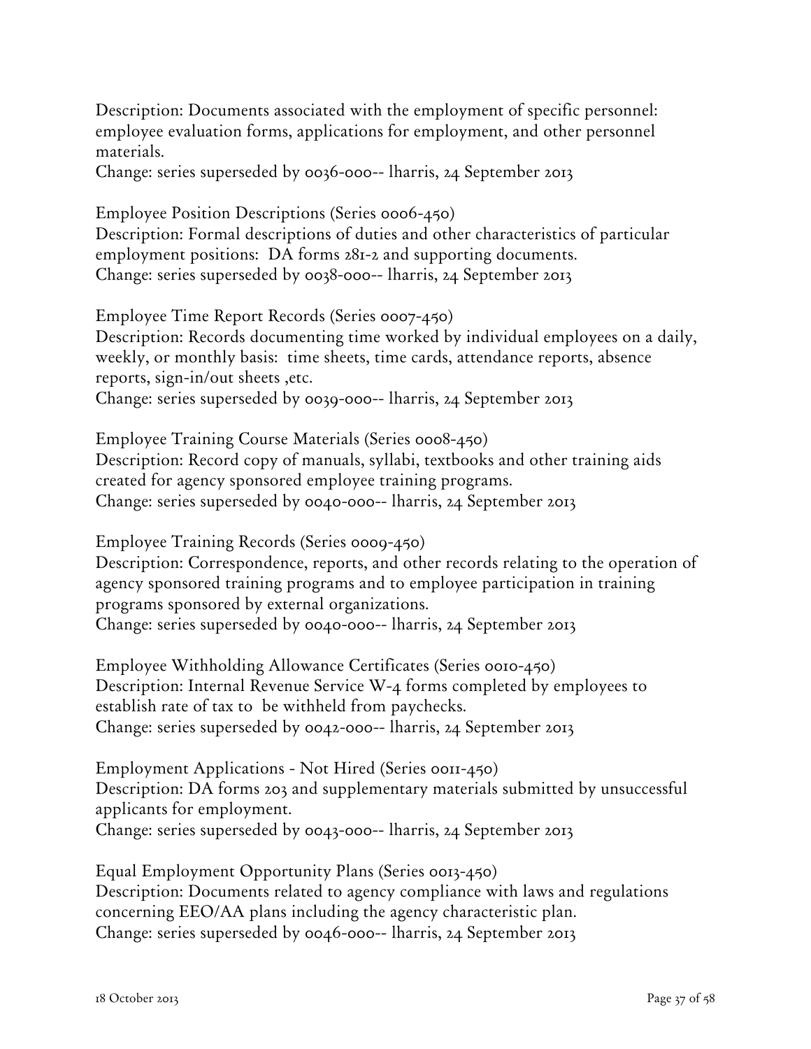Description: Documents associated with the employment of specific personnel: employee evaluation forms, applications for employment, and other personnel materials.
Change: series superseded by 0036-000-- lharris, 24 September 2013

Employee Position Descriptions (Series 0006-450)
Description: Formal descriptions of duties and other characteristics of particular employment positions: DA forms 281-2 and supporting documents.
Change: series superseded by 0038-000-- lharris, 24 September 2013

Employee Time Report Records (Series 0007-450)
Description: Records documenting time worked by individual employees on a daily, weekly, or monthly basis: time sheets, time cards, attendance reports, absence reports, sign-in/out sheets ,etc.
Change: series superseded by 0039-000-- lharris, 24 September 2013

Employee Training Course Materials (Series 0008-450)
Description: Record copy of manuals, syllabi, textbooks and other training aids created for agency sponsored employee training programs.
Change: series superseded by 0040-000-- lharris, 24 September 2013

Employee Training Records (Series 0009-450)
Description: Correspondence, reports, and other records relating to the operation of agency sponsored training programs and to employee participation in training programs sponsored by external organizations.
Change: series superseded by 0040-000-- lharris, 24 September 2013

Employee Withholding Allowance Certificates (Series 0010-450)
Description: Internal Revenue Service W-4 forms completed by employees to establish rate of tax to be withheld from paychecks.
Change: series superseded by 0042-000-- lharris, 24 September 2013

Employment Applications - Not Hired (Series 0011-450)
Description: DA forms 203 and supplementary materials submitted by unsuccessful applicants for employment.
Change: series superseded by 0043-000-- lharris, 24 September 2013

Equal Employment Opportunity Plans (Series 0013-450)
Description: Documents related to agency compliance with laws and regulations concerning EEO/AA plans including the agency characteristic plan.
Change: series superseded by 0046-000-- lharris, 24 September 2013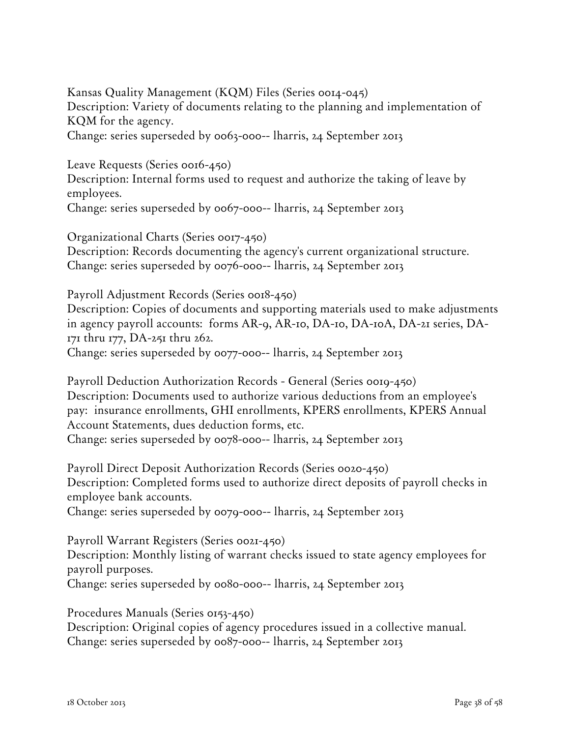Kansas Quality Management (KQM) Files (Series 0014-045)
Description: Variety of documents relating to the planning and implementation of KQM for the agency.
Change: series superseded by 0063-000-- lharris, 24 September 2013

Leave Requests (Series 0016-450)
Description: Internal forms used to request and authorize the taking of leave by employees.
Change: series superseded by 0067-000-- lharris, 24 September 2013

Organizational Charts (Series 0017-450)
Description: Records documenting the agency's current organizational structure.
Change: series superseded by 0076-000-- lharris, 24 September 2013

Payroll Adjustment Records (Series 0018-450)
Description: Copies of documents and supporting materials used to make adjustments in agency payroll accounts: forms AR-9, AR-10, DA-10, DA-10A, DA-21 series, DA-171 thru 177, DA-251 thru 262.
Change: series superseded by 0077-000-- lharris, 24 September 2013

Payroll Deduction Authorization Records - General (Series 0019-450)
Description: Documents used to authorize various deductions from an employee's pay: insurance enrollments, GHI enrollments, KPERS enrollments, KPERS Annual Account Statements, dues deduction forms, etc.
Change: series superseded by 0078-000-- lharris, 24 September 2013

Payroll Direct Deposit Authorization Records (Series 0020-450)
Description: Completed forms used to authorize direct deposits of payroll checks in employee bank accounts.
Change: series superseded by 0079-000-- lharris, 24 September 2013

Payroll Warrant Registers (Series 0021-450)
Description: Monthly listing of warrant checks issued to state agency employees for payroll purposes.
Change: series superseded by 0080-000-- lharris, 24 September 2013

Procedures Manuals (Series 0153-450)
Description: Original copies of agency procedures issued in a collective manual.
Change: series superseded by 0087-000-- lharris, 24 September 2013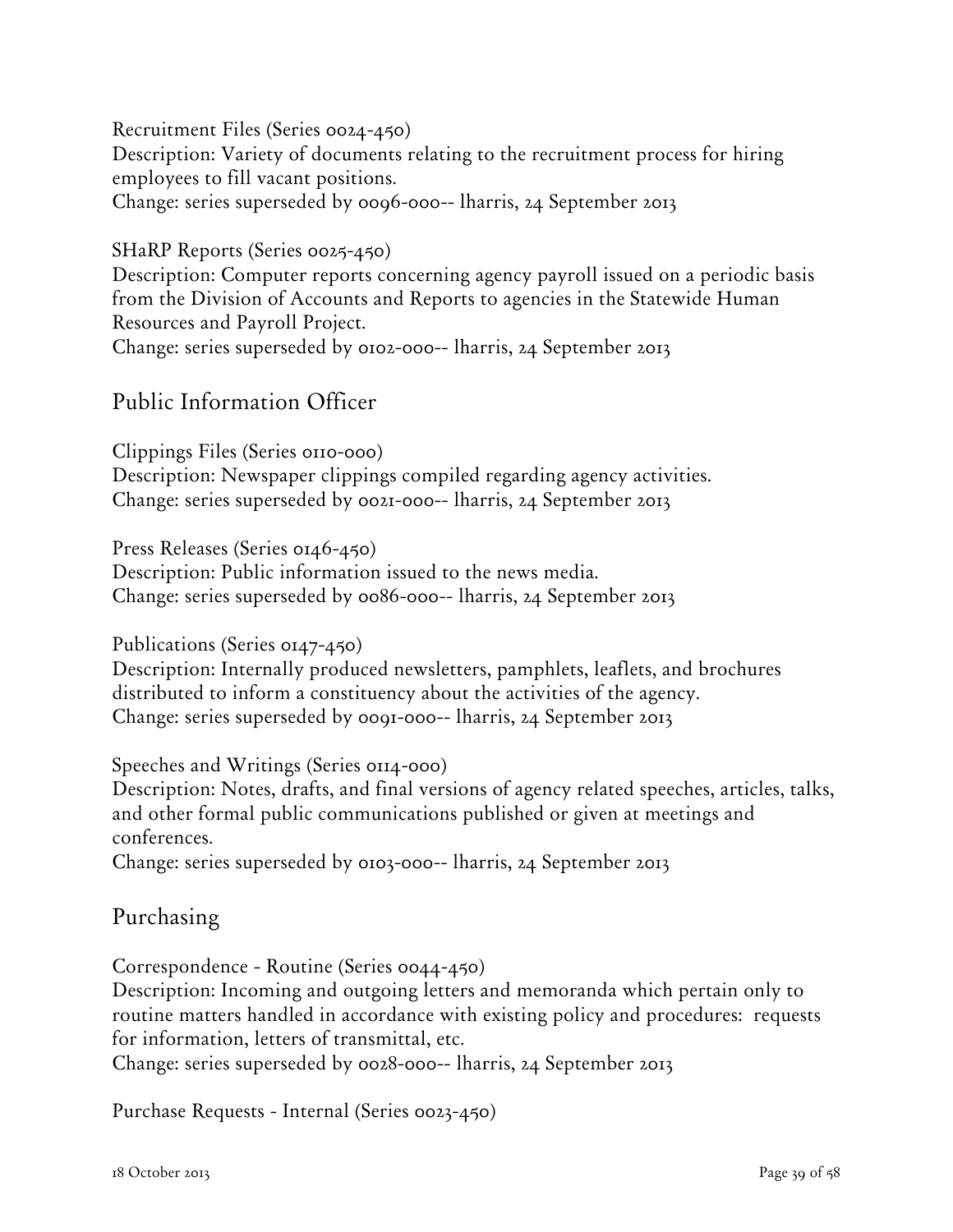Recruitment Files (Series 0024-450)
Description: Variety of documents relating to the recruitment process for hiring employees to fill vacant positions.
Change: series superseded by 0096-000-- lharris, 24 September 2013

SHaRP Reports (Series 0025-450)
Description: Computer reports concerning agency payroll issued on a periodic basis from the Division of Accounts and Reports to agencies in the Statewide Human Resources and Payroll Project.
Change: series superseded by 0102-000-- lharris, 24 September 2013

## Public Information Officer

Clippings Files (Series 0110-000)
Description: Newspaper clippings compiled regarding agency activities.
Change: series superseded by 0021-000-- lharris, 24 September 2013

Press Releases (Series 0146-450)
Description: Public information issued to the news media.
Change: series superseded by 0086-000-- lharris, 24 September 2013

Publications (Series 0147-450)
Description: Internally produced newsletters, pamphlets, leaflets, and brochures distributed to inform a constituency about the activities of the agency.
Change: series superseded by 0091-000-- lharris, 24 September 2013

Speeches and Writings (Series 0114-000)
Description: Notes, drafts, and final versions of agency related speeches, articles, talks, and other formal public communications published or given at meetings and conferences.
Change: series superseded by 0103-000-- lharris, 24 September 2013

## Purchasing

Correspondence - Routine (Series 0044-450)
Description: Incoming and outgoing letters and memoranda which pertain only to routine matters handled in accordance with existing policy and procedures: requests for information, letters of transmittal, etc.
Change: series superseded by 0028-000-- lharris, 24 September 2013

Purchase Requests - Internal (Series 0023-450)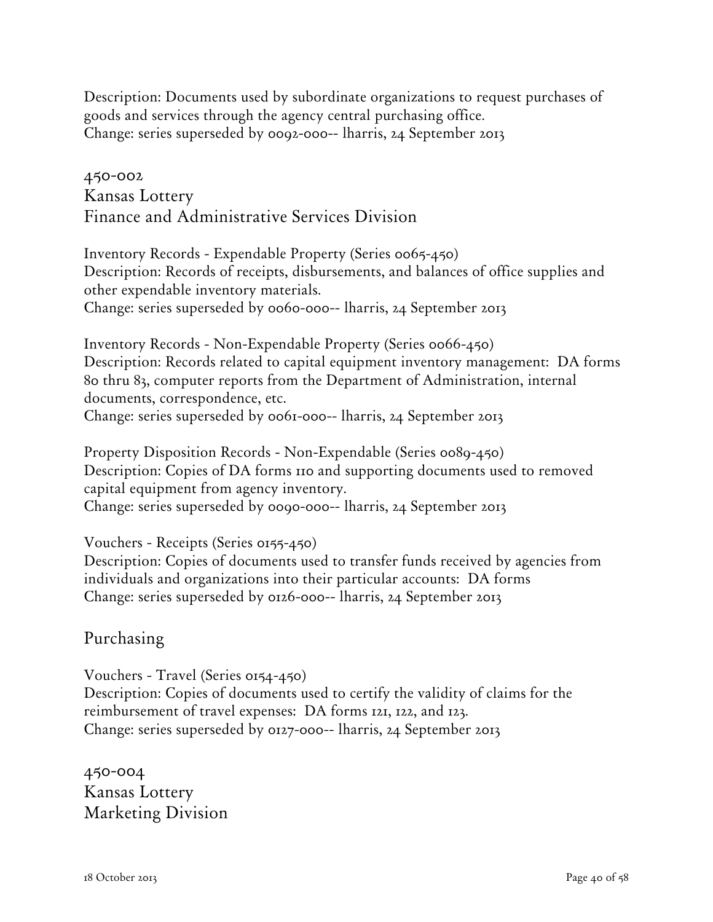Description: Documents used by subordinate organizations to request purchases of goods and services through the agency central purchasing office.
Change: series superseded by 0092-000-- lharris, 24 September 2013

## 450-002
## Kansas Lottery
## Finance and Administrative Services Division

Inventory Records - Expendable Property (Series 0065-450)
Description: Records of receipts, disbursements, and balances of office supplies and other expendable inventory materials.
Change: series superseded by 0060-000-- lharris, 24 September 2013

Inventory Records - Non-Expendable Property (Series 0066-450)
Description: Records related to capital equipment inventory management: DA forms 80 thru 83, computer reports from the Department of Administration, internal documents, correspondence, etc.
Change: series superseded by 0061-000-- lharris, 24 September 2013

Property Disposition Records - Non-Expendable (Series 0089-450)
Description: Copies of DA forms 110 and supporting documents used to removed capital equipment from agency inventory.
Change: series superseded by 0090-000-- lharris, 24 September 2013

Vouchers - Receipts (Series 0155-450)
Description: Copies of documents used to transfer funds received by agencies from individuals and organizations into their particular accounts: DA forms
Change: series superseded by 0126-000-- lharris, 24 September 2013

### Purchasing

Vouchers - Travel (Series 0154-450)
Description: Copies of documents used to certify the validity of claims for the reimbursement of travel expenses: DA forms 121, 122, and 123.
Change: series superseded by 0127-000-- lharris, 24 September 2013

## 450-004
## Kansas Lottery
## Marketing Division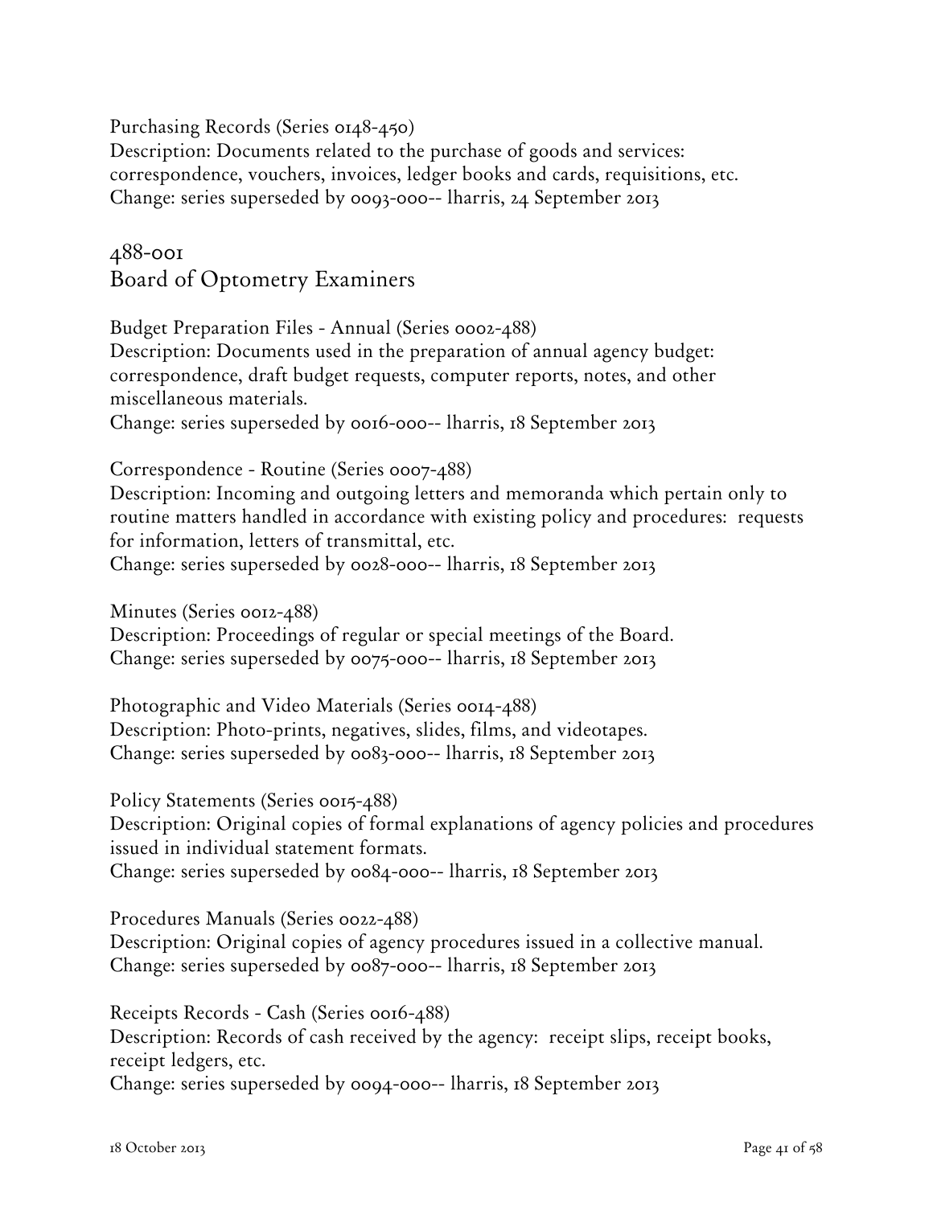Purchasing Records (Series 0148-450)
Description: Documents related to the purchase of goods and services: correspondence, vouchers, invoices, ledger books and cards, requisitions, etc.
Change: series superseded by 0093-000-- lharris, 24 September 2013

## 488-001
## Board of Optometry Examiners

Budget Preparation Files - Annual (Series 0002-488)
Description: Documents used in the preparation of annual agency budget: correspondence, draft budget requests, computer reports, notes, and other miscellaneous materials.
Change: series superseded by 0016-000-- lharris, 18 September 2013

Correspondence - Routine (Series 0007-488)
Description: Incoming and outgoing letters and memoranda which pertain only to routine matters handled in accordance with existing policy and procedures: requests for information, letters of transmittal, etc.
Change: series superseded by 0028-000-- lharris, 18 September 2013

Minutes (Series 0012-488)
Description: Proceedings of regular or special meetings of the Board.
Change: series superseded by 0075-000-- lharris, 18 September 2013

Photographic and Video Materials (Series 0014-488)
Description: Photo-prints, negatives, slides, films, and videotapes.
Change: series superseded by 0083-000-- lharris, 18 September 2013

Policy Statements (Series 0015-488)
Description: Original copies of formal explanations of agency policies and procedures issued in individual statement formats.
Change: series superseded by 0084-000-- lharris, 18 September 2013

Procedures Manuals (Series 0022-488)
Description: Original copies of agency procedures issued in a collective manual.
Change: series superseded by 0087-000-- lharris, 18 September 2013

Receipts Records - Cash (Series 0016-488)
Description: Records of cash received by the agency: receipt slips, receipt books, receipt ledgers, etc.
Change: series superseded by 0094-000-- lharris, 18 September 2013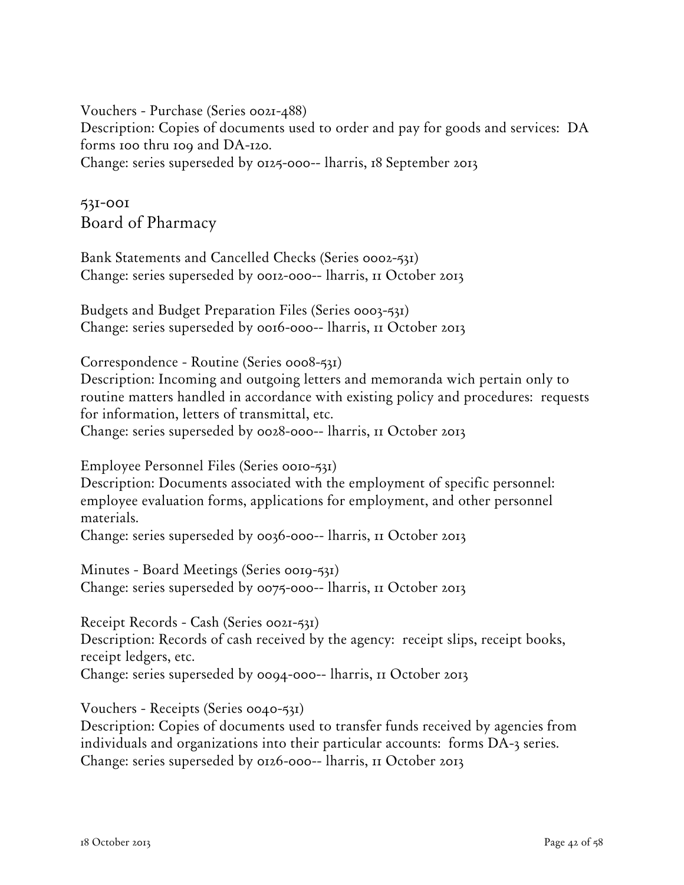Vouchers - Purchase (Series 0021-488)
Description: Copies of documents used to order and pay for goods and services: DA forms 100 thru 109 and DA-120.
Change: series superseded by 0125-000-- lharris, 18 September 2013

## 531-001
## Board of Pharmacy

Bank Statements and Cancelled Checks (Series 0002-531)
Change: series superseded by 0012-000-- lharris, 11 October 2013

Budgets and Budget Preparation Files (Series 0003-531)
Change: series superseded by 0016-000-- lharris, 11 October 2013

Correspondence - Routine (Series 0008-531)
Description: Incoming and outgoing letters and memoranda wich pertain only to routine matters handled in accordance with existing policy and procedures: requests for information, letters of transmittal, etc.
Change: series superseded by 0028-000-- lharris, 11 October 2013

Employee Personnel Files (Series 0010-531)
Description: Documents associated with the employment of specific personnel: employee evaluation forms, applications for employment, and other personnel materials.
Change: series superseded by 0036-000-- lharris, 11 October 2013

Minutes - Board Meetings (Series 0019-531)
Change: series superseded by 0075-000-- lharris, 11 October 2013

Receipt Records - Cash (Series 0021-531)
Description: Records of cash received by the agency: receipt slips, receipt books, receipt ledgers, etc.
Change: series superseded by 0094-000-- lharris, 11 October 2013

Vouchers - Receipts (Series 0040-531)
Description: Copies of documents used to transfer funds received by agencies from individuals and organizations into their particular accounts: forms DA-3 series.
Change: series superseded by 0126-000-- lharris, 11 October 2013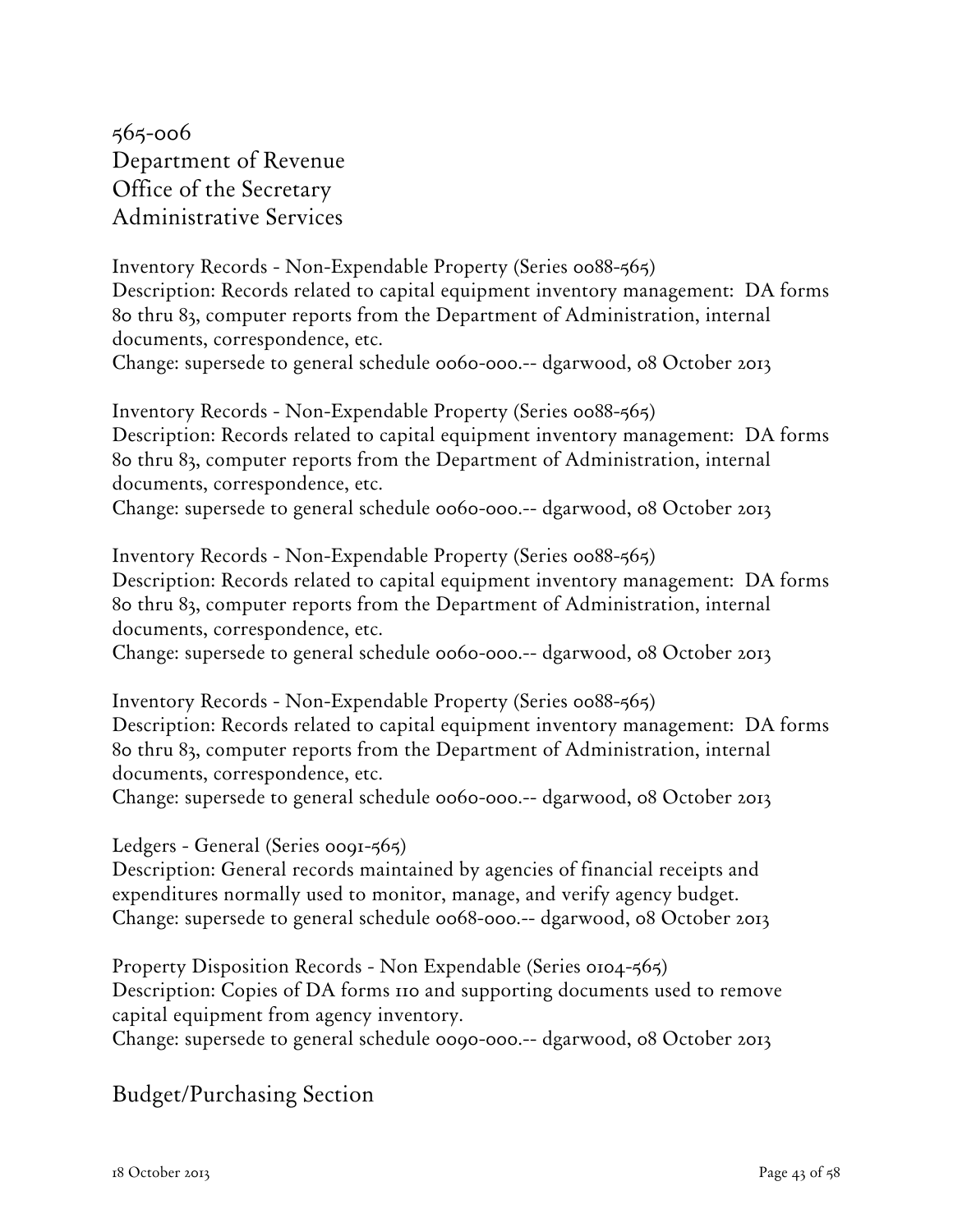## 565-006
## Department of Revenue
## Office of the Secretary
## Administrative Services

Inventory Records - Non-Expendable Property (Series 0088-565)
Description: Records related to capital equipment inventory management: DA forms 80 thru 83, computer reports from the Department of Administration, internal documents, correspondence, etc.
Change: supersede to general schedule 0060-000.-- dgarwood, 08 October 2013

Inventory Records - Non-Expendable Property (Series 0088-565)
Description: Records related to capital equipment inventory management: DA forms 80 thru 83, computer reports from the Department of Administration, internal documents, correspondence, etc.
Change: supersede to general schedule 0060-000.-- dgarwood, 08 October 2013

Inventory Records - Non-Expendable Property (Series 0088-565)
Description: Records related to capital equipment inventory management: DA forms 80 thru 83, computer reports from the Department of Administration, internal documents, correspondence, etc.
Change: supersede to general schedule 0060-000.-- dgarwood, 08 October 2013

Inventory Records - Non-Expendable Property (Series 0088-565)
Description: Records related to capital equipment inventory management: DA forms 80 thru 83, computer reports from the Department of Administration, internal documents, correspondence, etc.
Change: supersede to general schedule 0060-000.-- dgarwood, 08 October 2013

Ledgers - General (Series 0091-565)
Description: General records maintained by agencies of financial receipts and expenditures normally used to monitor, manage, and verify agency budget.
Change: supersede to general schedule 0068-000.-- dgarwood, 08 October 2013

Property Disposition Records - Non Expendable (Series 0104-565)
Description: Copies of DA forms 110 and supporting documents used to remove capital equipment from agency inventory.
Change: supersede to general schedule 0090-000.-- dgarwood, 08 October 2013

## Budget/Purchasing Section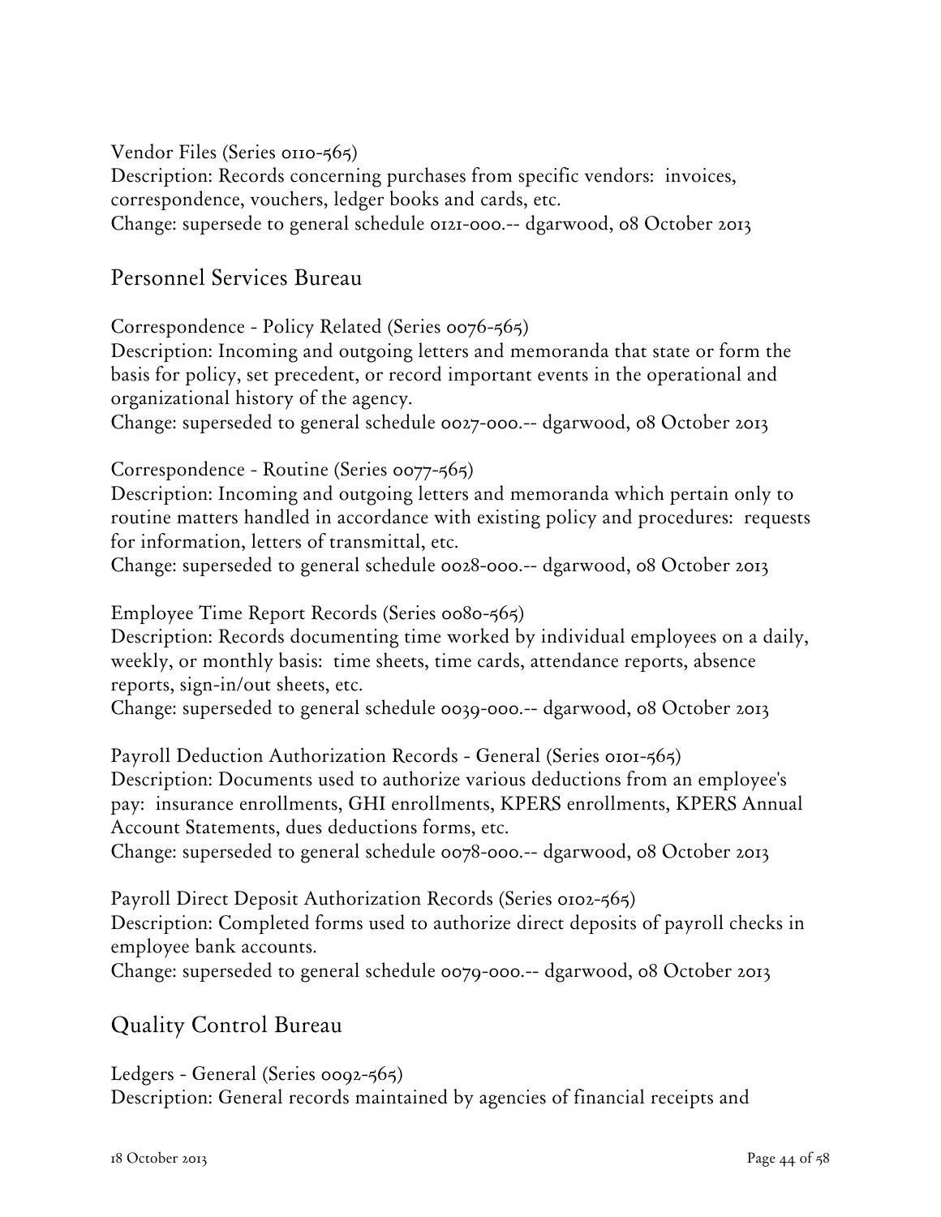Vendor Files (Series 0110-565)
Description: Records concerning purchases from specific vendors: invoices, correspondence, vouchers, ledger books and cards, etc.
Change: supersede to general schedule 0121-000.-- dgarwood, 08 October 2013

## Personnel Services Bureau

Correspondence - Policy Related (Series 0076-565)
Description: Incoming and outgoing letters and memoranda that state or form the basis for policy, set precedent, or record important events in the operational and organizational history of the agency.
Change: superseded to general schedule 0027-000.-- dgarwood, 08 October 2013

Correspondence - Routine (Series 0077-565)
Description: Incoming and outgoing letters and memoranda which pertain only to routine matters handled in accordance with existing policy and procedures: requests for information, letters of transmittal, etc.
Change: superseded to general schedule 0028-000.-- dgarwood, 08 October 2013

Employee Time Report Records (Series 0080-565)
Description: Records documenting time worked by individual employees on a daily, weekly, or monthly basis: time sheets, time cards, attendance reports, absence reports, sign-in/out sheets, etc.
Change: superseded to general schedule 0039-000.-- dgarwood, 08 October 2013

Payroll Deduction Authorization Records - General (Series 0101-565)
Description: Documents used to authorize various deductions from an employee's pay: insurance enrollments, GHI enrollments, KPERS enrollments, KPERS Annual Account Statements, dues deductions forms, etc.
Change: superseded to general schedule 0078-000.-- dgarwood, 08 October 2013

Payroll Direct Deposit Authorization Records (Series 0102-565)
Description: Completed forms used to authorize direct deposits of payroll checks in employee bank accounts.
Change: superseded to general schedule 0079-000.-- dgarwood, 08 October 2013

## Quality Control Bureau

Ledgers - General (Series 0092-565)
Description: General records maintained by agencies of financial receipts and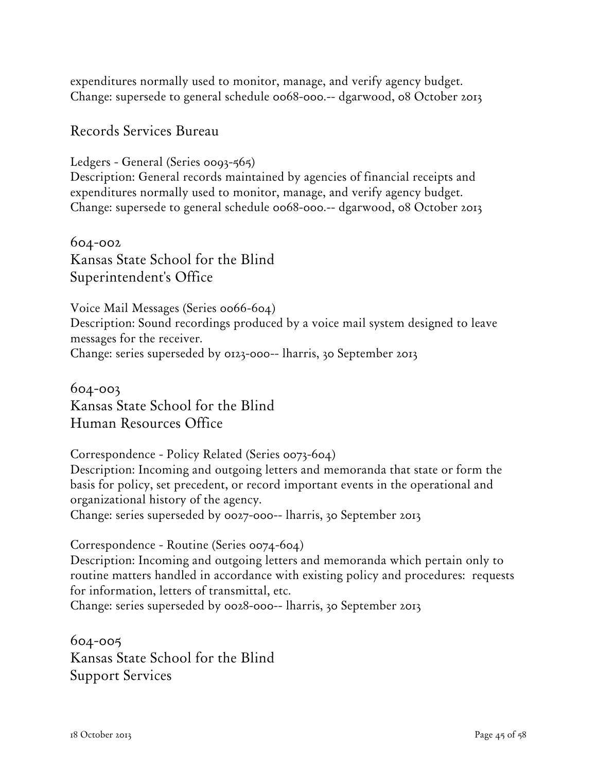expenditures normally used to monitor, manage, and verify agency budget.
Change: supersede to general schedule 0068-000.-- dgarwood, 08 October 2013

## Records Services Bureau

Ledgers - General (Series 0093-565)
Description: General records maintained by agencies of financial receipts and expenditures normally used to monitor, manage, and verify agency budget.
Change: supersede to general schedule 0068-000.-- dgarwood, 08 October 2013

## 604-002
## Kansas State School for the Blind
## Superintendent's Office

Voice Mail Messages (Series 0066-604)
Description: Sound recordings produced by a voice mail system designed to leave messages for the receiver.
Change: series superseded by 0123-000-- lharris, 30 September 2013

## 604-003
## Kansas State School for the Blind
## Human Resources Office

Correspondence - Policy Related (Series 0073-604)
Description: Incoming and outgoing letters and memoranda that state or form the basis for policy, set precedent, or record important events in the operational and organizational history of the agency.
Change: series superseded by 0027-000-- lharris, 30 September 2013

Correspondence - Routine (Series 0074-604)
Description: Incoming and outgoing letters and memoranda which pertain only to routine matters handled in accordance with existing policy and procedures: requests for information, letters of transmittal, etc.
Change: series superseded by 0028-000-- lharris, 30 September 2013

## 604-005
## Kansas State School for the Blind
## Support Services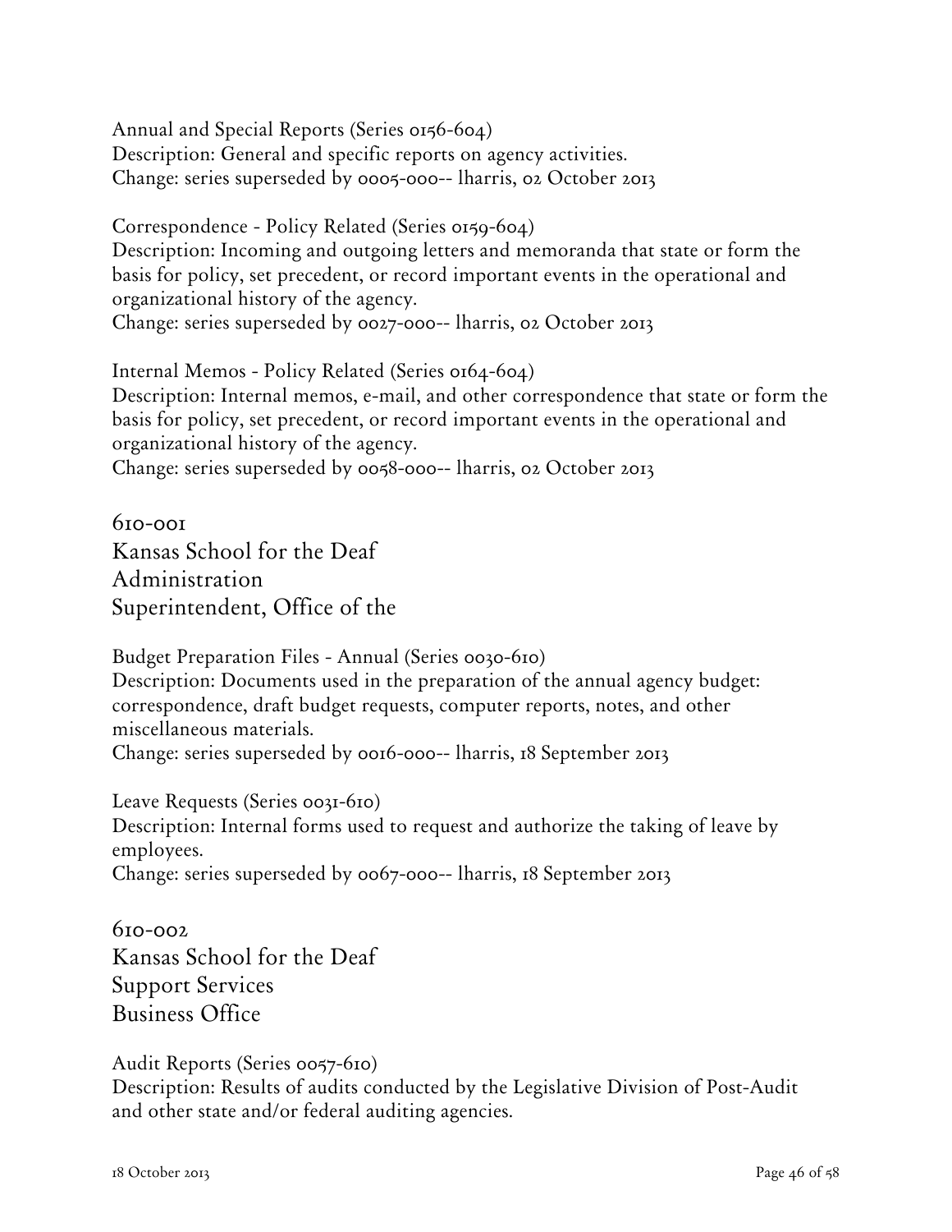Annual and Special Reports (Series 0156-604)
Description: General and specific reports on agency activities.
Change: series superseded by 0005-000-- lharris, 02 October 2013

Correspondence - Policy Related (Series 0159-604)
Description: Incoming and outgoing letters and memoranda that state or form the basis for policy, set precedent, or record important events in the operational and organizational history of the agency.
Change: series superseded by 0027-000-- lharris, 02 October 2013

Internal Memos - Policy Related (Series 0164-604)
Description: Internal memos, e-mail, and other correspondence that state or form the basis for policy, set precedent, or record important events in the operational and organizational history of the agency.
Change: series superseded by 0058-000-- lharris, 02 October 2013

## 610-001
## Kansas School for the Deaf
## Administration
## Superintendent, Office of the

Budget Preparation Files - Annual (Series 0030-610)
Description: Documents used in the preparation of the annual agency budget: correspondence, draft budget requests, computer reports, notes, and other miscellaneous materials.
Change: series superseded by 0016-000-- lharris, 18 September 2013

Leave Requests (Series 0031-610)
Description: Internal forms used to request and authorize the taking of leave by employees.
Change: series superseded by 0067-000-- lharris, 18 September 2013

## 610-002
## Kansas School for the Deaf
## Support Services
## Business Office

Audit Reports (Series 0057-610)
Description: Results of audits conducted by the Legislative Division of Post-Audit and other state and/or federal auditing agencies.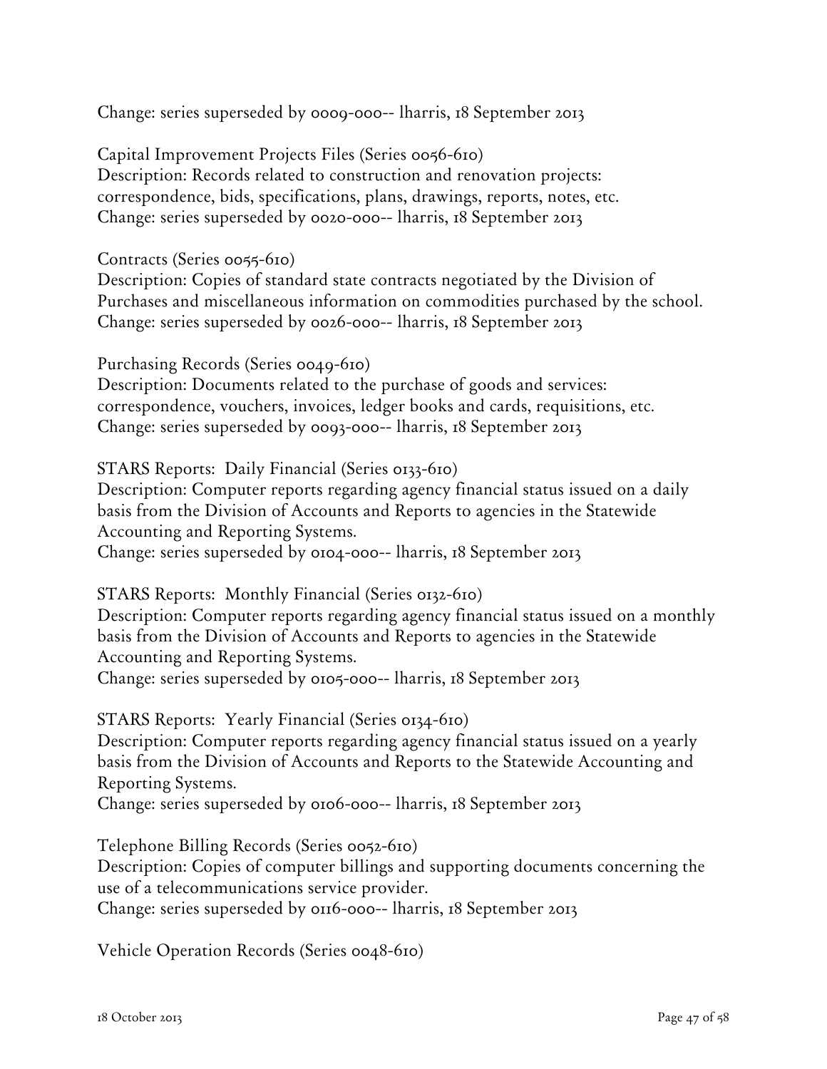Change: series superseded by 0009-000-- lharris, 18 September 2013

Capital Improvement Projects Files (Series 0056-610)
Description: Records related to construction and renovation projects: correspondence, bids, specifications, plans, drawings, reports, notes, etc.
Change: series superseded by 0020-000-- lharris, 18 September 2013

Contracts (Series 0055-610)
Description: Copies of standard state contracts negotiated by the Division of Purchases and miscellaneous information on commodities purchased by the school.
Change: series superseded by 0026-000-- lharris, 18 September 2013

Purchasing Records (Series 0049-610)
Description: Documents related to the purchase of goods and services: correspondence, vouchers, invoices, ledger books and cards, requisitions, etc.
Change: series superseded by 0093-000-- lharris, 18 September 2013

STARS Reports: Daily Financial (Series 0133-610)
Description: Computer reports regarding agency financial status issued on a daily basis from the Division of Accounts and Reports to agencies in the Statewide Accounting and Reporting Systems.
Change: series superseded by 0104-000-- lharris, 18 September 2013

STARS Reports: Monthly Financial (Series 0132-610)
Description: Computer reports regarding agency financial status issued on a monthly basis from the Division of Accounts and Reports to agencies in the Statewide Accounting and Reporting Systems.
Change: series superseded by 0105-000-- lharris, 18 September 2013

STARS Reports: Yearly Financial (Series 0134-610)
Description: Computer reports regarding agency financial status issued on a yearly basis from the Division of Accounts and Reports to the Statewide Accounting and Reporting Systems.
Change: series superseded by 0106-000-- lharris, 18 September 2013

Telephone Billing Records (Series 0052-610)
Description: Copies of computer billings and supporting documents concerning the use of a telecommunications service provider.
Change: series superseded by 0116-000-- lharris, 18 September 2013

Vehicle Operation Records (Series 0048-610)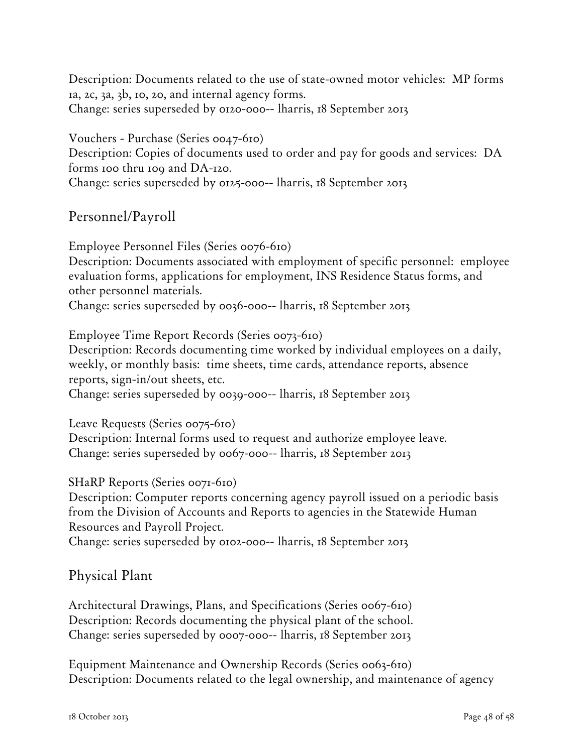Description: Documents related to the use of state-owned motor vehicles: MP forms 1a, 2c, 3a, 3b, 10, 20, and internal agency forms.
Change: series superseded by 0120-000-- lharris, 18 September 2013

Vouchers - Purchase (Series 0047-610)
Description: Copies of documents used to order and pay for goods and services: DA forms 100 thru 109 and DA-120.
Change: series superseded by 0125-000-- lharris, 18 September 2013

## Personnel/Payroll

Employee Personnel Files (Series 0076-610)
Description: Documents associated with employment of specific personnel: employee evaluation forms, applications for employment, INS Residence Status forms, and other personnel materials.
Change: series superseded by 0036-000-- lharris, 18 September 2013

Employee Time Report Records (Series 0073-610)
Description: Records documenting time worked by individual employees on a daily, weekly, or monthly basis: time sheets, time cards, attendance reports, absence reports, sign-in/out sheets, etc.
Change: series superseded by 0039-000-- lharris, 18 September 2013

Leave Requests (Series 0075-610)
Description: Internal forms used to request and authorize employee leave.
Change: series superseded by 0067-000-- lharris, 18 September 2013

SHaRP Reports (Series 0071-610)
Description: Computer reports concerning agency payroll issued on a periodic basis from the Division of Accounts and Reports to agencies in the Statewide Human Resources and Payroll Project.
Change: series superseded by 0102-000-- lharris, 18 September 2013

## Physical Plant

Architectural Drawings, Plans, and Specifications (Series 0067-610)
Description: Records documenting the physical plant of the school.
Change: series superseded by 0007-000-- lharris, 18 September 2013

Equipment Maintenance and Ownership Records (Series 0063-610)
Description: Documents related to the legal ownership, and maintenance of agency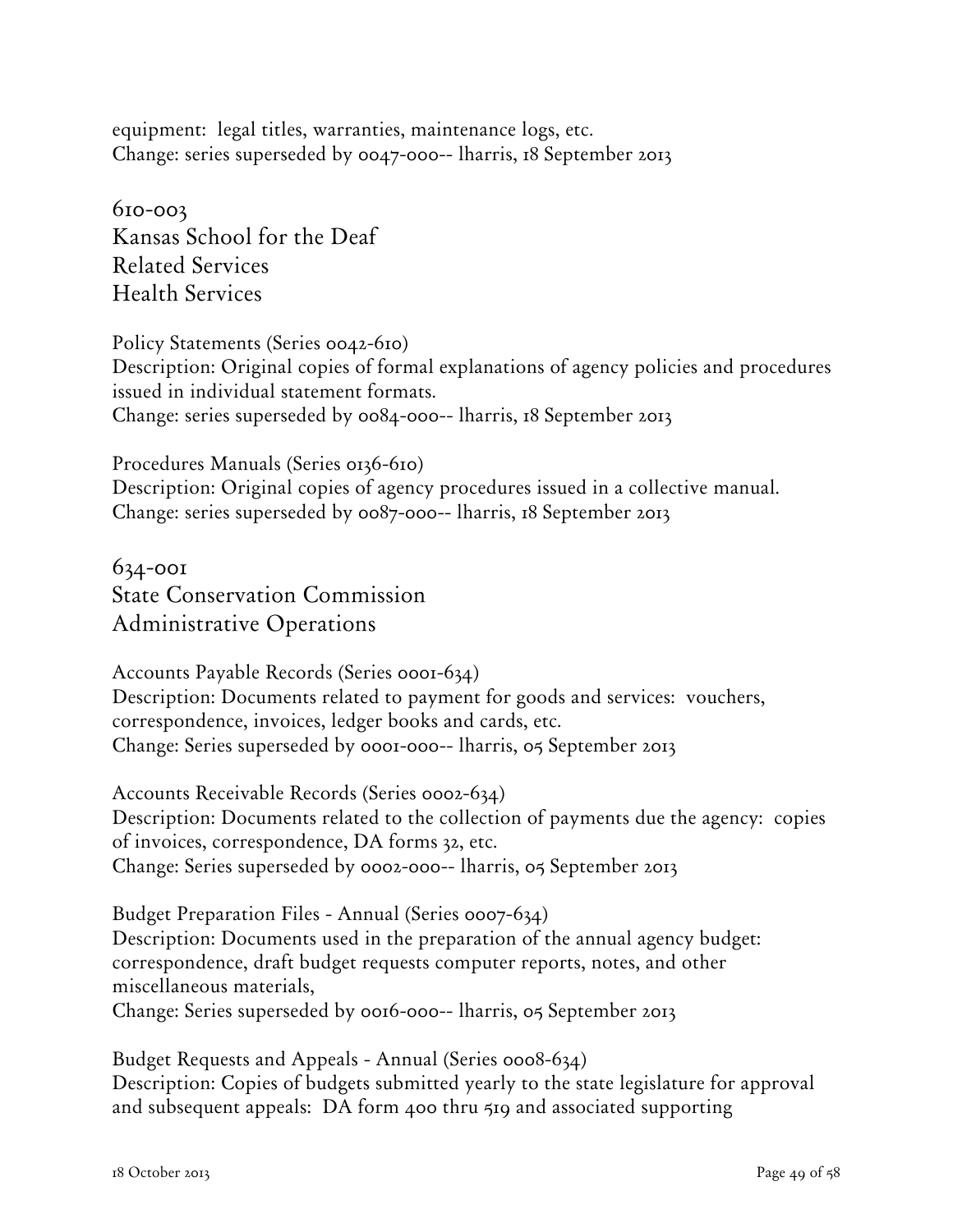equipment: legal titles, warranties, maintenance logs, etc.
Change: series superseded by 0047-000-- lharris, 18 September 2013

## 610-003
## Kansas School for the Deaf
## Related Services
## Health Services

Policy Statements (Series 0042-610)
Description: Original copies of formal explanations of agency policies and procedures issued in individual statement formats.
Change: series superseded by 0084-000-- lharris, 18 September 2013

Procedures Manuals (Series 0136-610)
Description: Original copies of agency procedures issued in a collective manual.
Change: series superseded by 0087-000-- lharris, 18 September 2013

## 634-001
## State Conservation Commission
## Administrative Operations

Accounts Payable Records (Series 0001-634)
Description: Documents related to payment for goods and services: vouchers, correspondence, invoices, ledger books and cards, etc.
Change: Series superseded by 0001-000-- lharris, 05 September 2013

Accounts Receivable Records (Series 0002-634)
Description: Documents related to the collection of payments due the agency: copies of invoices, correspondence, DA forms 32, etc.
Change: Series superseded by 0002-000-- lharris, 05 September 2013

Budget Preparation Files - Annual (Series 0007-634)
Description: Documents used in the preparation of the annual agency budget: correspondence, draft budget requests computer reports, notes, and other miscellaneous materials,
Change: Series superseded by 0016-000-- lharris, 05 September 2013

Budget Requests and Appeals - Annual (Series 0008-634)
Description: Copies of budgets submitted yearly to the state legislature for approval and subsequent appeals: DA form 400 thru 519 and associated supporting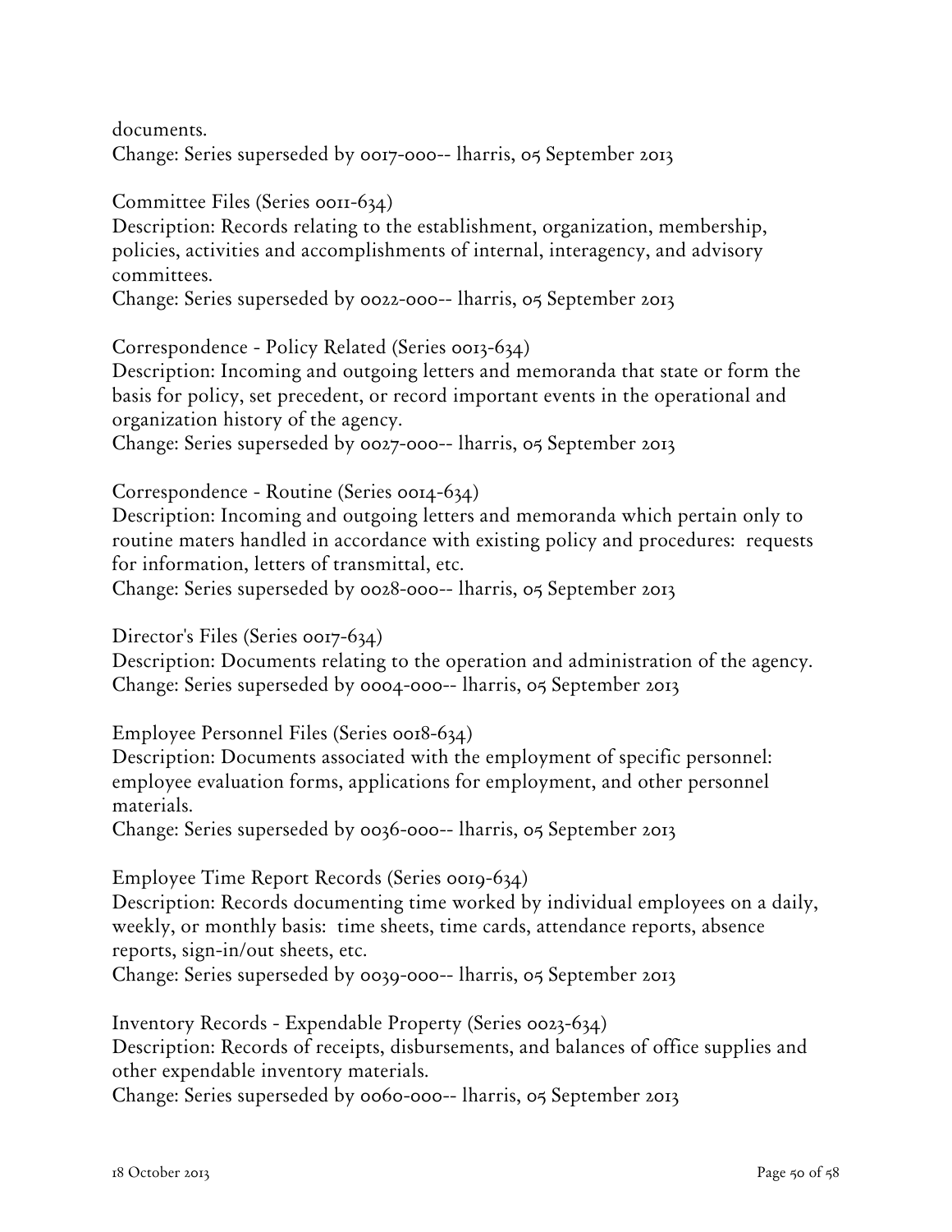documents.
Change: Series superseded by 0017-000-- lharris, 05 September 2013

Committee Files (Series 0011-634)
Description: Records relating to the establishment, organization, membership, policies, activities and accomplishments of internal, interagency, and advisory committees.
Change: Series superseded by 0022-000-- lharris, 05 September 2013

Correspondence - Policy Related (Series 0013-634)
Description: Incoming and outgoing letters and memoranda that state or form the basis for policy, set precedent, or record important events in the operational and organization history of the agency.
Change: Series superseded by 0027-000-- lharris, 05 September 2013

Correspondence - Routine (Series 0014-634)
Description: Incoming and outgoing letters and memoranda which pertain only to routine maters handled in accordance with existing policy and procedures: requests for information, letters of transmittal, etc.
Change: Series superseded by 0028-000-- lharris, 05 September 2013

Director's Files (Series 0017-634)
Description: Documents relating to the operation and administration of the agency.
Change: Series superseded by 0004-000-- lharris, 05 September 2013

Employee Personnel Files (Series 0018-634)
Description: Documents associated with the employment of specific personnel: employee evaluation forms, applications for employment, and other personnel materials.
Change: Series superseded by 0036-000-- lharris, 05 September 2013

Employee Time Report Records (Series 0019-634)
Description: Records documenting time worked by individual employees on a daily, weekly, or monthly basis: time sheets, time cards, attendance reports, absence reports, sign-in/out sheets, etc.
Change: Series superseded by 0039-000-- lharris, 05 September 2013

Inventory Records - Expendable Property (Series 0023-634)
Description: Records of receipts, disbursements, and balances of office supplies and other expendable inventory materials.
Change: Series superseded by 0060-000-- lharris, 05 September 2013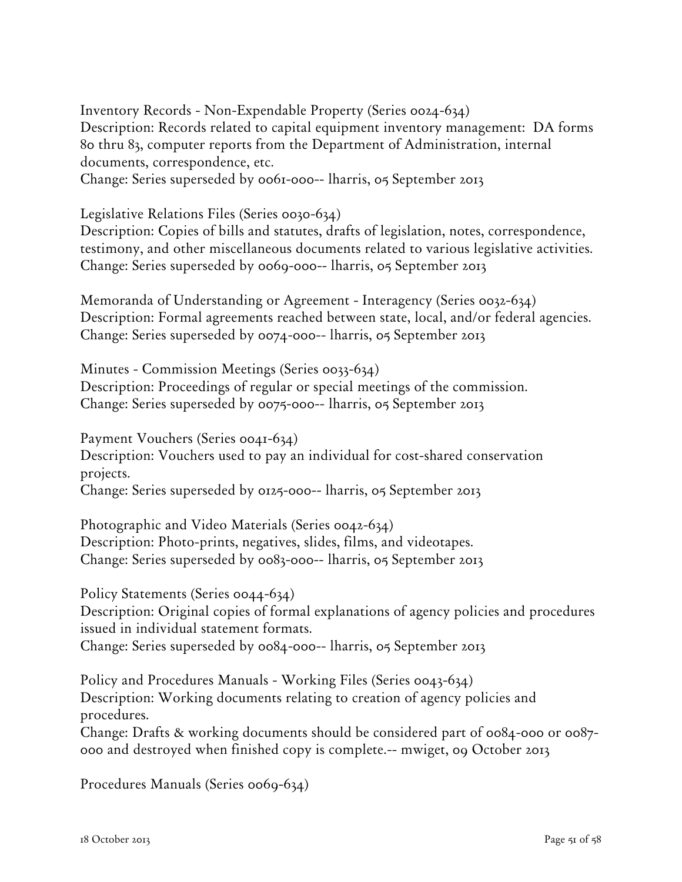Inventory Records - Non-Expendable Property (Series 0024-634)
Description: Records related to capital equipment inventory management: DA forms 80 thru 83, computer reports from the Department of Administration, internal documents, correspondence, etc.
Change: Series superseded by 0061-000-- lharris, 05 September 2013

Legislative Relations Files (Series 0030-634)
Description: Copies of bills and statutes, drafts of legislation, notes, correspondence, testimony, and other miscellaneous documents related to various legislative activities.
Change: Series superseded by 0069-000-- lharris, 05 September 2013

Memoranda of Understanding or Agreement - Interagency (Series 0032-634)
Description: Formal agreements reached between state, local, and/or federal agencies.
Change: Series superseded by 0074-000-- lharris, 05 September 2013

Minutes - Commission Meetings (Series 0033-634)
Description: Proceedings of regular or special meetings of the commission.
Change: Series superseded by 0075-000-- lharris, 05 September 2013

Payment Vouchers (Series 0041-634)
Description: Vouchers used to pay an individual for cost-shared conservation projects.
Change: Series superseded by 0125-000-- lharris, 05 September 2013

Photographic and Video Materials (Series 0042-634)
Description: Photo-prints, negatives, slides, films, and videotapes.
Change: Series superseded by 0083-000-- lharris, 05 September 2013

Policy Statements (Series 0044-634)
Description: Original copies of formal explanations of agency policies and procedures issued in individual statement formats.
Change: Series superseded by 0084-000-- lharris, 05 September 2013

Policy and Procedures Manuals - Working Files (Series 0043-634)
Description: Working documents relating to creation of agency policies and procedures.
Change: Drafts & working documents should be considered part of 0084-000 or 0087-000 and destroyed when finished copy is complete.-- mwiget, 09 October 2013

Procedures Manuals (Series 0069-634)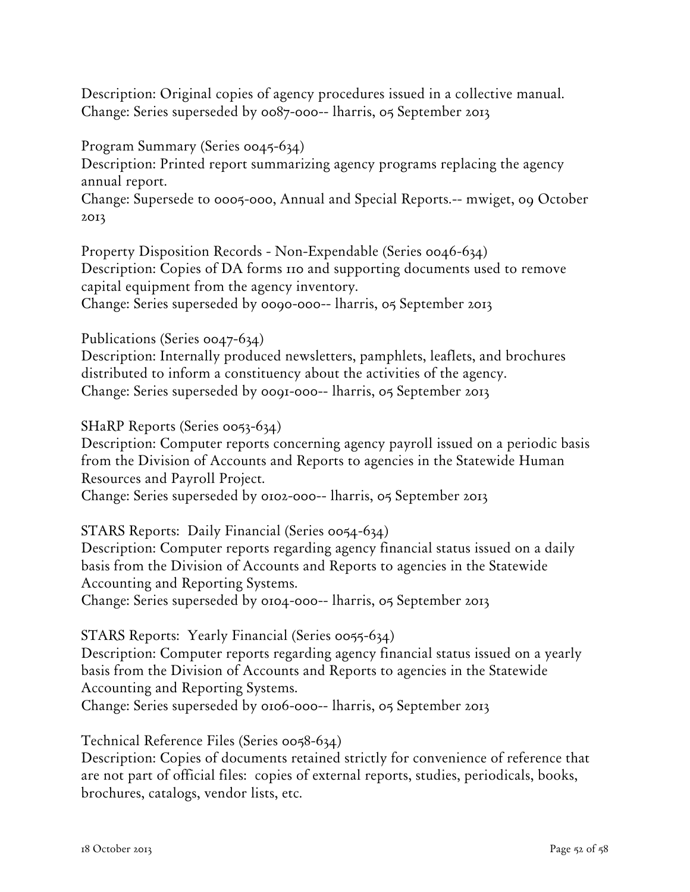Description: Original copies of agency procedures issued in a collective manual.
Change: Series superseded by 0087-000-- lharris, 05 September 2013

Program Summary (Series 0045-634)
Description: Printed report summarizing agency programs replacing the agency annual report.
Change: Supersede to 0005-000, Annual and Special Reports.-- mwiget, 09 October 2013

Property Disposition Records - Non-Expendable (Series 0046-634)
Description: Copies of DA forms 110 and supporting documents used to remove capital equipment from the agency inventory.
Change: Series superseded by 0090-000-- lharris, 05 September 2013

Publications (Series 0047-634)
Description: Internally produced newsletters, pamphlets, leaflets, and brochures distributed to inform a constituency about the activities of the agency.
Change: Series superseded by 0091-000-- lharris, 05 September 2013

SHaRP Reports (Series 0053-634)
Description: Computer reports concerning agency payroll issued on a periodic basis from the Division of Accounts and Reports to agencies in the Statewide Human Resources and Payroll Project.
Change: Series superseded by 0102-000-- lharris, 05 September 2013

STARS Reports: Daily Financial (Series 0054-634)
Description: Computer reports regarding agency financial status issued on a daily basis from the Division of Accounts and Reports to agencies in the Statewide Accounting and Reporting Systems.
Change: Series superseded by 0104-000-- lharris, 05 September 2013

STARS Reports: Yearly Financial (Series 0055-634)
Description: Computer reports regarding agency financial status issued on a yearly basis from the Division of Accounts and Reports to agencies in the Statewide Accounting and Reporting Systems.
Change: Series superseded by 0106-000-- lharris, 05 September 2013

Technical Reference Files (Series 0058-634)
Description: Copies of documents retained strictly for convenience of reference that are not part of official files: copies of external reports, studies, periodicals, books, brochures, catalogs, vendor lists, etc.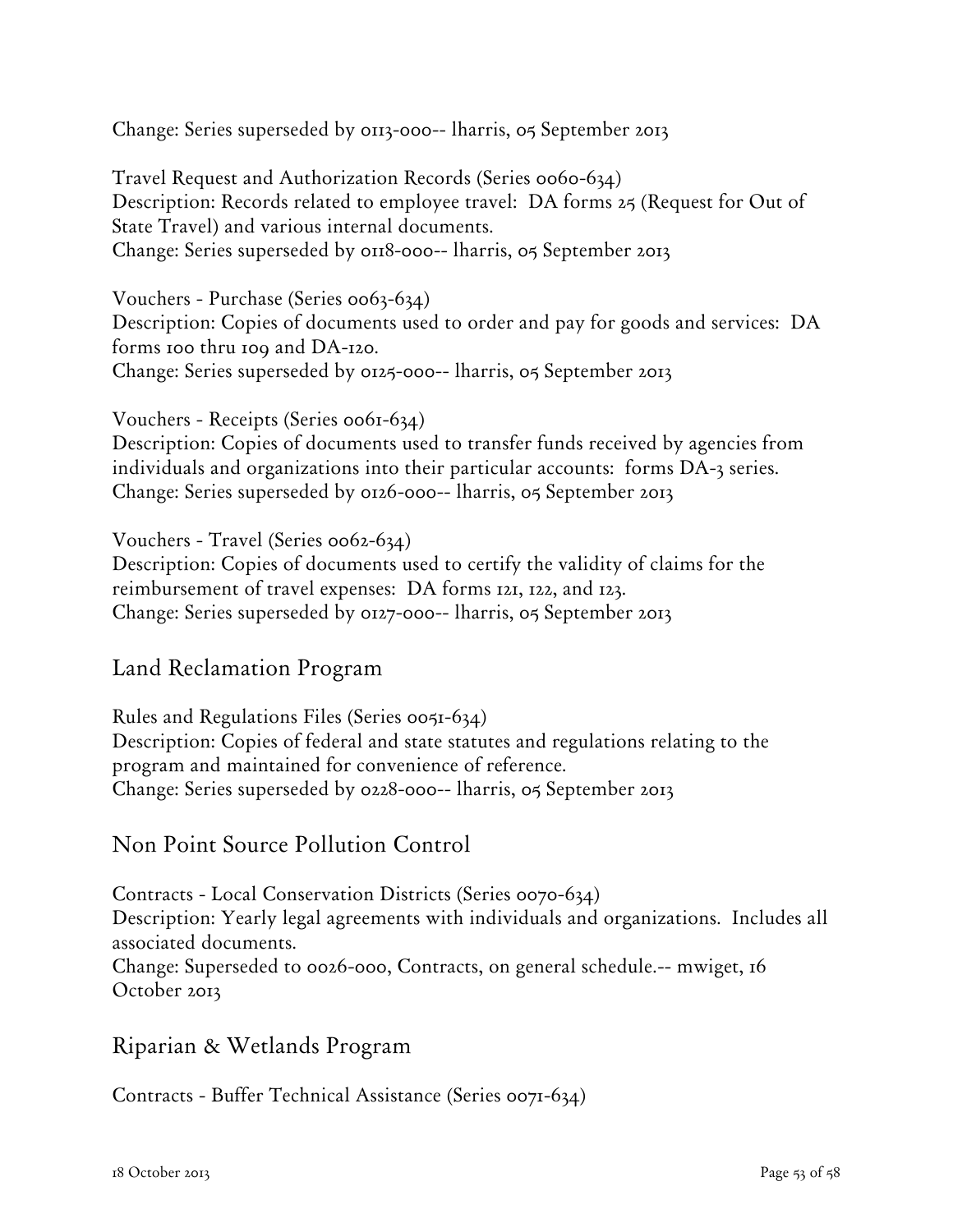Change: Series superseded by 0113-000-- lharris, 05 September 2013

Travel Request and Authorization Records (Series 0060-634)
Description: Records related to employee travel: DA forms 25 (Request for Out of State Travel) and various internal documents.
Change: Series superseded by 0118-000-- lharris, 05 September 2013

Vouchers - Purchase (Series 0063-634)
Description: Copies of documents used to order and pay for goods and services: DA forms 100 thru 109 and DA-120.
Change: Series superseded by 0125-000-- lharris, 05 September 2013

Vouchers - Receipts (Series 0061-634)
Description: Copies of documents used to transfer funds received by agencies from individuals and organizations into their particular accounts: forms DA-3 series.
Change: Series superseded by 0126-000-- lharris, 05 September 2013

Vouchers - Travel (Series 0062-634)
Description: Copies of documents used to certify the validity of claims for the reimbursement of travel expenses: DA forms 121, 122, and 123.
Change: Series superseded by 0127-000-- lharris, 05 September 2013

## Land Reclamation Program

Rules and Regulations Files (Series 0051-634)
Description: Copies of federal and state statutes and regulations relating to the program and maintained for convenience of reference.
Change: Series superseded by 0228-000-- lharris, 05 September 2013

## Non Point Source Pollution Control

Contracts - Local Conservation Districts (Series 0070-634)
Description: Yearly legal agreements with individuals and organizations. Includes all associated documents.
Change: Superseded to 0026-000, Contracts, on general schedule.-- mwiget, 16 October 2013

## Riparian & Wetlands Program

Contracts - Buffer Technical Assistance (Series 0071-634)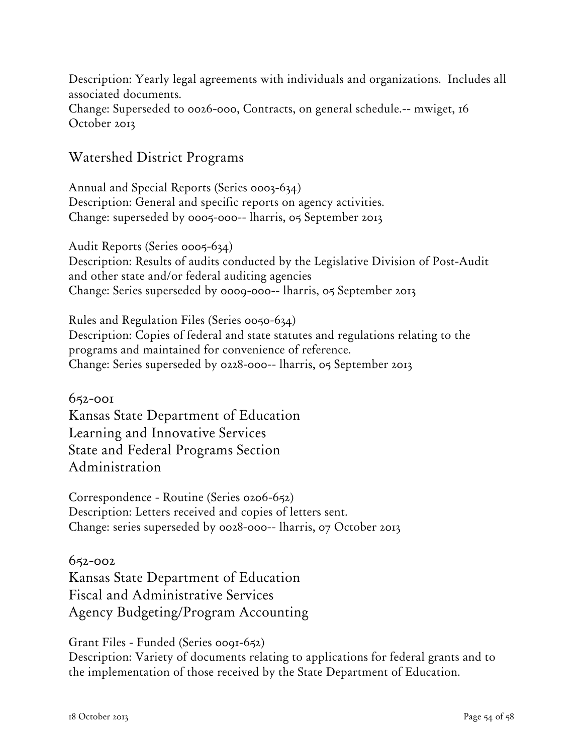Description: Yearly legal agreements with individuals and organizations. Includes all associated documents.
Change: Superseded to 0026-000, Contracts, on general schedule.-- mwiget, 16 October 2013

## Watershed District Programs

Annual and Special Reports (Series 0003-634)
Description: General and specific reports on agency activities.
Change: superseded by 0005-000-- lharris, 05 September 2013

Audit Reports (Series 0005-634)
Description: Results of audits conducted by the Legislative Division of Post-Audit and other state and/or federal auditing agencies
Change: Series superseded by 0009-000-- lharris, 05 September 2013

Rules and Regulation Files (Series 0050-634)
Description: Copies of federal and state statutes and regulations relating to the programs and maintained for convenience of reference.
Change: Series superseded by 0228-000-- lharris, 05 September 2013

## 652-001
## Kansas State Department of Education
## Learning and Innovative Services
## State and Federal Programs Section
## Administration

Correspondence - Routine (Series 0206-652)
Description: Letters received and copies of letters sent.
Change: series superseded by 0028-000-- lharris, 07 October 2013

## 652-002
## Kansas State Department of Education
## Fiscal and Administrative Services
## Agency Budgeting/Program Accounting

Grant Files - Funded (Series 0091-652)
Description: Variety of documents relating to applications for federal grants and to the implementation of those received by the State Department of Education.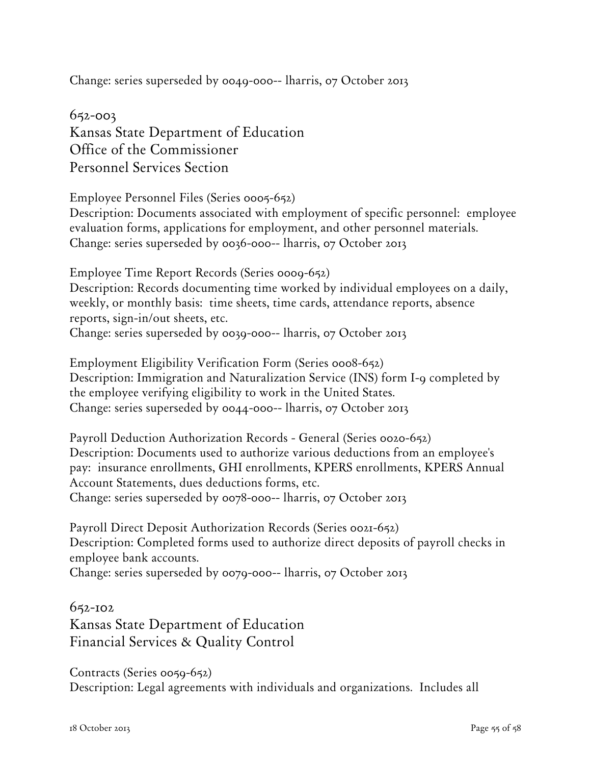Change: series superseded by 0049-000-- lharris, 07 October 2013

## 652-003
## Kansas State Department of Education
## Office of the Commissioner
## Personnel Services Section

Employee Personnel Files (Series 0005-652)
Description: Documents associated with employment of specific personnel: employee evaluation forms, applications for employment, and other personnel materials.
Change: series superseded by 0036-000-- lharris, 07 October 2013

Employee Time Report Records (Series 0009-652)
Description: Records documenting time worked by individual employees on a daily, weekly, or monthly basis: time sheets, time cards, attendance reports, absence reports, sign-in/out sheets, etc.
Change: series superseded by 0039-000-- lharris, 07 October 2013

Employment Eligibility Verification Form (Series 0008-652)
Description: Immigration and Naturalization Service (INS) form I-9 completed by the employee verifying eligibility to work in the United States.
Change: series superseded by 0044-000-- lharris, 07 October 2013

Payroll Deduction Authorization Records - General (Series 0020-652)
Description: Documents used to authorize various deductions from an employee's pay: insurance enrollments, GHI enrollments, KPERS enrollments, KPERS Annual Account Statements, dues deductions forms, etc.
Change: series superseded by 0078-000-- lharris, 07 October 2013

Payroll Direct Deposit Authorization Records (Series 0021-652)
Description: Completed forms used to authorize direct deposits of payroll checks in employee bank accounts.
Change: series superseded by 0079-000-- lharris, 07 October 2013

## 652-102
## Kansas State Department of Education
## Financial Services & Quality Control

Contracts (Series 0059-652)
Description: Legal agreements with individuals and organizations. Includes all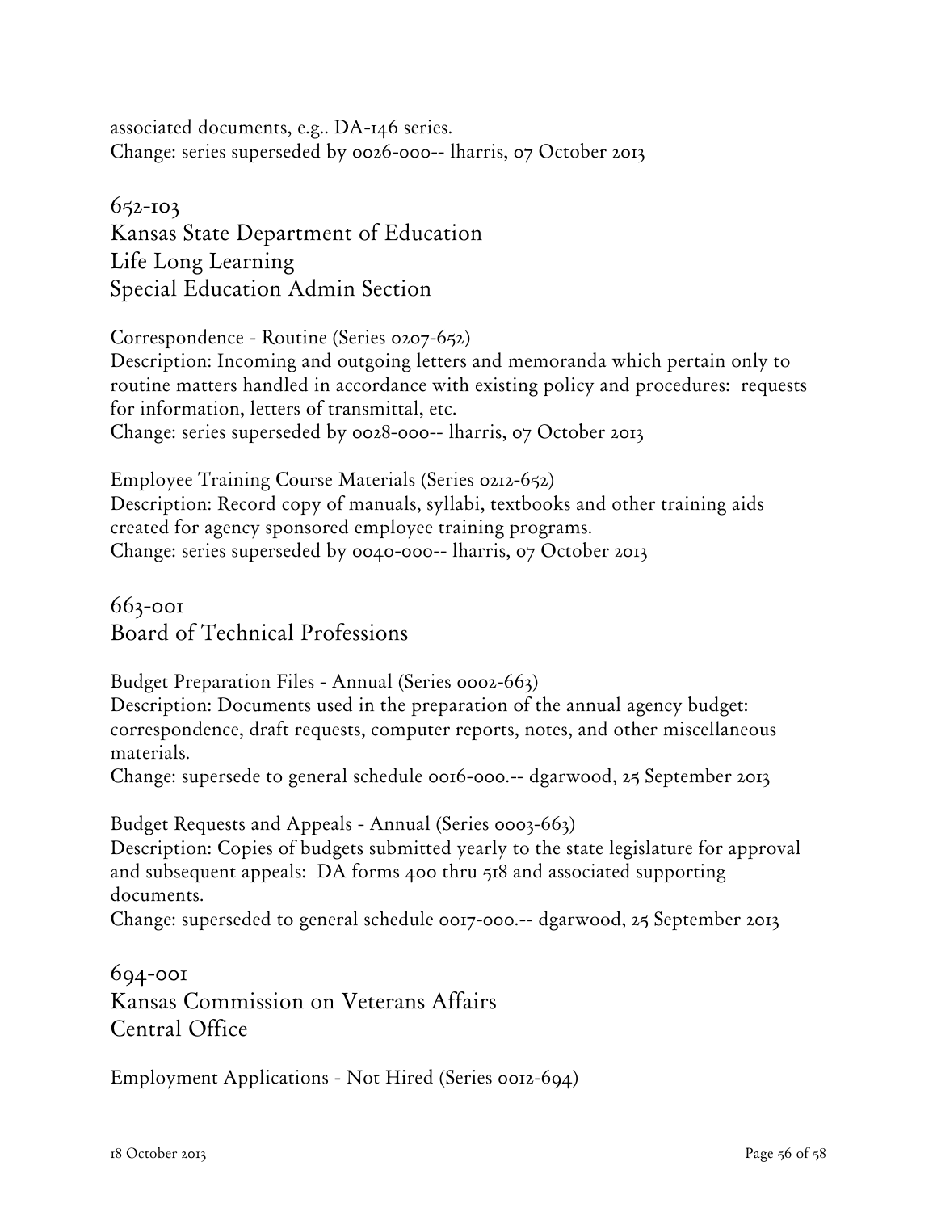associated documents, e.g.. DA-146 series.
Change: series superseded by 0026-000-- lharris, 07 October 2013

## 652-103
## Kansas State Department of Education
## Life Long Learning
## Special Education Admin Section

Correspondence - Routine (Series 0207-652)
Description: Incoming and outgoing letters and memoranda which pertain only to routine matters handled in accordance with existing policy and procedures: requests for information, letters of transmittal, etc.
Change: series superseded by 0028-000-- lharris, 07 October 2013

Employee Training Course Materials (Series 0212-652)
Description: Record copy of manuals, syllabi, textbooks and other training aids created for agency sponsored employee training programs.
Change: series superseded by 0040-000-- lharris, 07 October 2013

## 663-001
## Board of Technical Professions

Budget Preparation Files - Annual (Series 0002-663)
Description: Documents used in the preparation of the annual agency budget: correspondence, draft requests, computer reports, notes, and other miscellaneous materials.
Change: supersede to general schedule 0016-000.-- dgarwood, 25 September 2013

Budget Requests and Appeals - Annual (Series 0003-663)
Description: Copies of budgets submitted yearly to the state legislature for approval and subsequent appeals: DA forms 400 thru 518 and associated supporting documents.
Change: superseded to general schedule 0017-000.-- dgarwood, 25 September 2013

## 694-001
## Kansas Commission on Veterans Affairs
## Central Office

Employment Applications - Not Hired (Series 0012-694)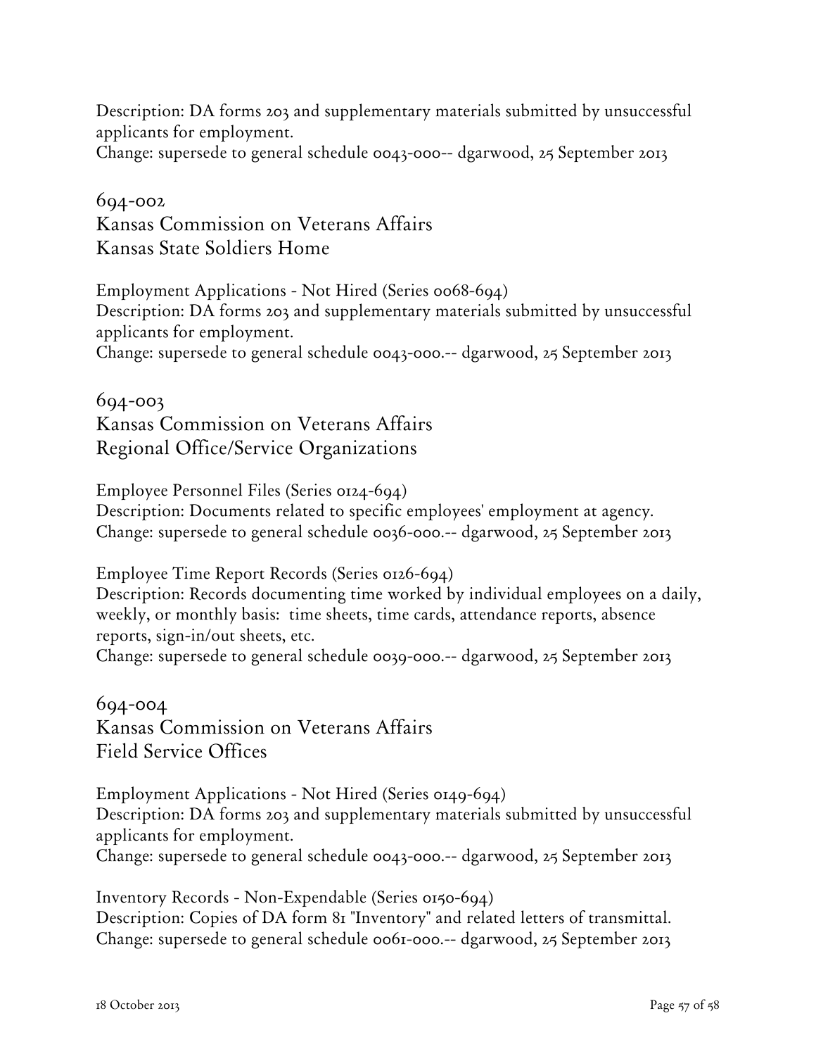Description: DA forms 203 and supplementary materials submitted by unsuccessful applicants for employment.
Change: supersede to general schedule 0043-000-- dgarwood, 25 September 2013

## 694-002
## Kansas Commission on Veterans Affairs
## Kansas State Soldiers Home

Employment Applications - Not Hired (Series 0068-694)
Description: DA forms 203 and supplementary materials submitted by unsuccessful applicants for employment.
Change: supersede to general schedule 0043-000.-- dgarwood, 25 September 2013

## 694-003
## Kansas Commission on Veterans Affairs
## Regional Office/Service Organizations

Employee Personnel Files (Series 0124-694)
Description: Documents related to specific employees' employment at agency.
Change: supersede to general schedule 0036-000.-- dgarwood, 25 September 2013

Employee Time Report Records (Series 0126-694)
Description: Records documenting time worked by individual employees on a daily, weekly, or monthly basis: time sheets, time cards, attendance reports, absence reports, sign-in/out sheets, etc.
Change: supersede to general schedule 0039-000.-- dgarwood, 25 September 2013

## 694-004
## Kansas Commission on Veterans Affairs
## Field Service Offices

Employment Applications - Not Hired (Series 0149-694)
Description: DA forms 203 and supplementary materials submitted by unsuccessful applicants for employment.
Change: supersede to general schedule 0043-000.-- dgarwood, 25 September 2013

Inventory Records - Non-Expendable (Series 0150-694)
Description: Copies of DA form 81 "Inventory" and related letters of transmittal.
Change: supersede to general schedule 0061-000.-- dgarwood, 25 September 2013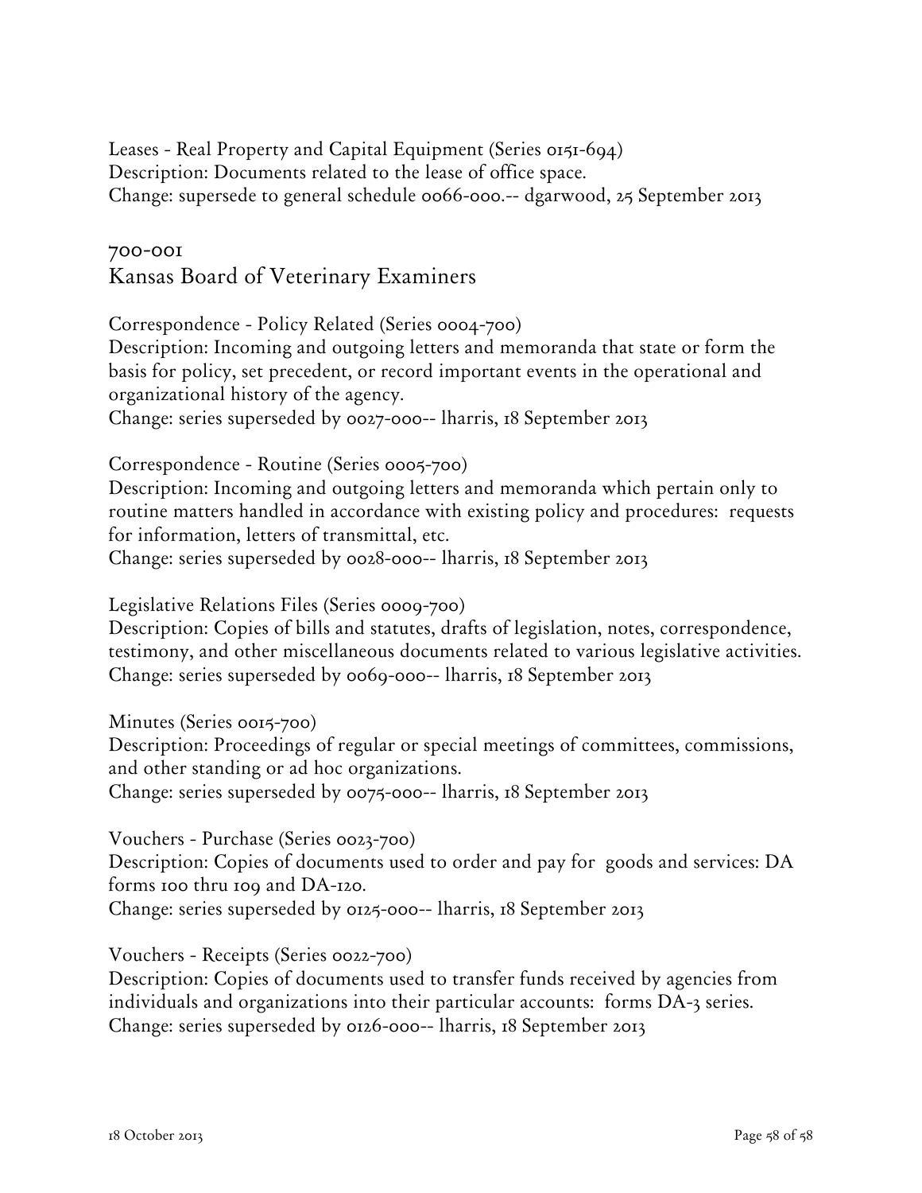Leases - Real Property and Capital Equipment (Series 0151-694)
Description: Documents related to the lease of office space.
Change: supersede to general schedule 0066-000.-- dgarwood, 25 September 2013

## 700-001
## Kansas Board of Veterinary Examiners

Correspondence - Policy Related (Series 0004-700)
Description: Incoming and outgoing letters and memoranda that state or form the basis for policy, set precedent, or record important events in the operational and organizational history of the agency.
Change: series superseded by 0027-000-- lharris, 18 September 2013

Correspondence - Routine (Series 0005-700)
Description: Incoming and outgoing letters and memoranda which pertain only to routine matters handled in accordance with existing policy and procedures: requests for information, letters of transmittal, etc.
Change: series superseded by 0028-000-- lharris, 18 September 2013

Legislative Relations Files (Series 0009-700)
Description: Copies of bills and statutes, drafts of legislation, notes, correspondence, testimony, and other miscellaneous documents related to various legislative activities.
Change: series superseded by 0069-000-- lharris, 18 September 2013

Minutes (Series 0015-700)
Description: Proceedings of regular or special meetings of committees, commissions, and other standing or ad hoc organizations.
Change: series superseded by 0075-000-- lharris, 18 September 2013

Vouchers - Purchase (Series 0023-700)
Description: Copies of documents used to order and pay for goods and services: DA forms 100 thru 109 and DA-120.
Change: series superseded by 0125-000-- lharris, 18 September 2013

Vouchers - Receipts (Series 0022-700)
Description: Copies of documents used to transfer funds received by agencies from individuals and organizations into their particular accounts: forms DA-3 series.
Change: series superseded by 0126-000-- lharris, 18 September 2013